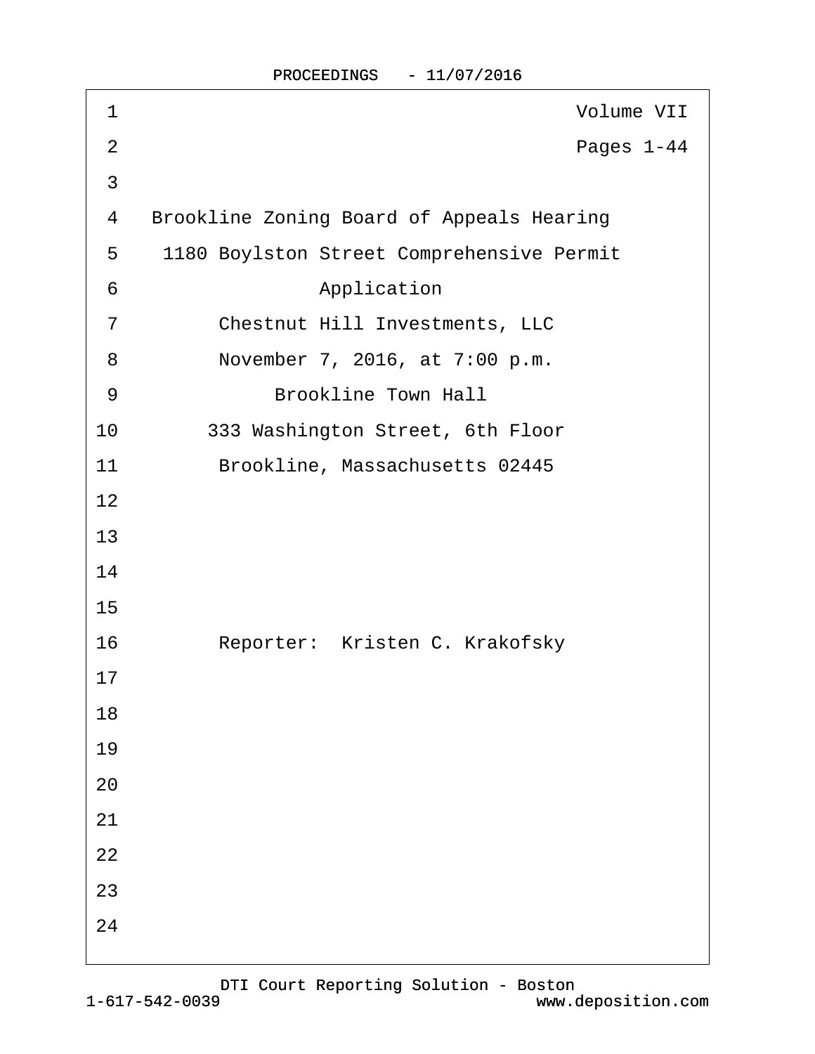Volume VII

Pages 1-44

Brookline Zoning Board of Appeals Hearing

1180 Boylston Street Comprehensive Permit

Application

Chestnut Hill Investments, LLC

November 7, 2016, at 7:00 p.m.

Brookline Town Hall

333 Washington Street, 6th Floor

Brookline, Massachusetts 02445

Reporter: Kristen C. Krakofsky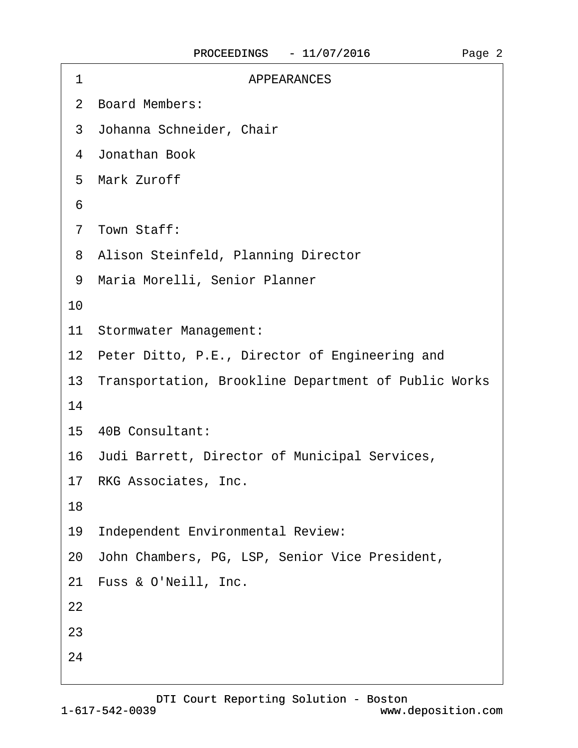# APPEARANCES

Board Members:

Johanna Schneider, Chair

Jonathan Book

Mark Zuroff

Town Staff:

Alison Steinfeld, Planning Director

Maria Morelli, Senior Planner

Stormwater Management:

Peter Ditto, P.E., Director of Engineering and Transportation, Brookline Department of Public Works

40B Consultant:

Judi Barrett, Director of Municipal Services, RKG Associates, Inc.

Independent Environmental Review:

John Chambers, PG, LSP, Senior Vice President, Fuss & O'Neill, Inc.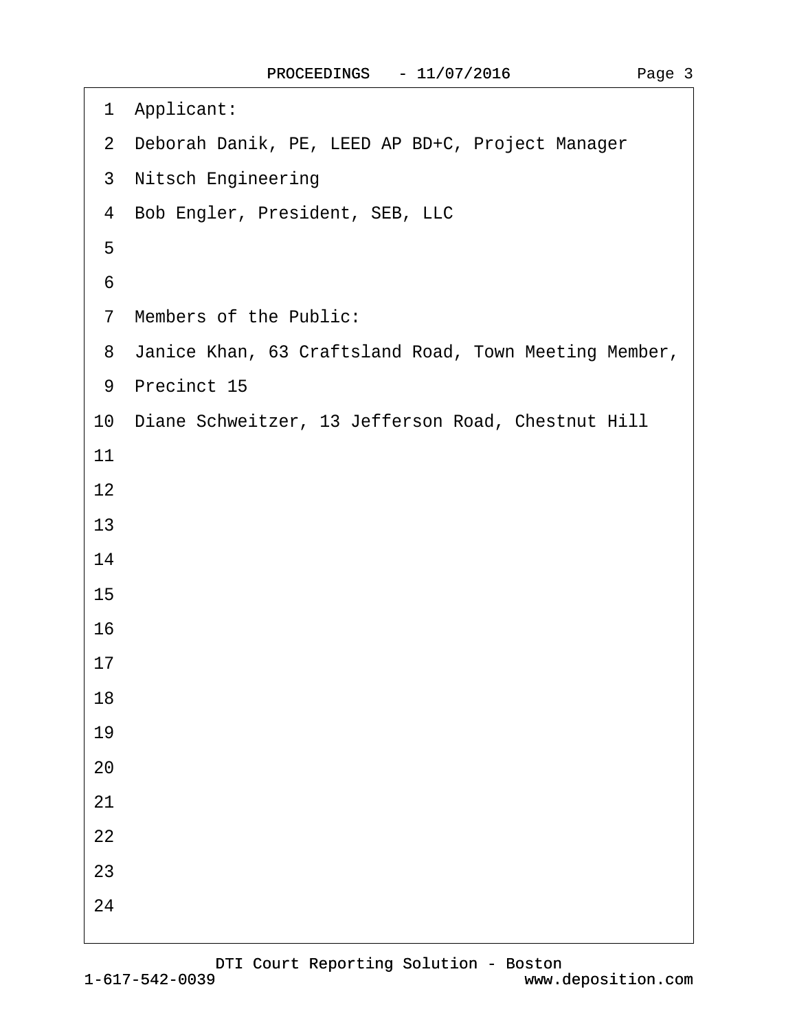Applicant:

Deborah Danik, PE, LEED AP BD+C, Project Manager

Nitsch Engineering

Bob Engler, President, SEB, LLC

Members of the Public:

Janice Khan, 63 Craftsland Road, Town Meeting Member, Precinct 15

Diane Schweitzer, 13 Jefferson Road, Chestnut Hill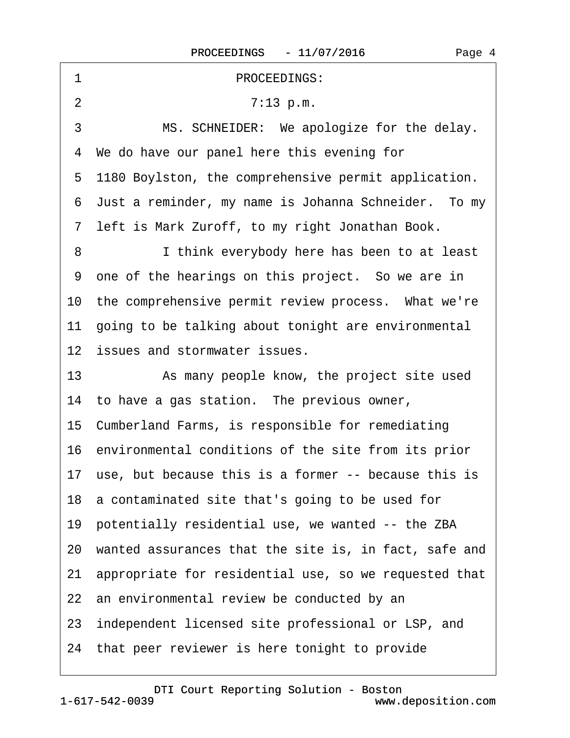PROCEEDINGS:

7:13 p.m.

MS. SCHNEIDER: We apologize for the delay. We do have our panel here this evening for 1180 Boylston, the comprehensive permit application. Just a reminder, my name is Johanna Schneider. To my left is Mark Zuroff, to my right Jonathan Book.

I think everybody here has been to at least one of the hearings on this project. So we are in the comprehensive permit review process. What we're going to be talking about tonight are environmental issues and stormwater issues.

As many people know, the project site used to have a gas station. The previous owner, Cumberland Farms, is responsible for remediating environmental conditions of the site from its prior use, but because this is a former -- because this is a contaminated site that's going to be used for potentially residential use, we wanted -- the ZBA wanted assurances that the site is, in fact, safe and appropriate for residential use, so we requested that an environmental review be conducted by an independent licensed site professional or LSP, and that peer reviewer is here tonight to provide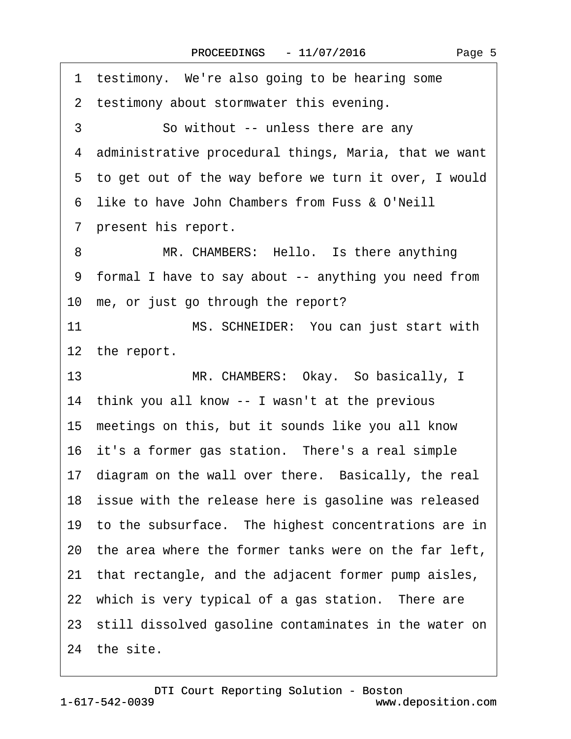1 testimony. We're also going to be hearing some
2 testimony about stormwater this evening.
3 So without -- unless there are any
4 administrative procedural things, Maria, that we want
5 to get out of the way before we turn it over, I would
6 like to have John Chambers from Fuss & O'Neill
7 present his report.
8 MR. CHAMBERS: Hello. Is there anything
9 formal I have to say about -- anything you need from
10 me, or just go through the report?
11 MS. SCHNEIDER: You can just start with
12 the report.
13 MR. CHAMBERS: Okay. So basically, I
14 think you all know -- I wasn't at the previous
15 meetings on this, but it sounds like you all know
16 it's a former gas station. There's a real simple
17 diagram on the wall over there. Basically, the real
18 issue with the release here is gasoline was released
19 to the subsurface. The highest concentrations are in
20 the area where the former tanks were on the far left,
21 that rectangle, and the adjacent former pump aisles,
22 which is very typical of a gas station. There are
23 still dissolved gasoline contaminates in the water on
24 the site.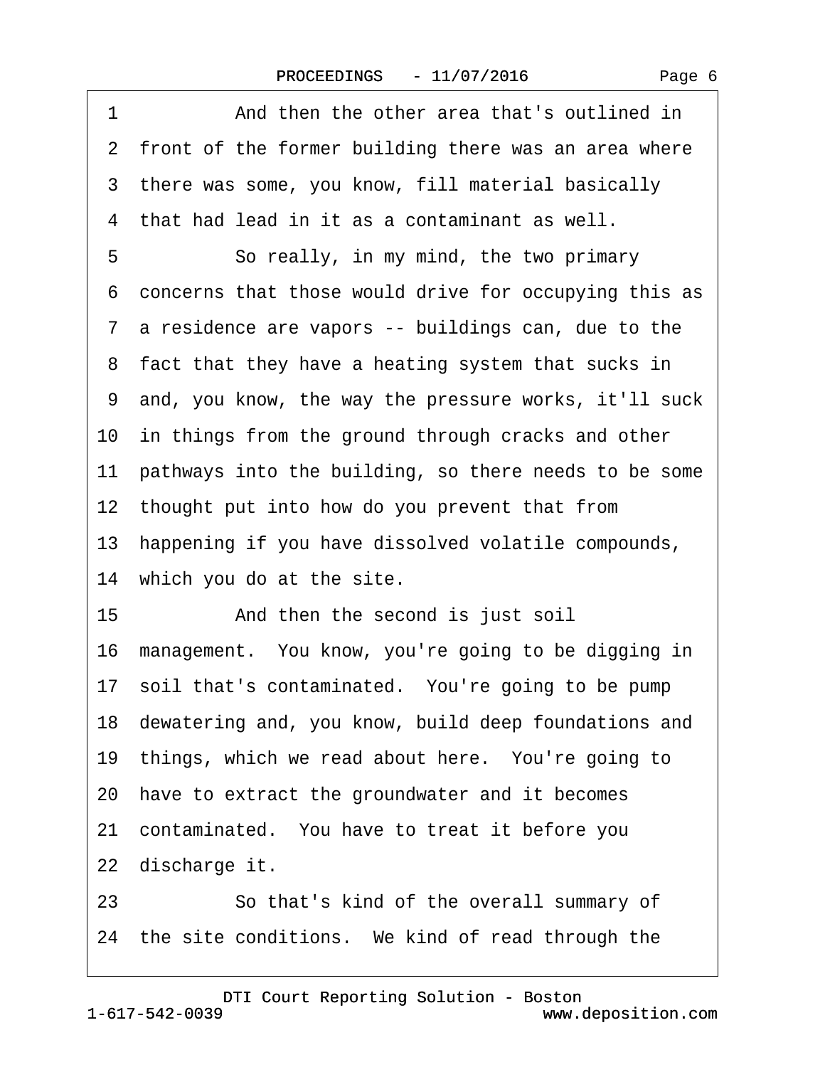1 And then the other area that's outlined in
2 front of the former building there was an area where
3 there was some, you know, fill material basically
4 that had lead in it as a contaminant as well.
5 So really, in my mind, the two primary
6 concerns that those would drive for occupying this as
7 a residence are vapors -- buildings can, due to the
8 fact that they have a heating system that sucks in
9 and, you know, the way the pressure works, it'll suck
10 in things from the ground through cracks and other
11 pathways into the building, so there needs to be some
12 thought put into how do you prevent that from
13 happening if you have dissolved volatile compounds,
14 which you do at the site.
15 And then the second is just soil
16 management. You know, you're going to be digging in
17 soil that's contaminated. You're going to be pump
18 dewatering and, you know, build deep foundations and
19 things, which we read about here. You're going to
20 have to extract the groundwater and it becomes
21 contaminated. You have to treat it before you
22 discharge it.
23 So that's kind of the overall summary of
24 the site conditions. We kind of read through the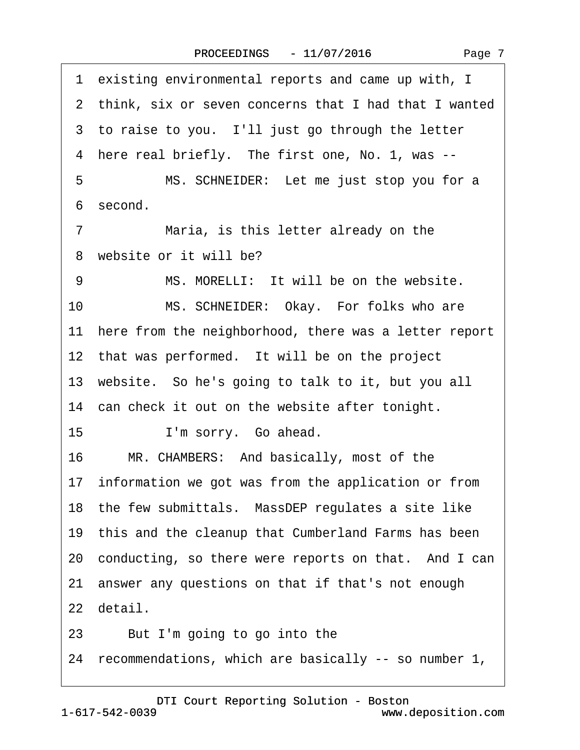1 existing environmental reports and came up with, I
2 think, six or seven concerns that I had that I wanted
3 to raise to you. I'll just go through the letter
4 here real briefly. The first one, No. 1, was --
5 MS. SCHNEIDER: Let me just stop you for a
6 second.
7 Maria, is this letter already on the
8 website or it will be?
9 MS. MORELLI: It will be on the website.
10 MS. SCHNEIDER: Okay. For folks who are
11 here from the neighborhood, there was a letter report
12 that was performed. It will be on the project
13 website. So he's going to talk to it, but you all
14 can check it out on the website after tonight.
15 I'm sorry. Go ahead.
16 MR. CHAMBERS: And basically, most of the
17 information we got was from the application or from
18 the few submittals. MassDEP regulates a site like
19 this and the cleanup that Cumberland Farms has been
20 conducting, so there were reports on that. And I can
21 answer any questions on that if that's not enough
22 detail.
23 But I'm going to go into the
24 recommendations, which are basically -- so number 1,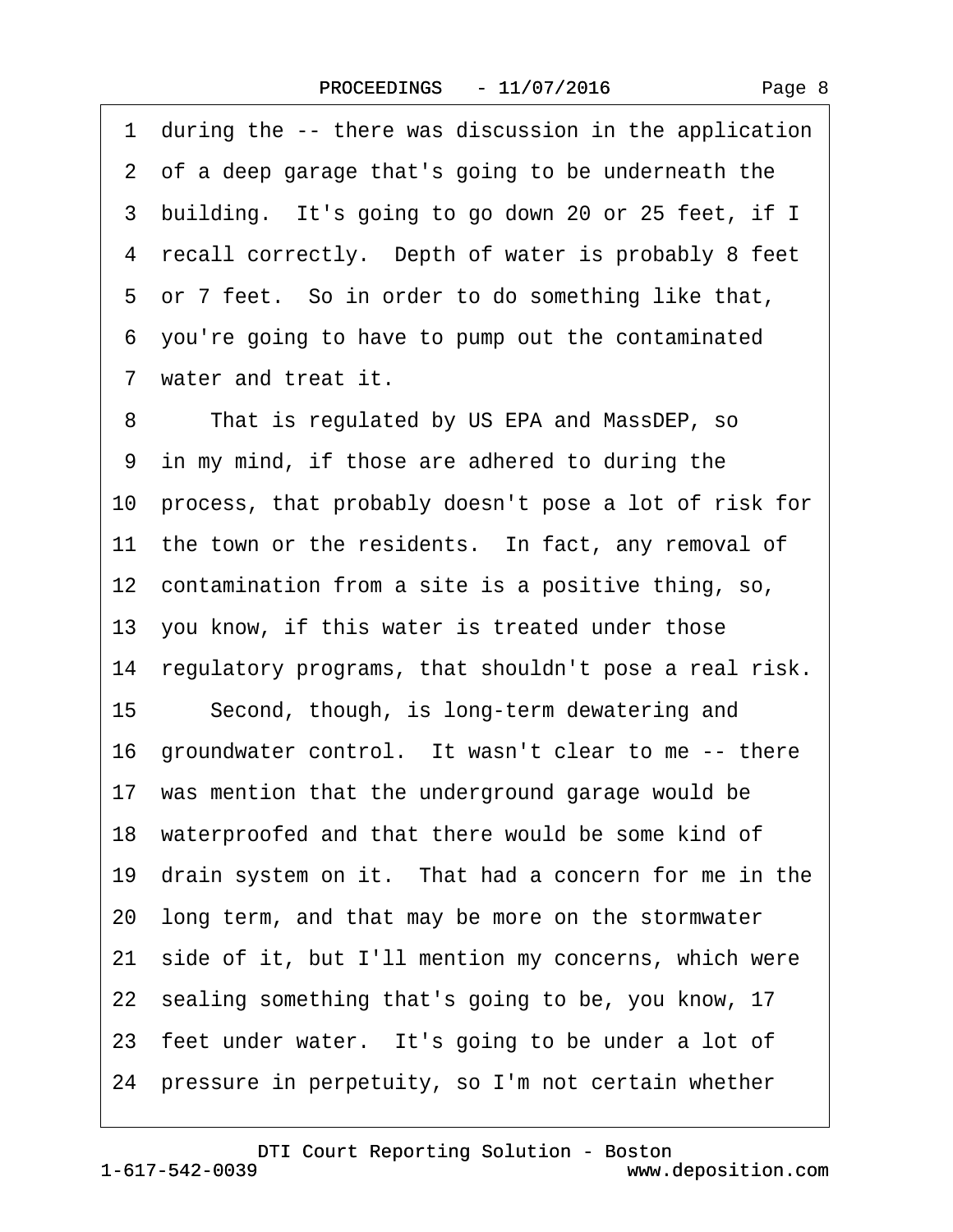during the -- there was discussion in the application of a deep garage that's going to be underneath the building. It's going to go down 20 or 25 feet, if I recall correctly. Depth of water is probably 8 feet or 7 feet. So in order to do something like that, you're going to have to pump out the contaminated water and treat it.

That is regulated by US EPA and MassDEP, so in my mind, if those are adhered to during the process, that probably doesn't pose a lot of risk for the town or the residents. In fact, any removal of contamination from a site is a positive thing, so, you know, if this water is treated under those regulatory programs, that shouldn't pose a real risk.

Second, though, is long-term dewatering and groundwater control. It wasn't clear to me -- there was mention that the underground garage would be waterproofed and that there would be some kind of drain system on it. That had a concern for me in the long term, and that may be more on the stormwater side of it, but I'll mention my concerns, which were sealing something that's going to be, you know, 17 feet under water. It's going to be under a lot of pressure in perpetuity, so I'm not certain whether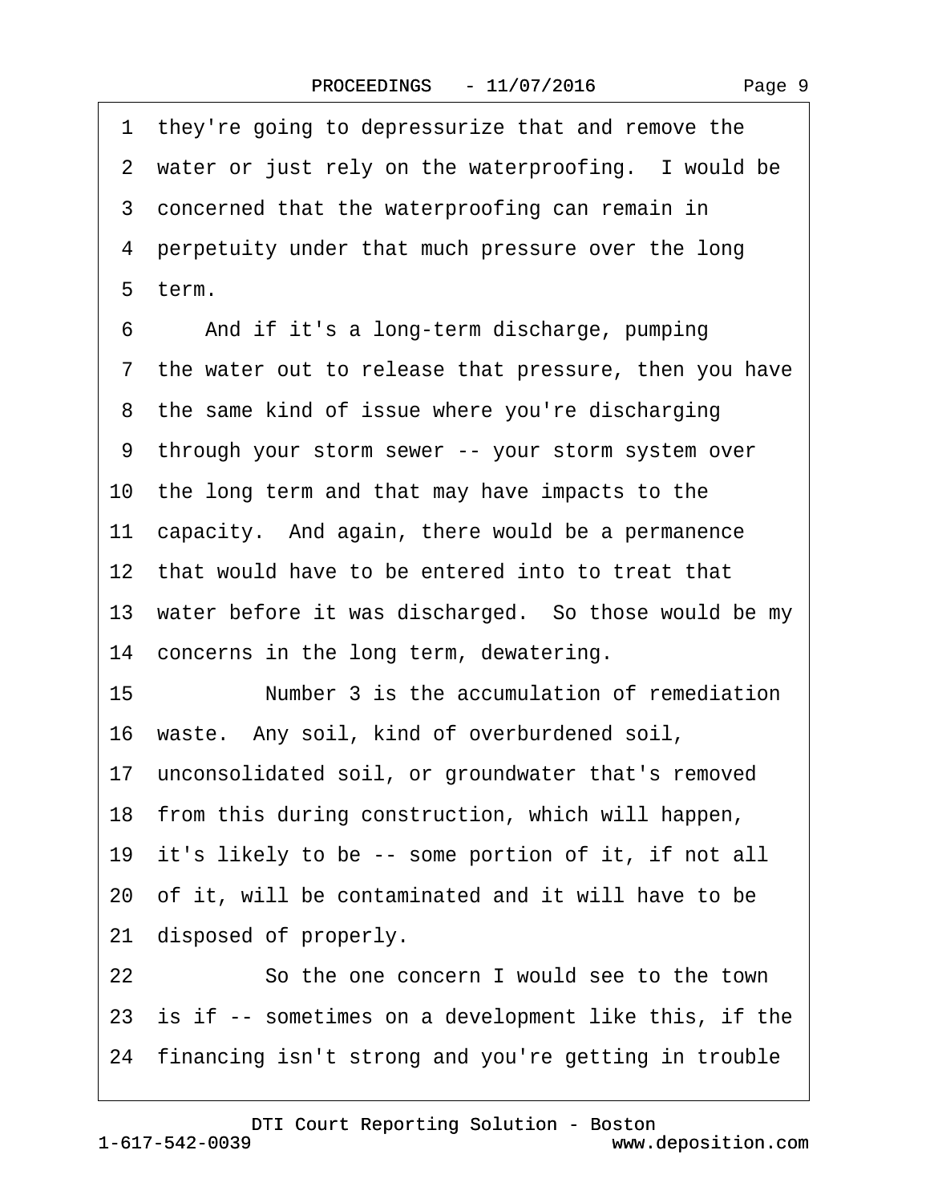1 they're going to depressurize that and remove the
2 water or just rely on the waterproofing.  I would be
3 concerned that the waterproofing can remain in
4 perpetuity under that much pressure over the long
5 term.

6     And if it's a long-term discharge, pumping
7 the water out to release that pressure, then you have
8 the same kind of issue where you're discharging
9 through your storm sewer -- your storm system over
10 the long term and that may have impacts to the
11 capacity.  And again, there would be a permanence
12 that would have to be entered into to treat that
13 water before it was discharged.  So those would be my
14 concerns in the long term, dewatering.

15         Number 3 is the accumulation of remediation
16 waste.  Any soil, kind of overburdened soil,
17 unconsolidated soil, or groundwater that's removed
18 from this during construction, which will happen,
19 it's likely to be -- some portion of it, if not all
20 of it, will be contaminated and it will have to be
21 disposed of properly.

22         So the one concern I would see to the town
23 is if -- sometimes on a development like this, if the
24 financing isn't strong and you're getting in trouble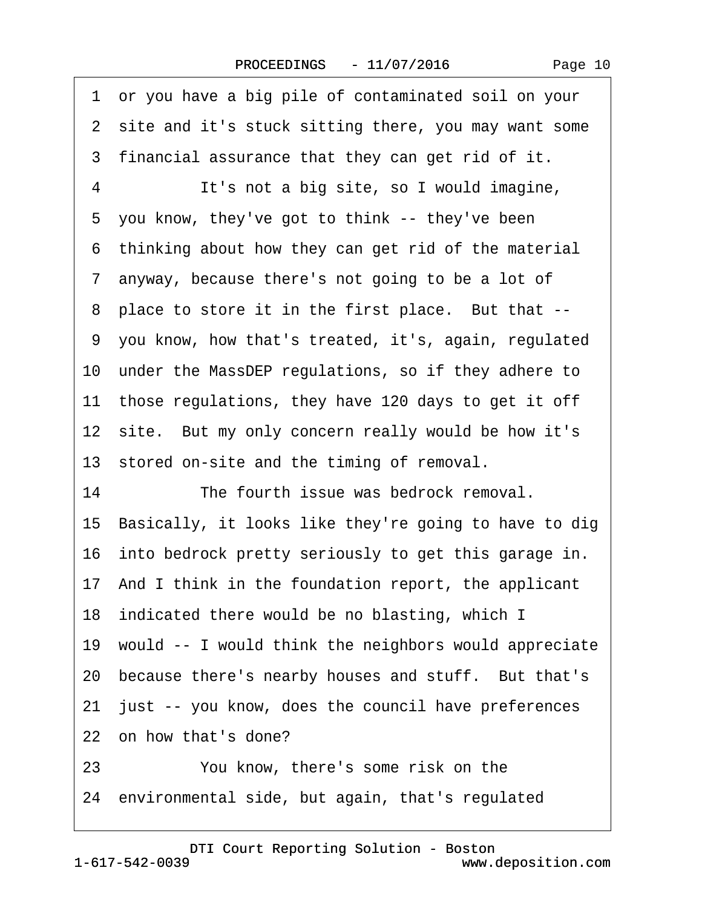1 or you have a big pile of contaminated soil on your
2 site and it's stuck sitting there, you may want some
3 financial assurance that they can get rid of it.
4 It's not a big site, so I would imagine,
5 you know, they've got to think -- they've been
6 thinking about how they can get rid of the material
7 anyway, because there's not going to be a lot of
8 place to store it in the first place. But that --
9 you know, how that's treated, it's, again, regulated
10 under the MassDEP regulations, so if they adhere to
11 those regulations, they have 120 days to get it off
12 site. But my only concern really would be how it's
13 stored on-site and the timing of removal.
14 The fourth issue was bedrock removal.
15 Basically, it looks like they're going to have to dig
16 into bedrock pretty seriously to get this garage in.
17 And I think in the foundation report, the applicant
18 indicated there would be no blasting, which I
19 would -- I would think the neighbors would appreciate
20 because there's nearby houses and stuff. But that's
21 just -- you know, does the council have preferences
22 on how that's done?
23 You know, there's some risk on the
24 environmental side, but again, that's regulated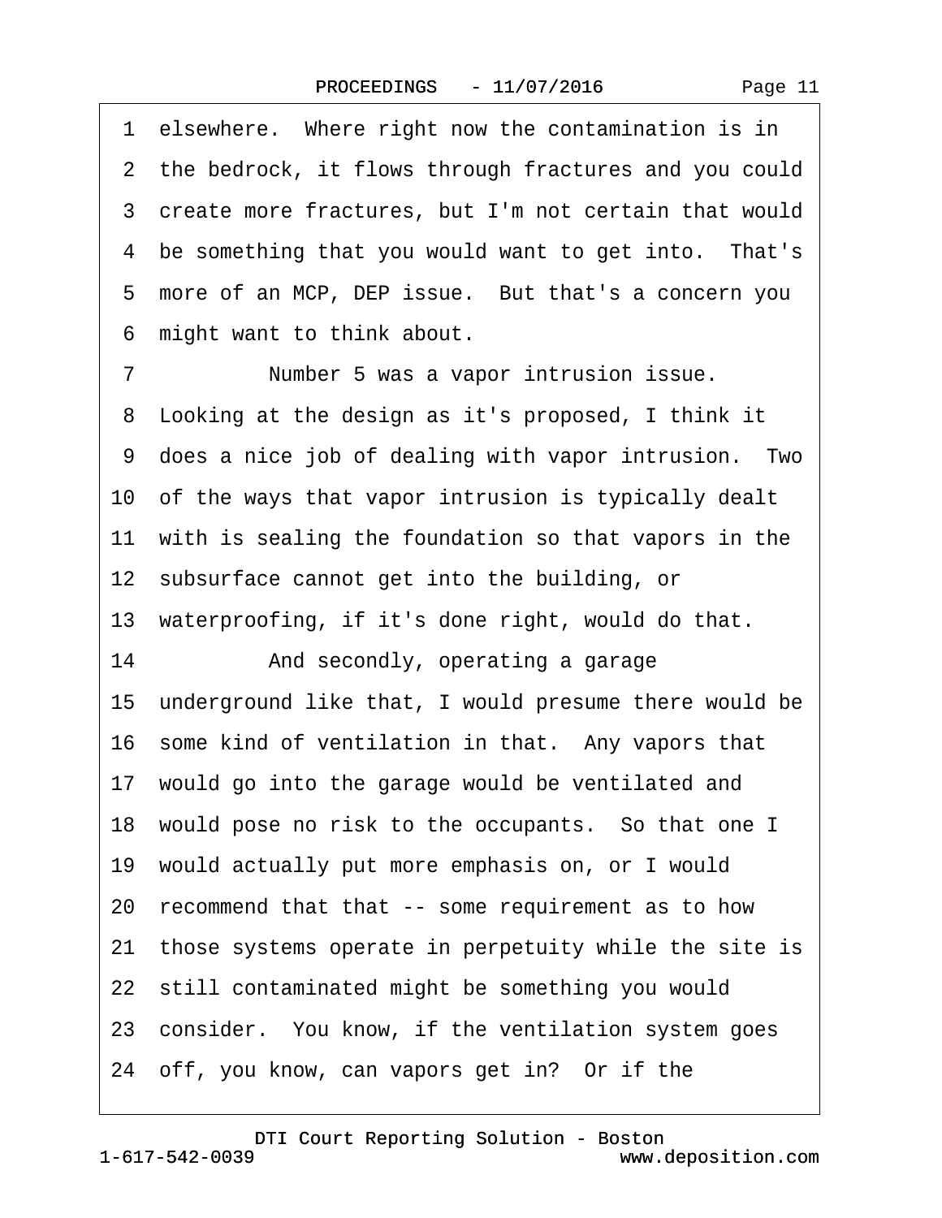1 elsewhere. Where right now the contamination is in
2 the bedrock, it flows through fractures and you could
3 create more fractures, but I'm not certain that would
4 be something that you would want to get into. That's
5 more of an MCP, DEP issue. But that's a concern you
6 might want to think about.
7 Number 5 was a vapor intrusion issue.
8 Looking at the design as it's proposed, I think it
9 does a nice job of dealing with vapor intrusion. Two
10 of the ways that vapor intrusion is typically dealt
11 with is sealing the foundation so that vapors in the
12 subsurface cannot get into the building, or
13 waterproofing, if it's done right, would do that.
14 And secondly, operating a garage
15 underground like that, I would presume there would be
16 some kind of ventilation in that. Any vapors that
17 would go into the garage would be ventilated and
18 would pose no risk to the occupants. So that one I
19 would actually put more emphasis on, or I would
20 recommend that that -- some requirement as to how
21 those systems operate in perpetuity while the site is
22 still contaminated might be something you would
23 consider. You know, if the ventilation system goes
24 off, you know, can vapors get in? Or if the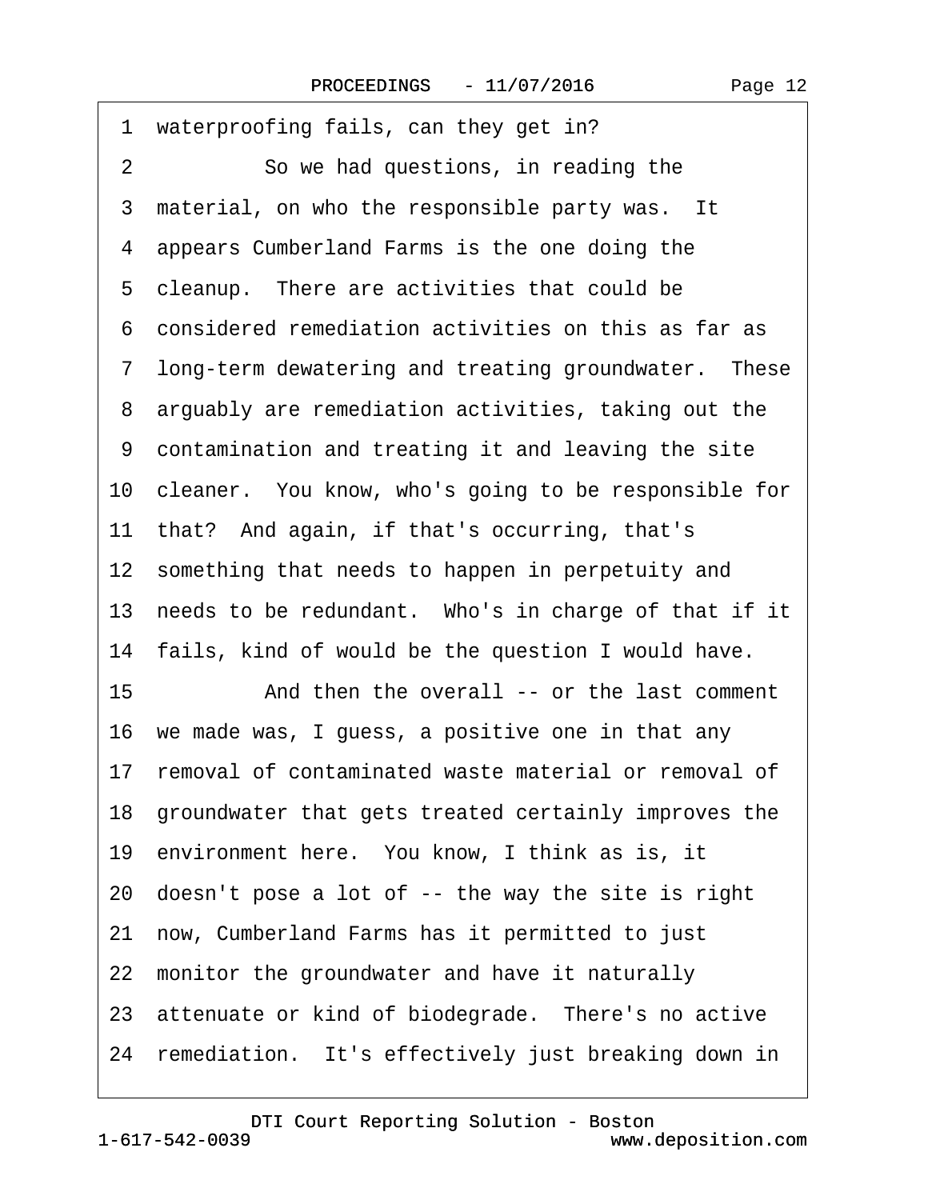1 waterproofing fails, can they get in?

2 So we had questions, in reading the
3 material, on who the responsible party was. It
4 appears Cumberland Farms is the one doing the
5 cleanup. There are activities that could be
6 considered remediation activities on this as far as
7 long-term dewatering and treating groundwater. These
8 arguably are remediation activities, taking out the
9 contamination and treating it and leaving the site
10 cleaner. You know, who's going to be responsible for
11 that? And again, if that's occurring, that's
12 something that needs to happen in perpetuity and
13 needs to be redundant. Who's in charge of that if it
14 fails, kind of would be the question I would have.

15 And then the overall -- or the last comment
16 we made was, I guess, a positive one in that any
17 removal of contaminated waste material or removal of
18 groundwater that gets treated certainly improves the
19 environment here. You know, I think as is, it
20 doesn't pose a lot of -- the way the site is right
21 now, Cumberland Farms has it permitted to just
22 monitor the groundwater and have it naturally
23 attenuate or kind of biodegrade. There's no active
24 remediation. It's effectively just breaking down in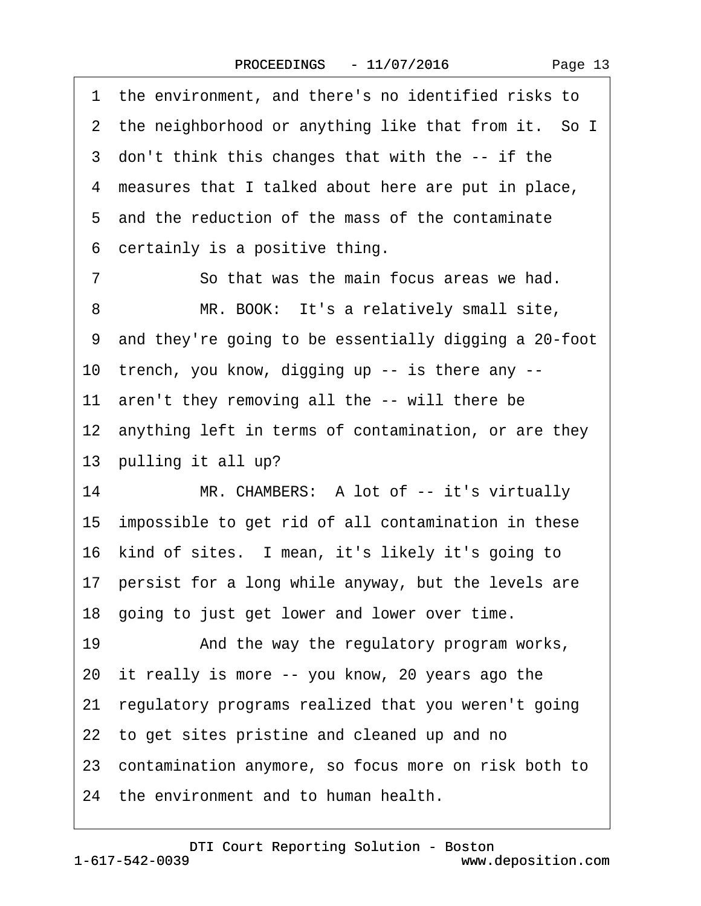1 the environment, and there's no identified risks to
2 the neighborhood or anything like that from it. So I
3 don't think this changes that with the -- if the
4 measures that I talked about here are put in place,
5 and the reduction of the mass of the contaminate
6 certainly is a positive thing.

7 So that was the main focus areas we had.

8 MR. BOOK: It's a relatively small site,
9 and they're going to be essentially digging a 20-foot
10 trench, you know, digging up -- is there any --
11 aren't they removing all the -- will there be
12 anything left in terms of contamination, or are they
13 pulling it all up?

14 MR. CHAMBERS: A lot of -- it's virtually
15 impossible to get rid of all contamination in these
16 kind of sites. I mean, it's likely it's going to
17 persist for a long while anyway, but the levels are
18 going to just get lower and lower over time.

19 And the way the regulatory program works,
20 it really is more -- you know, 20 years ago the
21 regulatory programs realized that you weren't going
22 to get sites pristine and cleaned up and no
23 contamination anymore, so focus more on risk both to
24 the environment and to human health.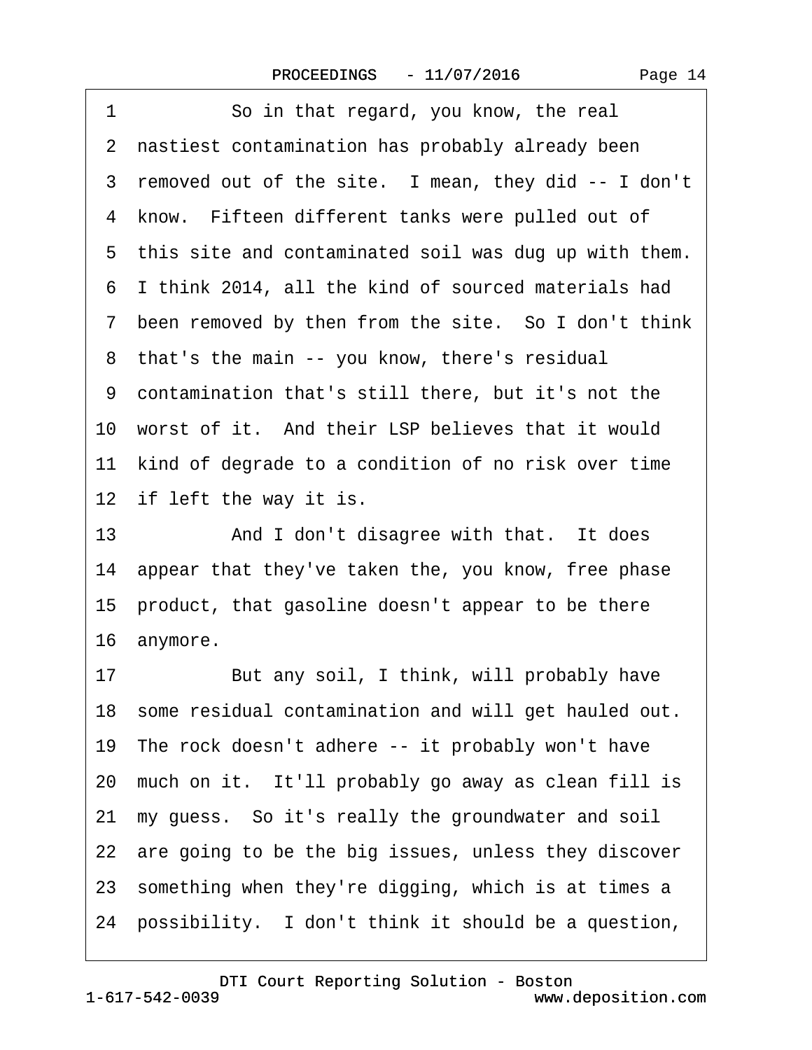1 So in that regard, you know, the real
2 nastiest contamination has probably already been
3 removed out of the site. I mean, they did -- I don't
4 know. Fifteen different tanks were pulled out of
5 this site and contaminated soil was dug up with them.
6 I think 2014, all the kind of sourced materials had
7 been removed by then from the site. So I don't think
8 that's the main -- you know, there's residual
9 contamination that's still there, but it's not the
10 worst of it. And their LSP believes that it would
11 kind of degrade to a condition of no risk over time
12 if left the way it is.
13 And I don't disagree with that. It does
14 appear that they've taken the, you know, free phase
15 product, that gasoline doesn't appear to be there
16 anymore.
17 But any soil, I think, will probably have
18 some residual contamination and will get hauled out.
19 The rock doesn't adhere -- it probably won't have
20 much on it. It'll probably go away as clean fill is
21 my guess. So it's really the groundwater and soil
22 are going to be the big issues, unless they discover
23 something when they're digging, which is at times a
24 possibility. I don't think it should be a question,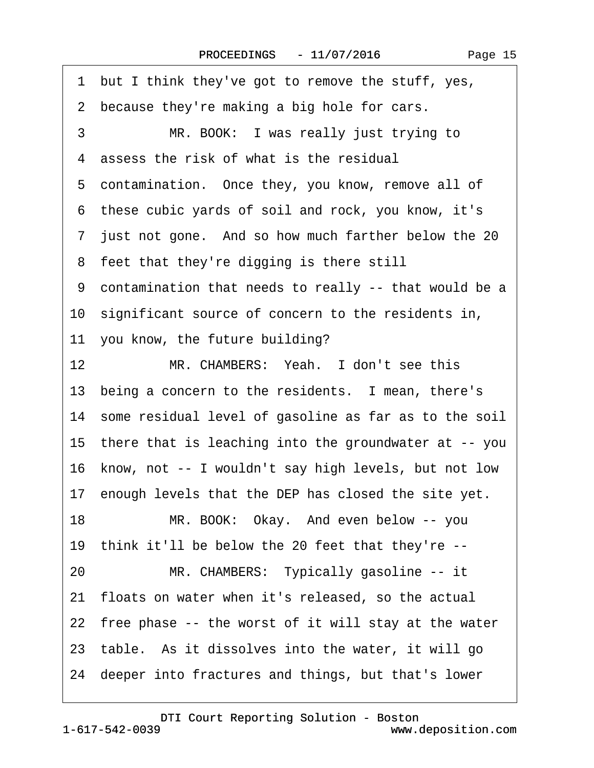1 but I think they've got to remove the stuff, yes,

2 because they're making a big hole for cars.

3 MR. BOOK: I was really just trying to

4 assess the risk of what is the residual

5 contamination. Once they, you know, remove all of

6 these cubic yards of soil and rock, you know, it's

7 just not gone. And so how much farther below the 20

8 feet that they're digging is there still

9 contamination that needs to really -- that would be a

10 significant source of concern to the residents in,

11 you know, the future building?

12 MR. CHAMBERS: Yeah. I don't see this

13 being a concern to the residents. I mean, there's

14 some residual level of gasoline as far as to the soil

15 there that is leaching into the groundwater at -- you

16 know, not -- I wouldn't say high levels, but not low

17 enough levels that the DEP has closed the site yet.

18 MR. BOOK: Okay. And even below -- you

19 think it'll be below the 20 feet that they're --

20 MR. CHAMBERS: Typically gasoline -- it

21 floats on water when it's released, so the actual

22 free phase -- the worst of it will stay at the water

23 table. As it dissolves into the water, it will go

24 deeper into fractures and things, but that's lower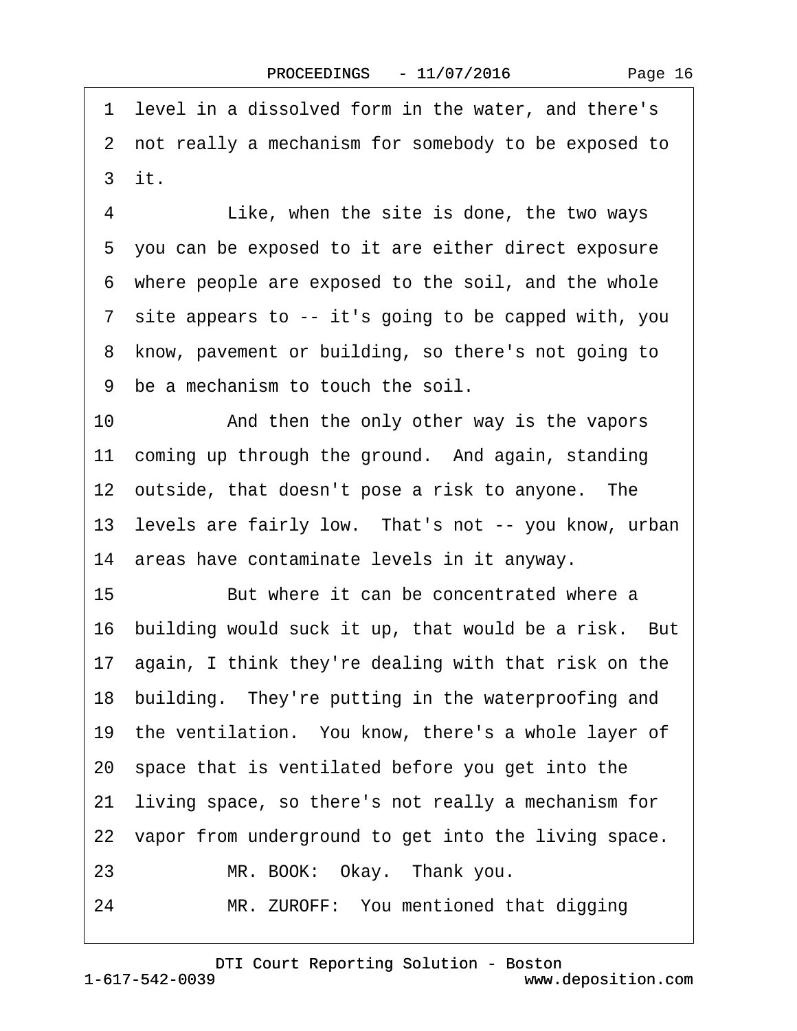1 level in a dissolved form in the water, and there's
2 not really a mechanism for somebody to be exposed to
3 it.

4 Like, when the site is done, the two ways
5 you can be exposed to it are either direct exposure
6 where people are exposed to the soil, and the whole
7 site appears to -- it's going to be capped with, you
8 know, pavement or building, so there's not going to
9 be a mechanism to touch the soil.

10 And then the only other way is the vapors
11 coming up through the ground. And again, standing
12 outside, that doesn't pose a risk to anyone. The
13 levels are fairly low. That's not -- you know, urban
14 areas have contaminate levels in it anyway.

15 But where it can be concentrated where a
16 building would suck it up, that would be a risk. But
17 again, I think they're dealing with that risk on the
18 building. They're putting in the waterproofing and
19 the ventilation. You know, there's a whole layer of
20 space that is ventilated before you get into the
21 living space, so there's not really a mechanism for
22 vapor from underground to get into the living space.

23 MR. BOOK: Okay. Thank you.

24 MR. ZUROFF: You mentioned that digging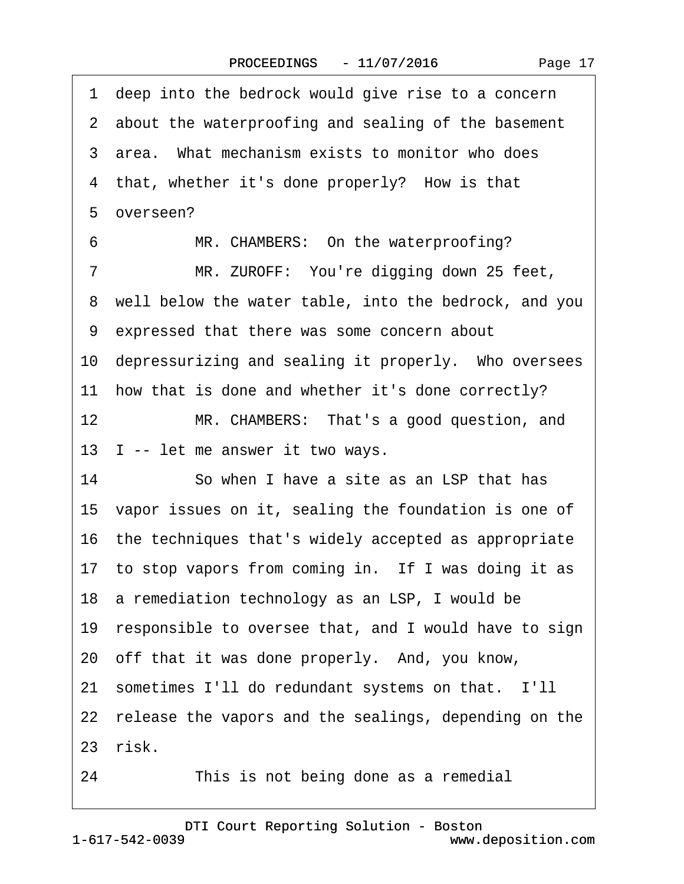1 deep into the bedrock would give rise to a concern

2 about the waterproofing and sealing of the basement

3 area. What mechanism exists to monitor who does

4 that, whether it's done properly? How is that

5 overseen?

6 MR. CHAMBERS: On the waterproofing?

7 MR. ZUROFF: You're digging down 25 feet,

8 well below the water table, into the bedrock, and you

9 expressed that there was some concern about

10 depressurizing and sealing it properly. Who oversees

11 how that is done and whether it's done correctly?

12 MR. CHAMBERS: That's a good question, and

13 I -- let me answer it two ways.

14 So when I have a site as an LSP that has

15 vapor issues on it, sealing the foundation is one of

16 the techniques that's widely accepted as appropriate

17 to stop vapors from coming in. If I was doing it as

18 a remediation technology as an LSP, I would be

19 responsible to oversee that, and I would have to sign

20 off that it was done properly. And, you know,

21 sometimes I'll do redundant systems on that. I'll

22 release the vapors and the sealings, depending on the

23 risk.

24 This is not being done as a remedial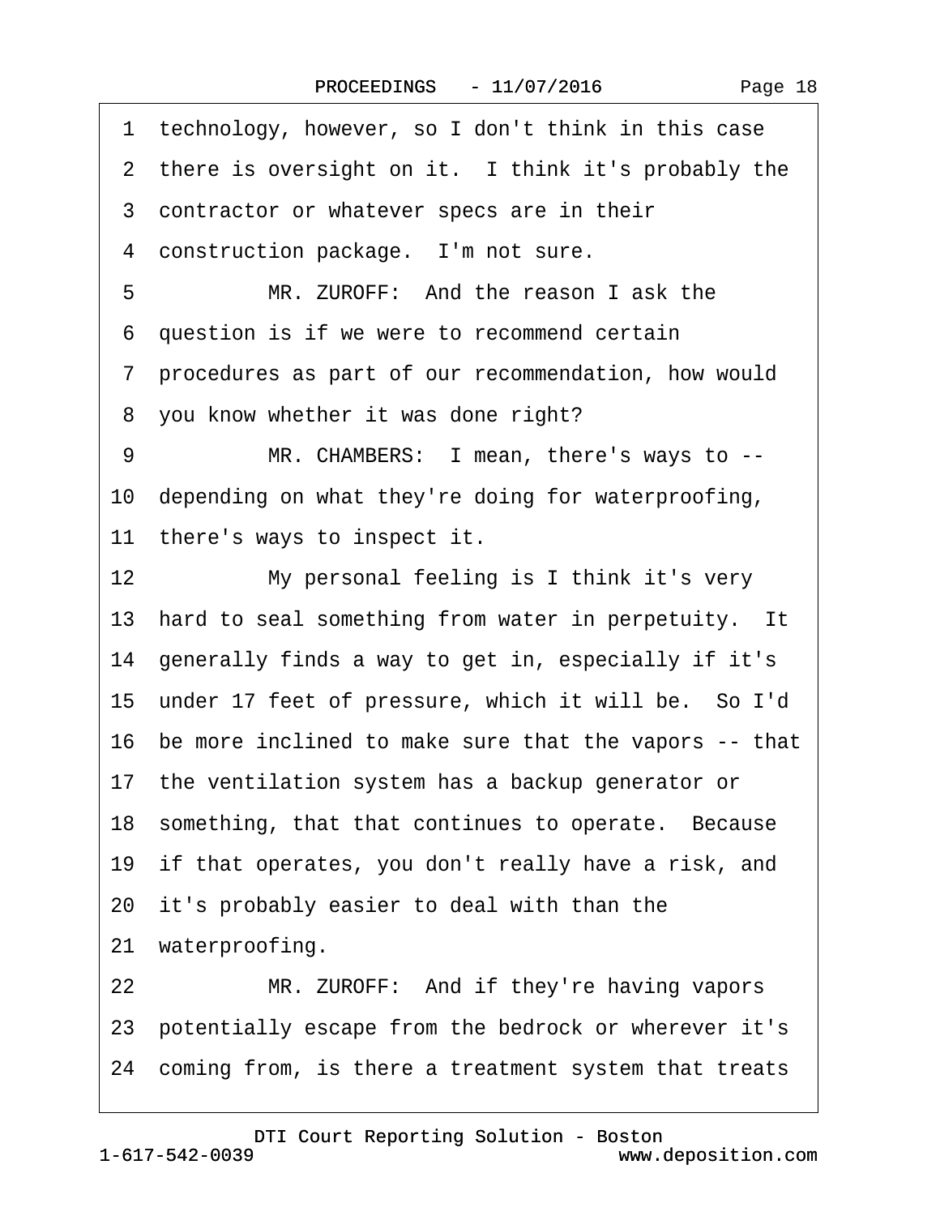1 technology, however, so I don't think in this case

2 there is oversight on it. I think it's probably the

3 contractor or whatever specs are in their

4 construction package. I'm not sure.

5 MR. ZUROFF: And the reason I ask the

6 question is if we were to recommend certain

7 procedures as part of our recommendation, how would

8 you know whether it was done right?

9 MR. CHAMBERS: I mean, there's ways to --

10 depending on what they're doing for waterproofing,

11 there's ways to inspect it.

12 My personal feeling is I think it's very

13 hard to seal something from water in perpetuity. It

14 generally finds a way to get in, especially if it's

15 under 17 feet of pressure, which it will be. So I'd

16 be more inclined to make sure that the vapors -- that

17 the ventilation system has a backup generator or

18 something, that that continues to operate. Because

19 if that operates, you don't really have a risk, and

20 it's probably easier to deal with than the

21 waterproofing.

22 MR. ZUROFF: And if they're having vapors

23 potentially escape from the bedrock or wherever it's

24 coming from, is there a treatment system that treats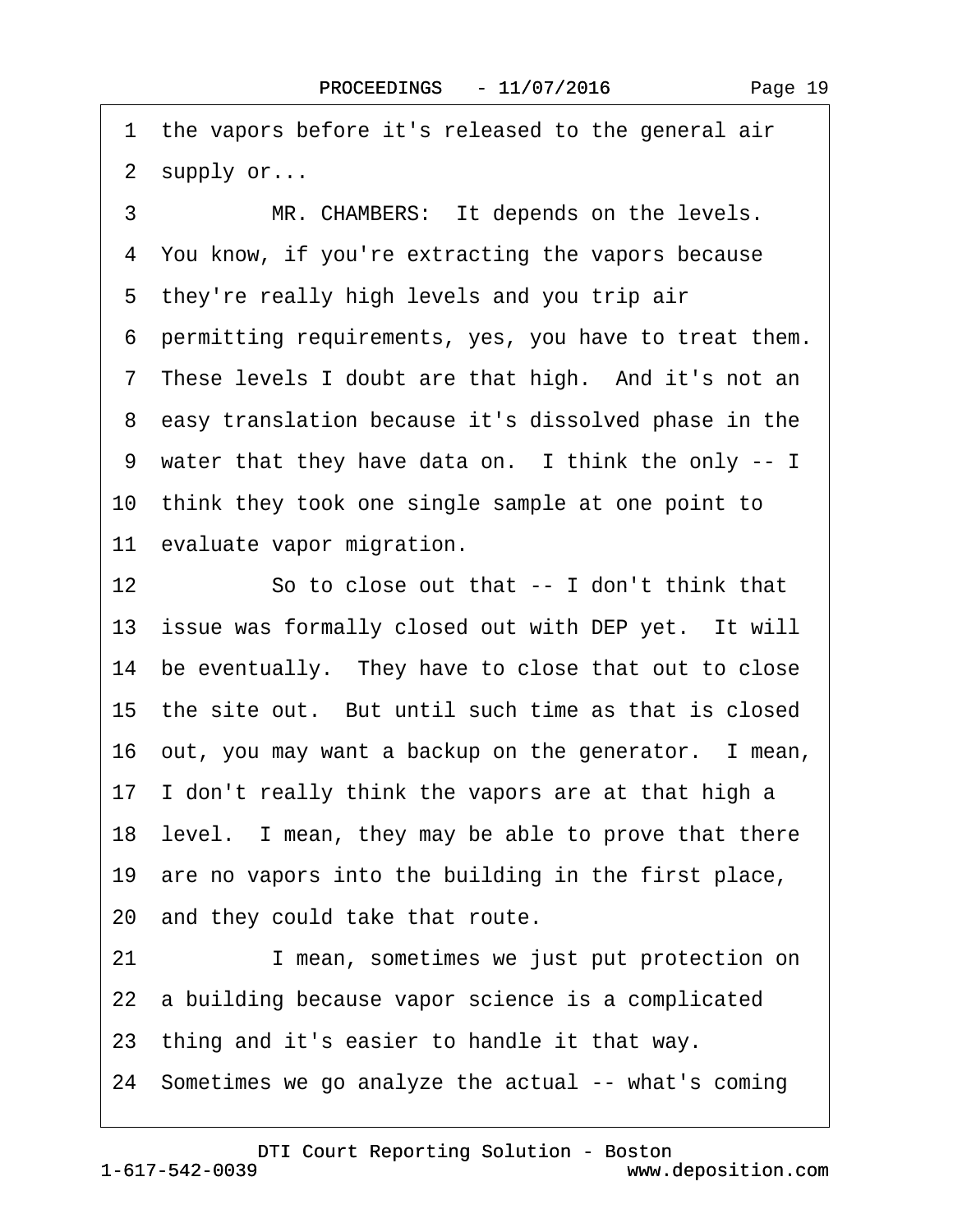1 the vapors before it's released to the general air
2 supply or...
3 MR. CHAMBERS: It depends on the levels.
4 You know, if you're extracting the vapors because
5 they're really high levels and you trip air
6 permitting requirements, yes, you have to treat them.
7 These levels I doubt are that high. And it's not an
8 easy translation because it's dissolved phase in the
9 water that they have data on. I think the only -- I
10 think they took one single sample at one point to
11 evaluate vapor migration.
12 So to close out that -- I don't think that
13 issue was formally closed out with DEP yet. It will
14 be eventually. They have to close that out to close
15 the site out. But until such time as that is closed
16 out, you may want a backup on the generator. I mean,
17 I don't really think the vapors are at that high a
18 level. I mean, they may be able to prove that there
19 are no vapors into the building in the first place,
20 and they could take that route.
21 I mean, sometimes we just put protection on
22 a building because vapor science is a complicated
23 thing and it's easier to handle it that way.
24 Sometimes we go analyze the actual -- what's coming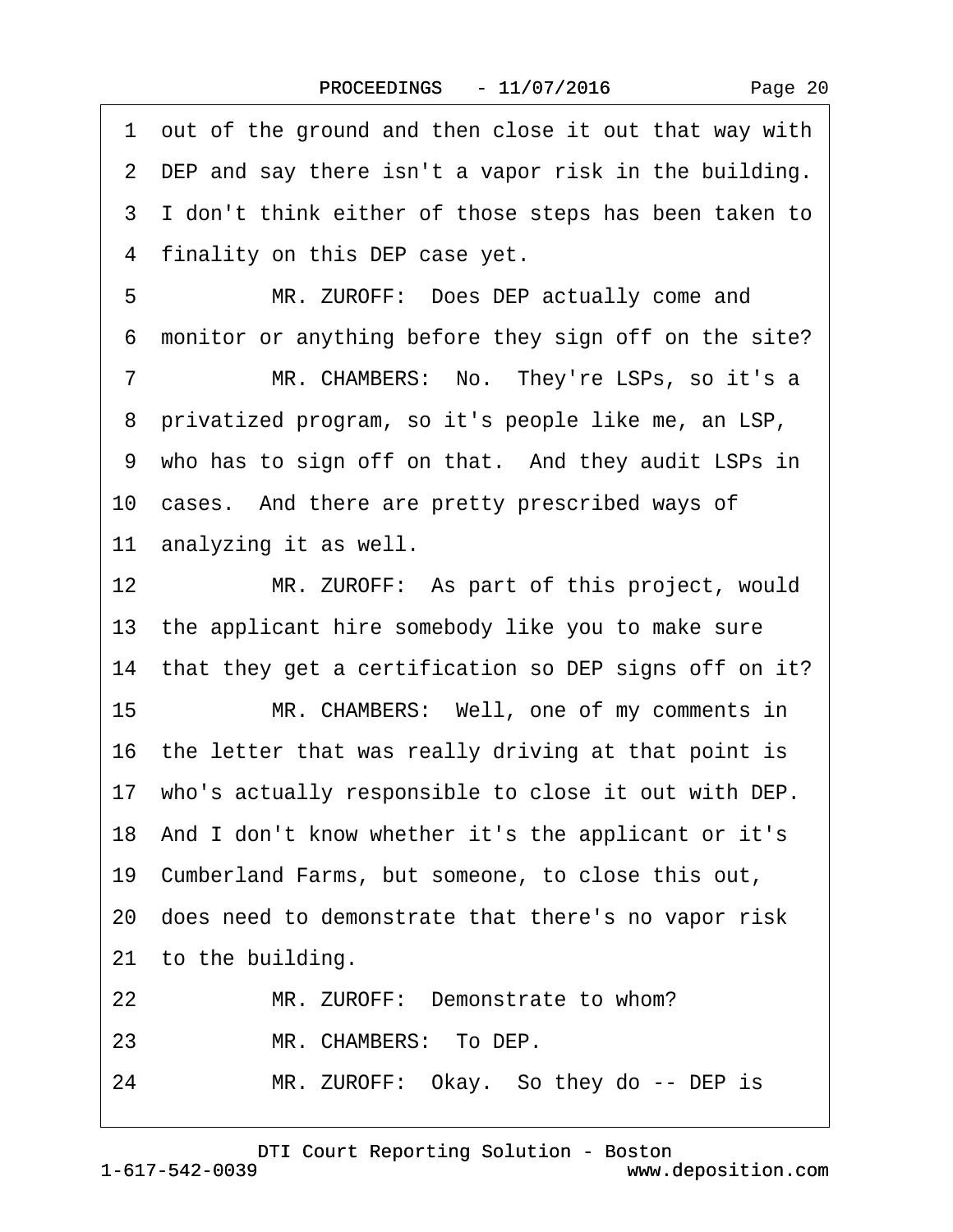1 out of the ground and then close it out that way with
2 DEP and say there isn't a vapor risk in the building.
3 I don't think either of those steps has been taken to
4 finality on this DEP case yet.

5 MR. ZUROFF: Does DEP actually come and
6 monitor or anything before they sign off on the site?

7 MR. CHAMBERS: No. They're LSPs, so it's a
8 privatized program, so it's people like me, an LSP,
9 who has to sign off on that. And they audit LSPs in
10 cases. And there are pretty prescribed ways of
11 analyzing it as well.

12 MR. ZUROFF: As part of this project, would
13 the applicant hire somebody like you to make sure
14 that they get a certification so DEP signs off on it?

15 MR. CHAMBERS: Well, one of my comments in
16 the letter that was really driving at that point is
17 who's actually responsible to close it out with DEP.
18 And I don't know whether it's the applicant or it's
19 Cumberland Farms, but someone, to close this out,
20 does need to demonstrate that there's no vapor risk
21 to the building.

22 MR. ZUROFF: Demonstrate to whom?

23 MR. CHAMBERS: To DEP.

24 MR. ZUROFF: Okay. So they do -- DEP is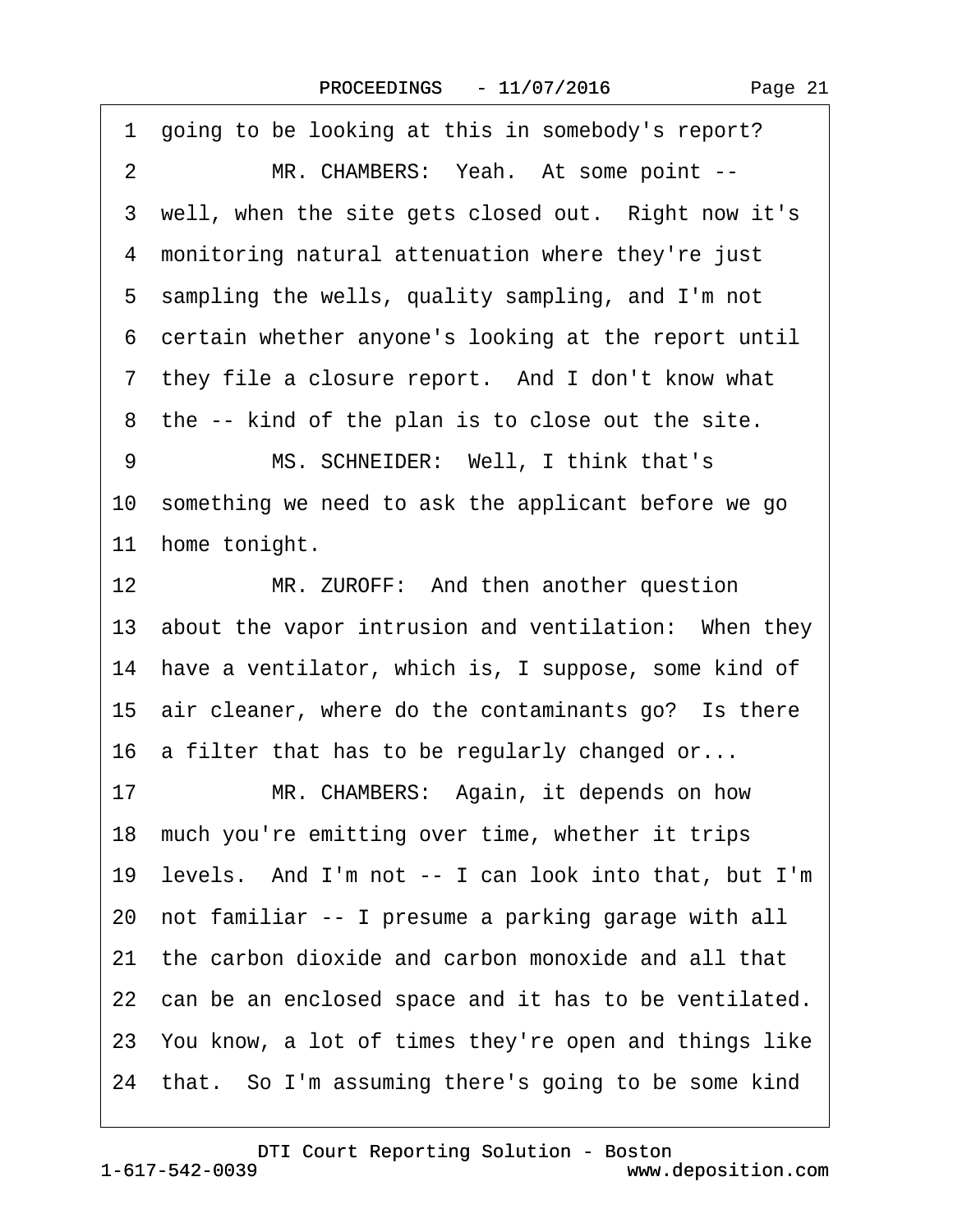1 going to be looking at this in somebody's report?

2 MR. CHAMBERS: Yeah. At some point --

3 well, when the site gets closed out. Right now it's

4 monitoring natural attenuation where they're just

5 sampling the wells, quality sampling, and I'm not

6 certain whether anyone's looking at the report until

7 they file a closure report. And I don't know what

8 the -- kind of the plan is to close out the site.

9 MS. SCHNEIDER: Well, I think that's

10 something we need to ask the applicant before we go

11 home tonight.

12 MR. ZUROFF: And then another question

13 about the vapor intrusion and ventilation: When they

14 have a ventilator, which is, I suppose, some kind of

15 air cleaner, where do the contaminants go? Is there

16 a filter that has to be regularly changed or...

17 MR. CHAMBERS: Again, it depends on how

18 much you're emitting over time, whether it trips

19 levels. And I'm not -- I can look into that, but I'm

20 not familiar -- I presume a parking garage with all

21 the carbon dioxide and carbon monoxide and all that

22 can be an enclosed space and it has to be ventilated.

23 You know, a lot of times they're open and things like

24 that. So I'm assuming there's going to be some kind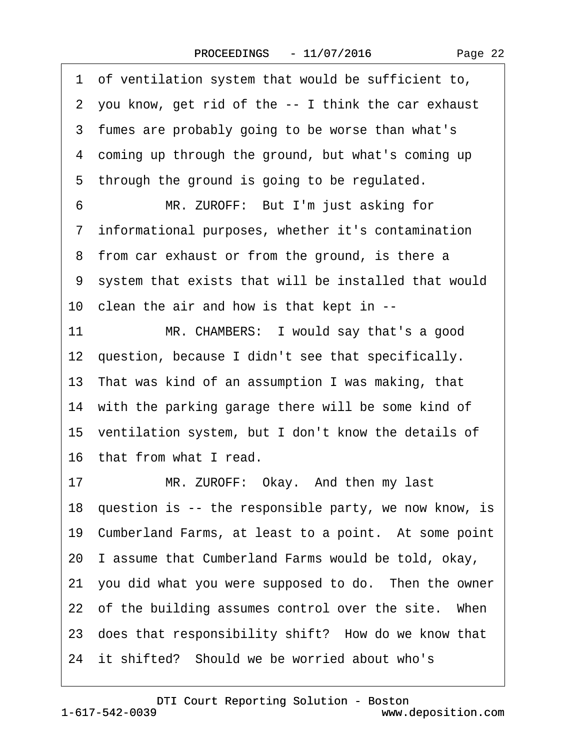1 of ventilation system that would be sufficient to,
2 you know, get rid of the -- I think the car exhaust
3 fumes are probably going to be worse than what's
4 coming up through the ground, but what's coming up
5 through the ground is going to be regulated.
6 MR. ZUROFF: But I'm just asking for
7 informational purposes, whether it's contamination
8 from car exhaust or from the ground, is there a
9 system that exists that will be installed that would
10 clean the air and how is that kept in --
11 MR. CHAMBERS: I would say that's a good
12 question, because I didn't see that specifically.
13 That was kind of an assumption I was making, that
14 with the parking garage there will be some kind of
15 ventilation system, but I don't know the details of
16 that from what I read.
17 MR. ZUROFF: Okay. And then my last
18 question is -- the responsible party, we now know, is
19 Cumberland Farms, at least to a point. At some point
20 I assume that Cumberland Farms would be told, okay,
21 you did what you were supposed to do. Then the owner
22 of the building assumes control over the site. When
23 does that responsibility shift? How do we know that
24 it shifted? Should we be worried about who's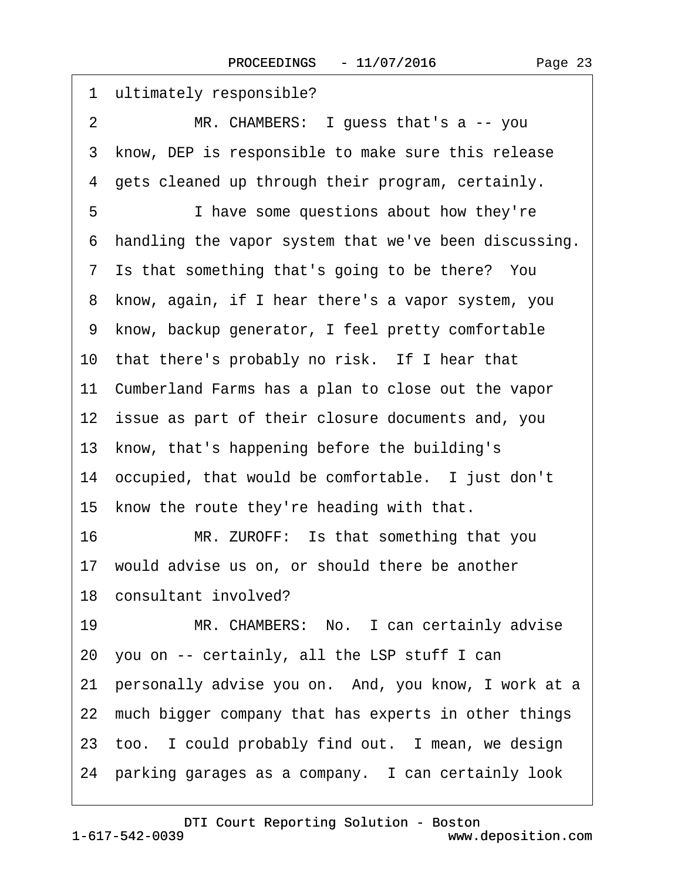1 ultimately responsible?

2 MR. CHAMBERS: I guess that's a -- you

3 know, DEP is responsible to make sure this release

4 gets cleaned up through their program, certainly.

5 I have some questions about how they're

6 handling the vapor system that we've been discussing.

7 Is that something that's going to be there? You

8 know, again, if I hear there's a vapor system, you

9 know, backup generator, I feel pretty comfortable

10 that there's probably no risk. If I hear that

11 Cumberland Farms has a plan to close out the vapor

12 issue as part of their closure documents and, you

13 know, that's happening before the building's

14 occupied, that would be comfortable. I just don't

15 know the route they're heading with that.

16 MR. ZUROFF: Is that something that you

17 would advise us on, or should there be another

18 consultant involved?

19 MR. CHAMBERS: No. I can certainly advise

20 you on -- certainly, all the LSP stuff I can

21 personally advise you on. And, you know, I work at a

22 much bigger company that has experts in other things

23 too. I could probably find out. I mean, we design

24 parking garages as a company. I can certainly look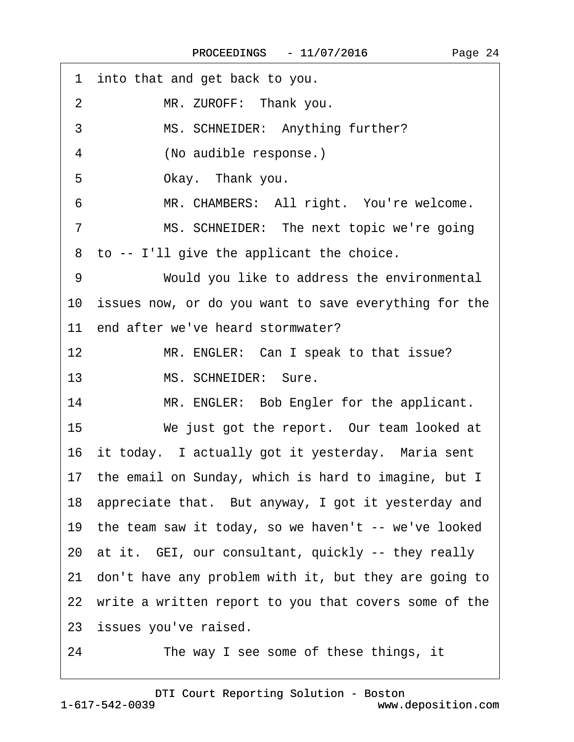1 into that and get back to you.

2 MR. ZUROFF: Thank you.

3 MS. SCHNEIDER: Anything further?

4 (No audible response.)

5 Okay. Thank you.

6 MR. CHAMBERS: All right. You're welcome.

7 MS. SCHNEIDER: The next topic we're going

8 to -- I'll give the applicant the choice.

9 Would you like to address the environmental

10 issues now, or do you want to save everything for the

11 end after we've heard stormwater?

12 MR. ENGLER: Can I speak to that issue?

13 MS. SCHNEIDER: Sure.

14 MR. ENGLER: Bob Engler for the applicant.

15 We just got the report. Our team looked at

16 it today. I actually got it yesterday. Maria sent

17 the email on Sunday, which is hard to imagine, but I

18 appreciate that. But anyway, I got it yesterday and

19 the team saw it today, so we haven't -- we've looked

20 at it. GEI, our consultant, quickly -- they really

21 don't have any problem with it, but they are going to

22 write a written report to you that covers some of the

23 issues you've raised.

24 The way I see some of these things, it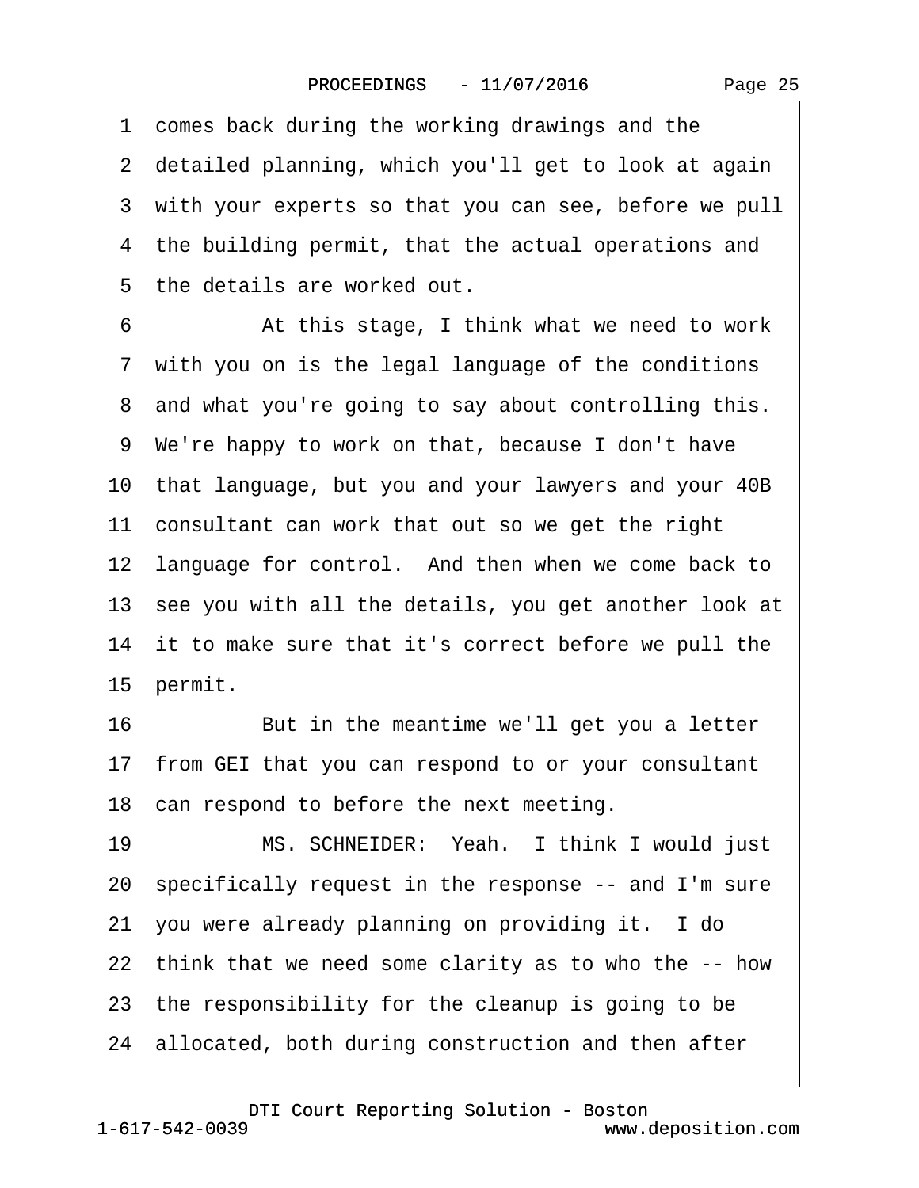1 comes back during the working drawings and the
2 detailed planning, which you'll get to look at again
3 with your experts so that you can see, before we pull
4 the building permit, that the actual operations and
5 the details are worked out.

6 At this stage, I think what we need to work
7 with you on is the legal language of the conditions
8 and what you're going to say about controlling this.
9 We're happy to work on that, because I don't have
10 that language, but you and your lawyers and your 40B
11 consultant can work that out so we get the right
12 language for control. And then when we come back to
13 see you with all the details, you get another look at
14 it to make sure that it's correct before we pull the
15 permit.

16 But in the meantime we'll get you a letter
17 from GEI that you can respond to or your consultant
18 can respond to before the next meeting.

19 MS. SCHNEIDER: Yeah. I think I would just
20 specifically request in the response -- and I'm sure
21 you were already planning on providing it. I do
22 think that we need some clarity as to who the -- how
23 the responsibility for the cleanup is going to be
24 allocated, both during construction and then after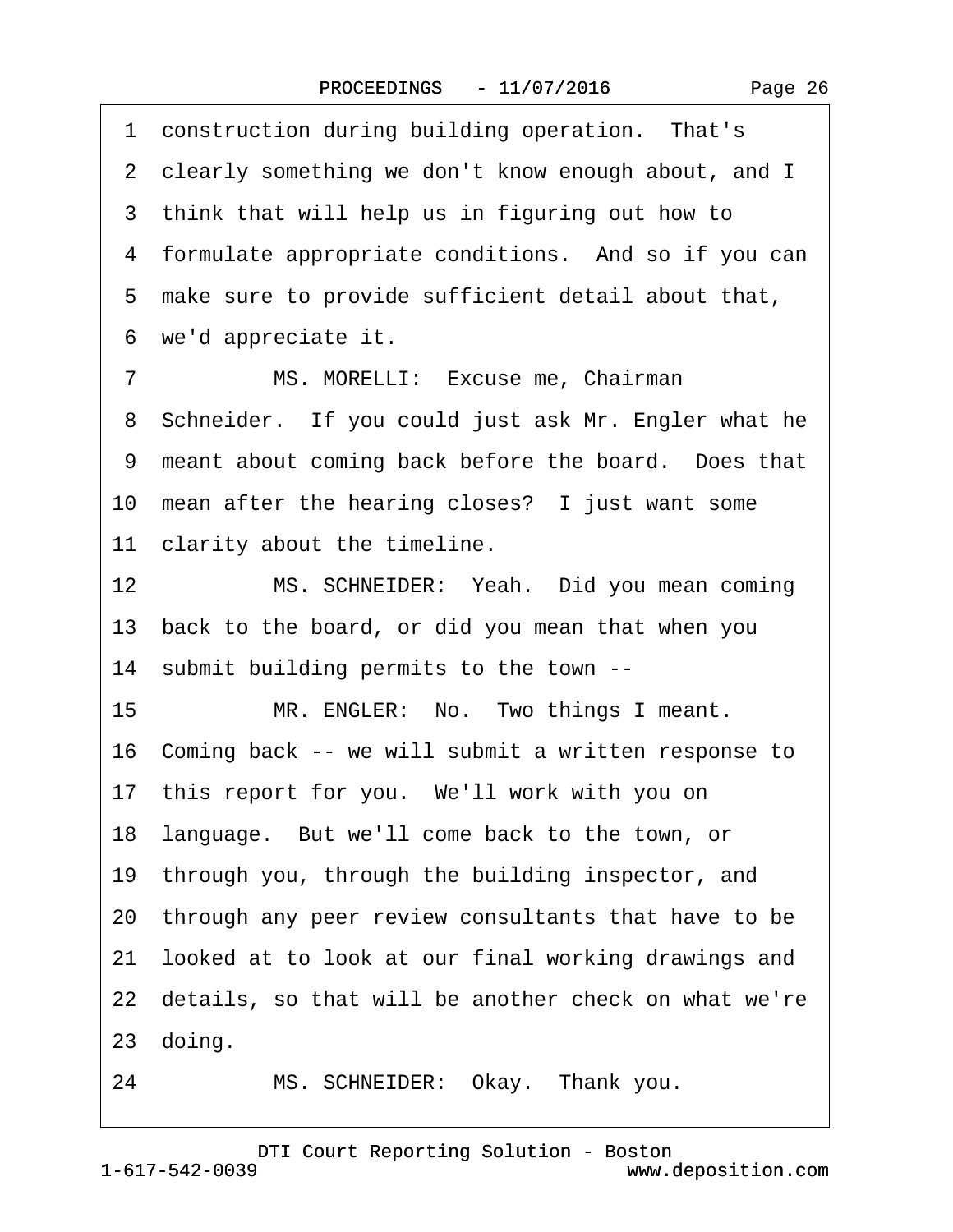1 construction during building operation. That's
2 clearly something we don't know enough about, and I
3 think that will help us in figuring out how to
4 formulate appropriate conditions. And so if you can
5 make sure to provide sufficient detail about that,
6 we'd appreciate it.
7 MS. MORELLI: Excuse me, Chairman
8 Schneider. If you could just ask Mr. Engler what he
9 meant about coming back before the board. Does that
10 mean after the hearing closes? I just want some
11 clarity about the timeline.
12 MS. SCHNEIDER: Yeah. Did you mean coming
13 back to the board, or did you mean that when you
14 submit building permits to the town --
15 MR. ENGLER: No. Two things I meant.
16 Coming back -- we will submit a written response to
17 this report for you. We'll work with you on
18 language. But we'll come back to the town, or
19 through you, through the building inspector, and
20 through any peer review consultants that have to be
21 looked at to look at our final working drawings and
22 details, so that will be another check on what we're
23 doing.
24 MS. SCHNEIDER: Okay. Thank you.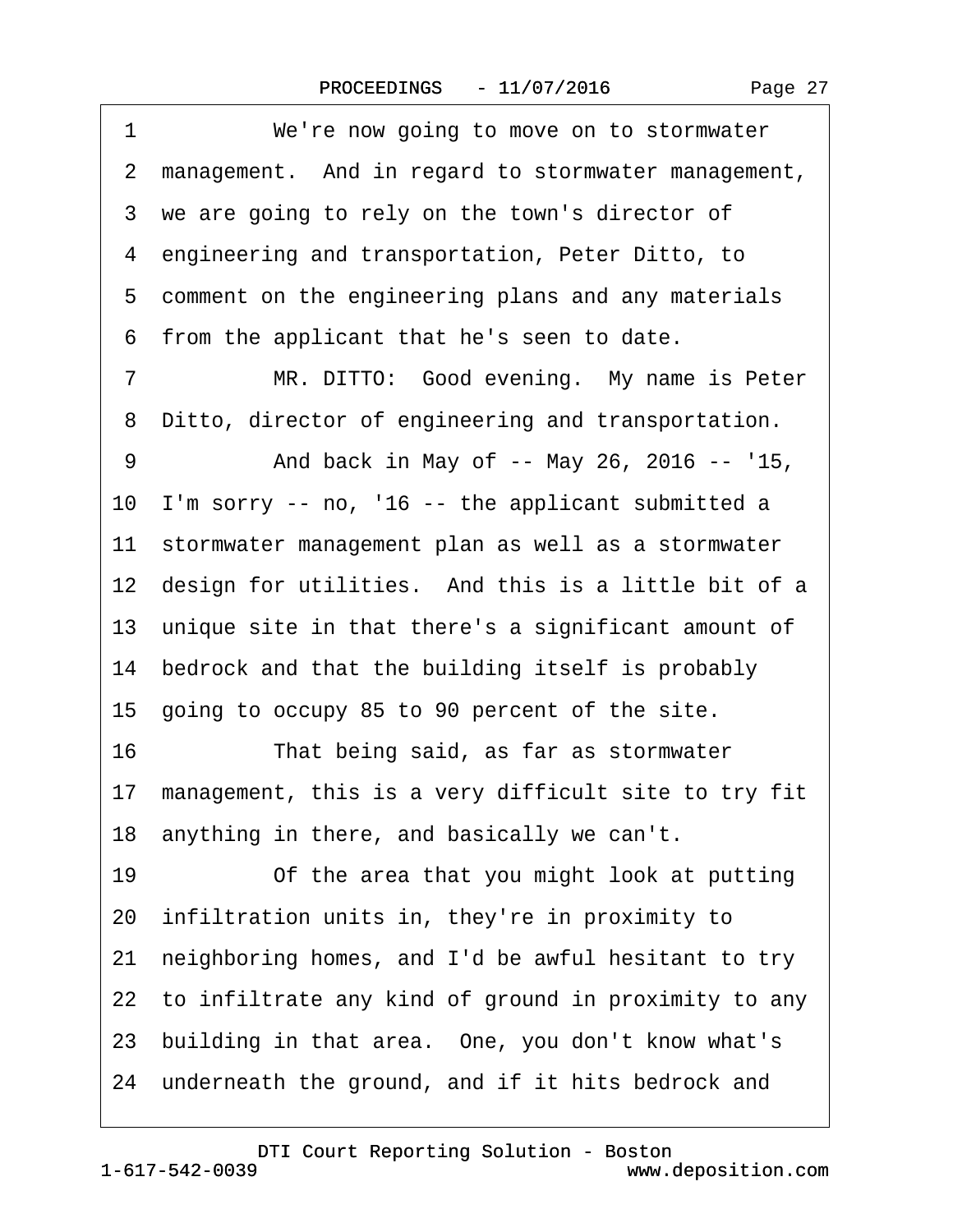1 We're now going to move on to stormwater
2 management. And in regard to stormwater management,
3 we are going to rely on the town's director of
4 engineering and transportation, Peter Ditto, to
5 comment on the engineering plans and any materials
6 from the applicant that he's seen to date.
7 MR. DITTO: Good evening. My name is Peter
8 Ditto, director of engineering and transportation.
9 And back in May of -- May 26, 2016 -- '15,
10 I'm sorry -- no, '16 -- the applicant submitted a
11 stormwater management plan as well as a stormwater
12 design for utilities. And this is a little bit of a
13 unique site in that there's a significant amount of
14 bedrock and that the building itself is probably
15 going to occupy 85 to 90 percent of the site.
16 That being said, as far as stormwater
17 management, this is a very difficult site to try fit
18 anything in there, and basically we can't.
19 Of the area that you might look at putting
20 infiltration units in, they're in proximity to
21 neighboring homes, and I'd be awful hesitant to try
22 to infiltrate any kind of ground in proximity to any
23 building in that area. One, you don't know what's
24 underneath the ground, and if it hits bedrock and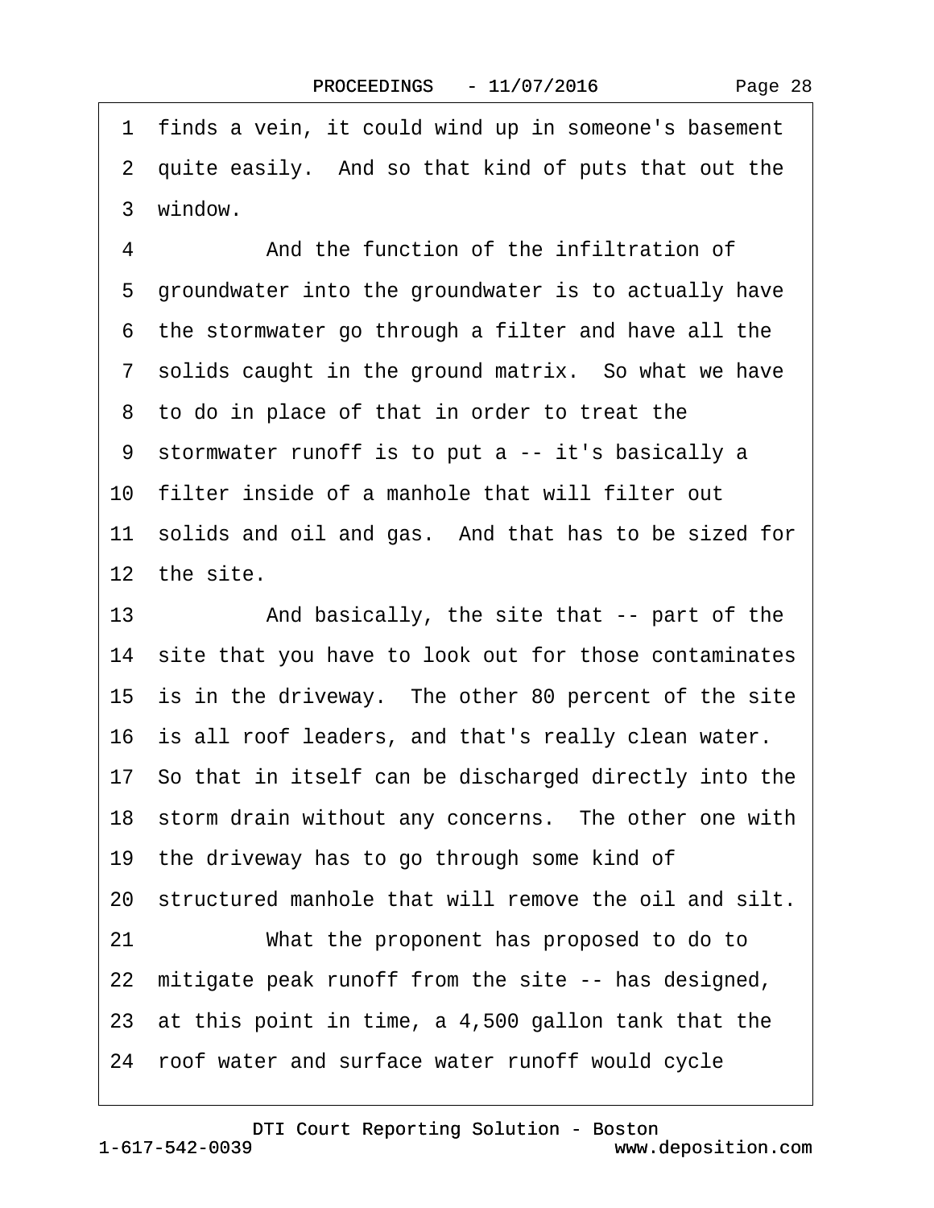1 finds a vein, it could wind up in someone's basement
2 quite easily. And so that kind of puts that out the
3 window.

4 And the function of the infiltration of
5 groundwater into the groundwater is to actually have
6 the stormwater go through a filter and have all the
7 solids caught in the ground matrix. So what we have
8 to do in place of that in order to treat the
9 stormwater runoff is to put a -- it's basically a
10 filter inside of a manhole that will filter out
11 solids and oil and gas. And that has to be sized for
12 the site.

13 And basically, the site that -- part of the
14 site that you have to look out for those contaminates
15 is in the driveway. The other 80 percent of the site
16 is all roof leaders, and that's really clean water.
17 So that in itself can be discharged directly into the
18 storm drain without any concerns. The other one with
19 the driveway has to go through some kind of
20 structured manhole that will remove the oil and silt.

21 What the proponent has proposed to do to
22 mitigate peak runoff from the site -- has designed,
23 at this point in time, a 4,500 gallon tank that the
24 roof water and surface water runoff would cycle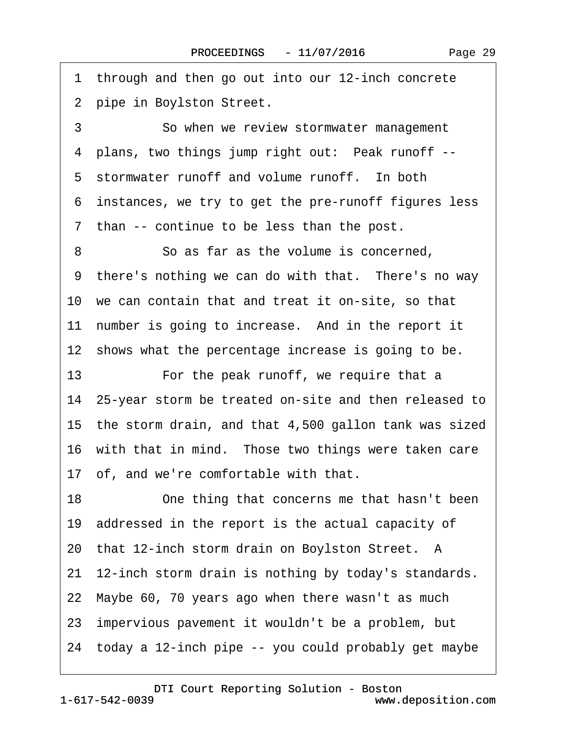1 through and then go out into our 12-inch concrete
2 pipe in Boylston Street.
3 So when we review stormwater management
4 plans, two things jump right out: Peak runoff --
5 stormwater runoff and volume runoff. In both
6 instances, we try to get the pre-runoff figures less
7 than -- continue to be less than the post.
8 So as far as the volume is concerned,
9 there's nothing we can do with that. There's no way
10 we can contain that and treat it on-site, so that
11 number is going to increase. And in the report it
12 shows what the percentage increase is going to be.
13 For the peak runoff, we require that a
14 25-year storm be treated on-site and then released to
15 the storm drain, and that 4,500 gallon tank was sized
16 with that in mind. Those two things were taken care
17 of, and we're comfortable with that.
18 One thing that concerns me that hasn't been
19 addressed in the report is the actual capacity of
20 that 12-inch storm drain on Boylston Street. A
21 12-inch storm drain is nothing by today's standards.
22 Maybe 60, 70 years ago when there wasn't as much
23 impervious pavement it wouldn't be a problem, but
24 today a 12-inch pipe -- you could probably get maybe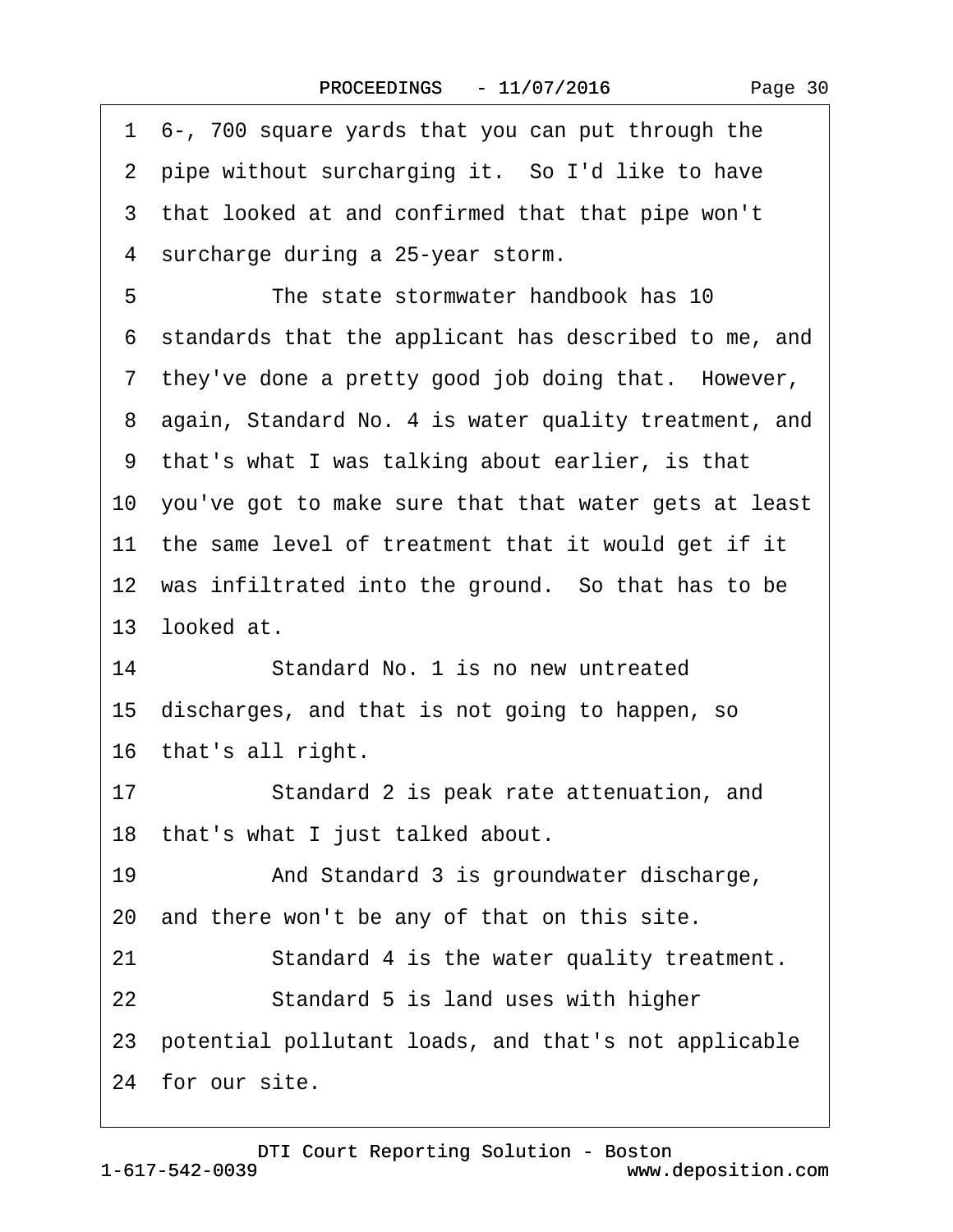1 6-, 700 square yards that you can put through the
2 pipe without surcharging it. So I'd like to have
3 that looked at and confirmed that that pipe won't
4 surcharge during a 25-year storm.
5 The state stormwater handbook has 10
6 standards that the applicant has described to me, and
7 they've done a pretty good job doing that. However,
8 again, Standard No. 4 is water quality treatment, and
9 that's what I was talking about earlier, is that
10 you've got to make sure that that water gets at least
11 the same level of treatment that it would get if it
12 was infiltrated into the ground. So that has to be
13 looked at.
14 Standard No. 1 is no new untreated
15 discharges, and that is not going to happen, so
16 that's all right.
17 Standard 2 is peak rate attenuation, and
18 that's what I just talked about.
19 And Standard 3 is groundwater discharge,
20 and there won't be any of that on this site.
21 Standard 4 is the water quality treatment.
22 Standard 5 is land uses with higher
23 potential pollutant loads, and that's not applicable
24 for our site.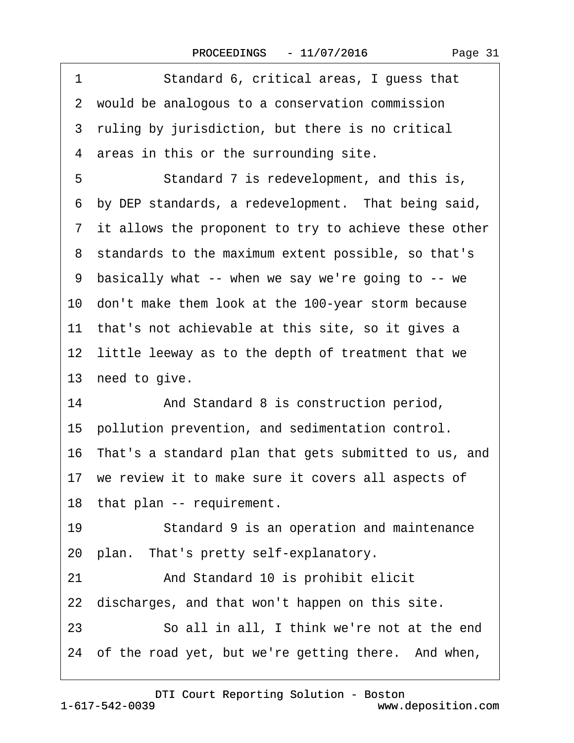1 Standard 6, critical areas, I guess that
2 would be analogous to a conservation commission
3 ruling by jurisdiction, but there is no critical
4 areas in this or the surrounding site.
5 Standard 7 is redevelopment, and this is,
6 by DEP standards, a redevelopment. That being said,
7 it allows the proponent to try to achieve these other
8 standards to the maximum extent possible, so that's
9 basically what -- when we say we're going to -- we
10 don't make them look at the 100-year storm because
11 that's not achievable at this site, so it gives a
12 little leeway as to the depth of treatment that we
13 need to give.
14 And Standard 8 is construction period,
15 pollution prevention, and sedimentation control.
16 That's a standard plan that gets submitted to us, and
17 we review it to make sure it covers all aspects of
18 that plan -- requirement.
19 Standard 9 is an operation and maintenance
20 plan. That's pretty self-explanatory.
21 And Standard 10 is prohibit elicit
22 discharges, and that won't happen on this site.
23 So all in all, I think we're not at the end
24 of the road yet, but we're getting there. And when,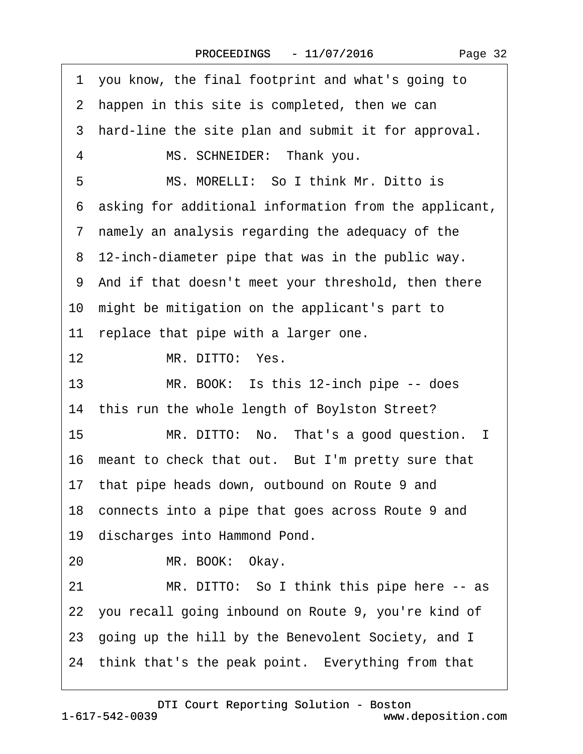1 you know, the final footprint and what's going to
2 happen in this site is completed, then we can
3 hard-line the site plan and submit it for approval.
4 MS. SCHNEIDER: Thank you.
5 MS. MORELLI: So I think Mr. Ditto is
6 asking for additional information from the applicant,
7 namely an analysis regarding the adequacy of the
8 12-inch-diameter pipe that was in the public way.
9 And if that doesn't meet your threshold, then there
10 might be mitigation on the applicant's part to
11 replace that pipe with a larger one.
12 MR. DITTO: Yes.
13 MR. BOOK: Is this 12-inch pipe -- does
14 this run the whole length of Boylston Street?
15 MR. DITTO: No. That's a good question. I
16 meant to check that out. But I'm pretty sure that
17 that pipe heads down, outbound on Route 9 and
18 connects into a pipe that goes across Route 9 and
19 discharges into Hammond Pond.
20 MR. BOOK: Okay.
21 MR. DITTO: So I think this pipe here -- as
22 you recall going inbound on Route 9, you're kind of
23 going up the hill by the Benevolent Society, and I
24 think that's the peak point. Everything from that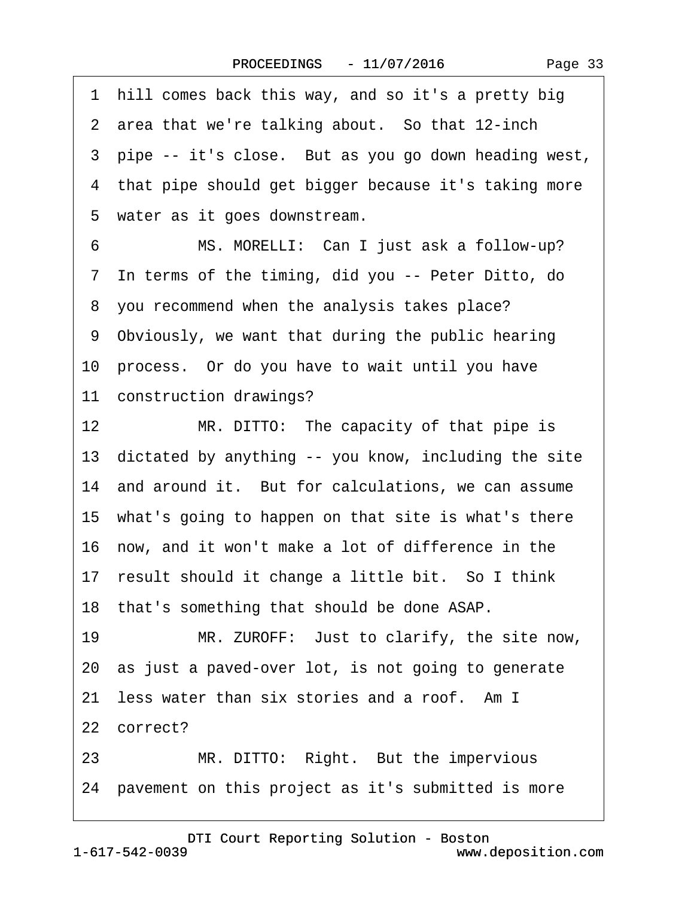1 hill comes back this way, and so it's a pretty big
2 area that we're talking about. So that 12-inch
3 pipe -- it's close. But as you go down heading west,
4 that pipe should get bigger because it's taking more
5 water as it goes downstream.
6 MS. MORELLI: Can I just ask a follow-up?
7 In terms of the timing, did you -- Peter Ditto, do
8 you recommend when the analysis takes place?
9 Obviously, we want that during the public hearing
10 process. Or do you have to wait until you have
11 construction drawings?
12 MR. DITTO: The capacity of that pipe is
13 dictated by anything -- you know, including the site
14 and around it. But for calculations, we can assume
15 what's going to happen on that site is what's there
16 now, and it won't make a lot of difference in the
17 result should it change a little bit. So I think
18 that's something that should be done ASAP.
19 MR. ZUROFF: Just to clarify, the site now,
20 as just a paved-over lot, is not going to generate
21 less water than six stories and a roof. Am I
22 correct?
23 MR. DITTO: Right. But the impervious
24 pavement on this project as it's submitted is more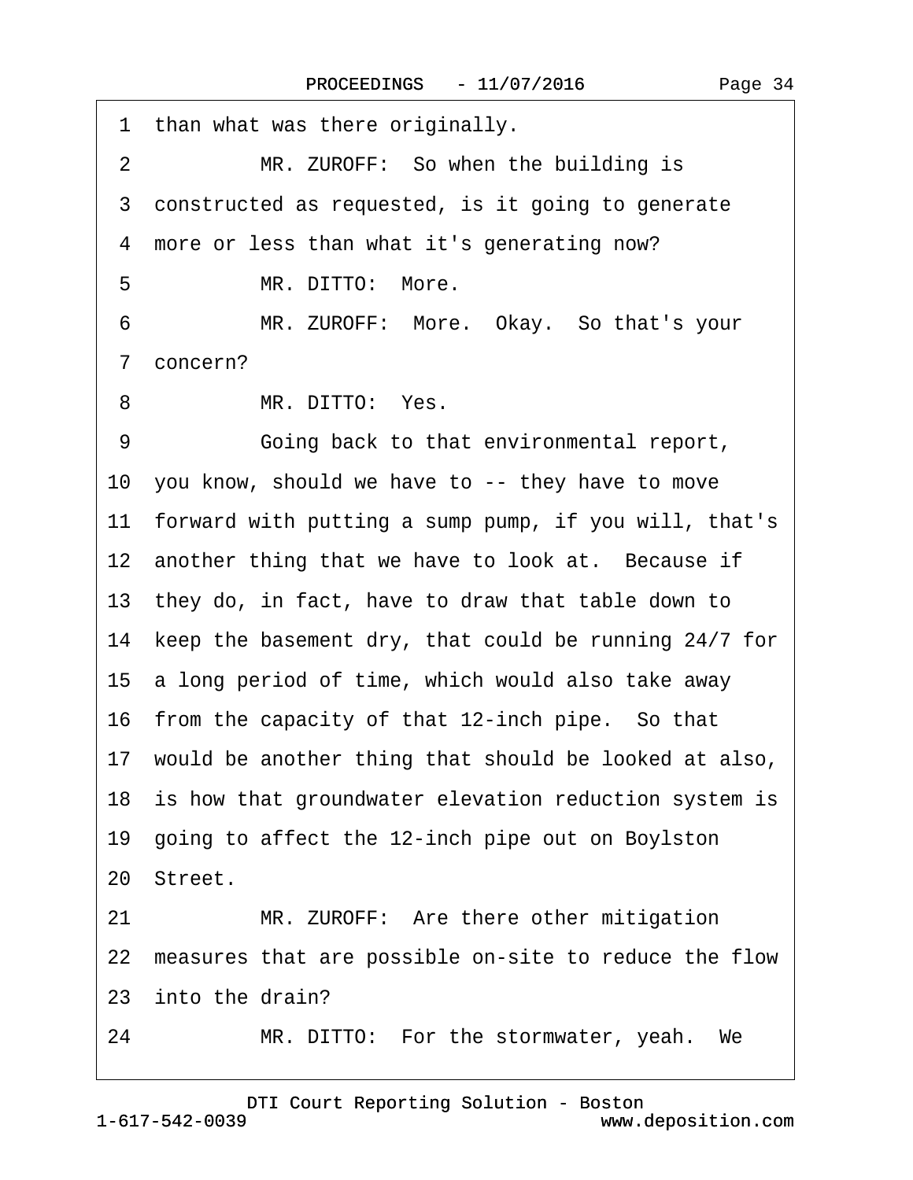1 than what was there originally.

2 MR. ZUROFF: So when the building is

3 constructed as requested, is it going to generate

4 more or less than what it's generating now?

5 MR. DITTO: More.

6 MR. ZUROFF: More. Okay. So that's your

7 concern?

8 MR. DITTO: Yes.

9 Going back to that environmental report,

10 you know, should we have to -- they have to move

11 forward with putting a sump pump, if you will, that's

12 another thing that we have to look at. Because if

13 they do, in fact, have to draw that table down to

14 keep the basement dry, that could be running 24/7 for

15 a long period of time, which would also take away

16 from the capacity of that 12-inch pipe. So that

17 would be another thing that should be looked at also,

18 is how that groundwater elevation reduction system is

19 going to affect the 12-inch pipe out on Boylston

20 Street.

21 MR. ZUROFF: Are there other mitigation

22 measures that are possible on-site to reduce the flow

23 into the drain?

24 MR. DITTO: For the stormwater, yeah. We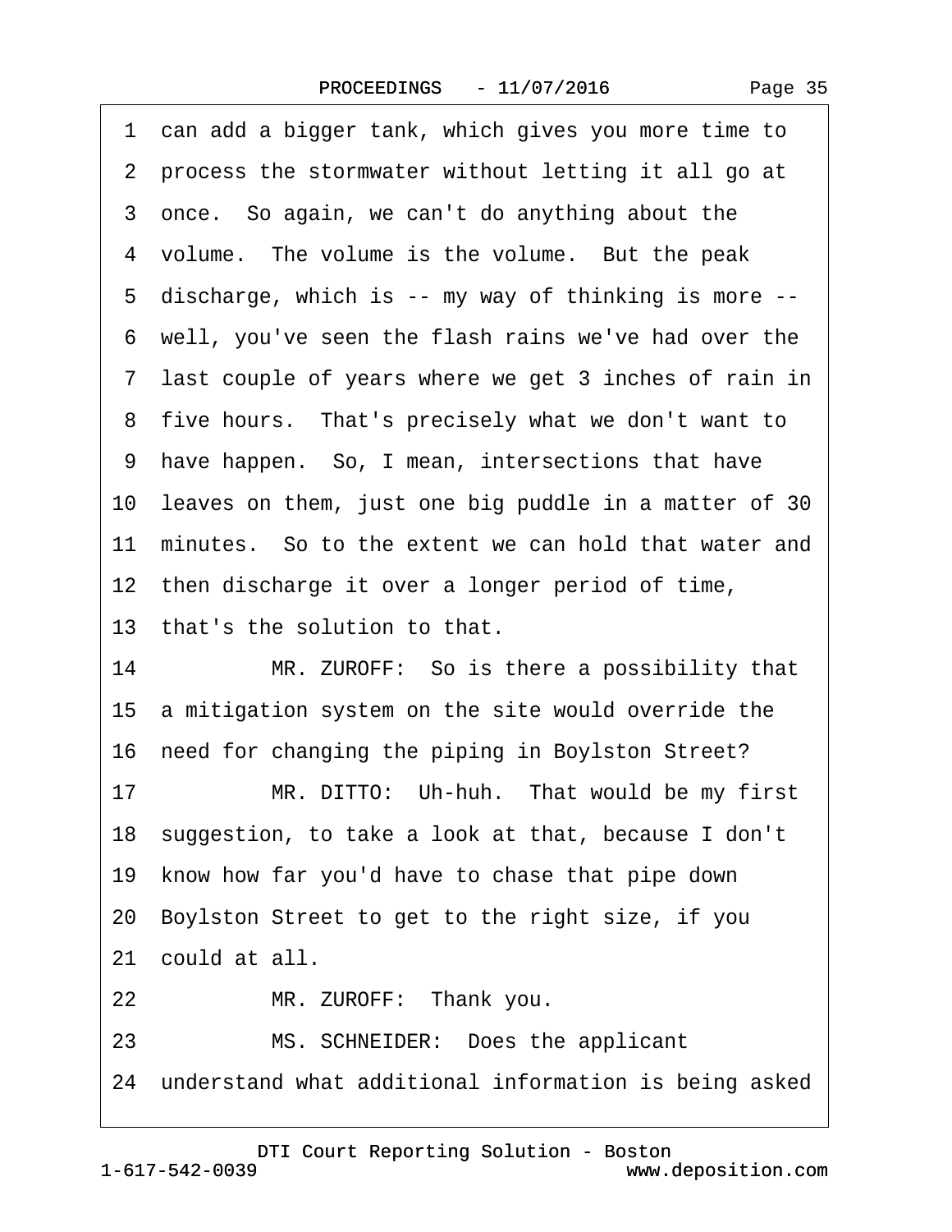1 can add a bigger tank, which gives you more time to
2 process the stormwater without letting it all go at
3 once. So again, we can't do anything about the
4 volume. The volume is the volume. But the peak
5 discharge, which is -- my way of thinking is more --
6 well, you've seen the flash rains we've had over the
7 last couple of years where we get 3 inches of rain in
8 five hours. That's precisely what we don't want to
9 have happen. So, I mean, intersections that have
10 leaves on them, just one big puddle in a matter of 30
11 minutes. So to the extent we can hold that water and
12 then discharge it over a longer period of time,
13 that's the solution to that.
14 MR. ZUROFF: So is there a possibility that
15 a mitigation system on the site would override the
16 need for changing the piping in Boylston Street?
17 MR. DITTO: Uh-huh. That would be my first
18 suggestion, to take a look at that, because I don't
19 know how far you'd have to chase that pipe down
20 Boylston Street to get to the right size, if you
21 could at all.
22 MR. ZUROFF: Thank you.
23 MS. SCHNEIDER: Does the applicant
24 understand what additional information is being asked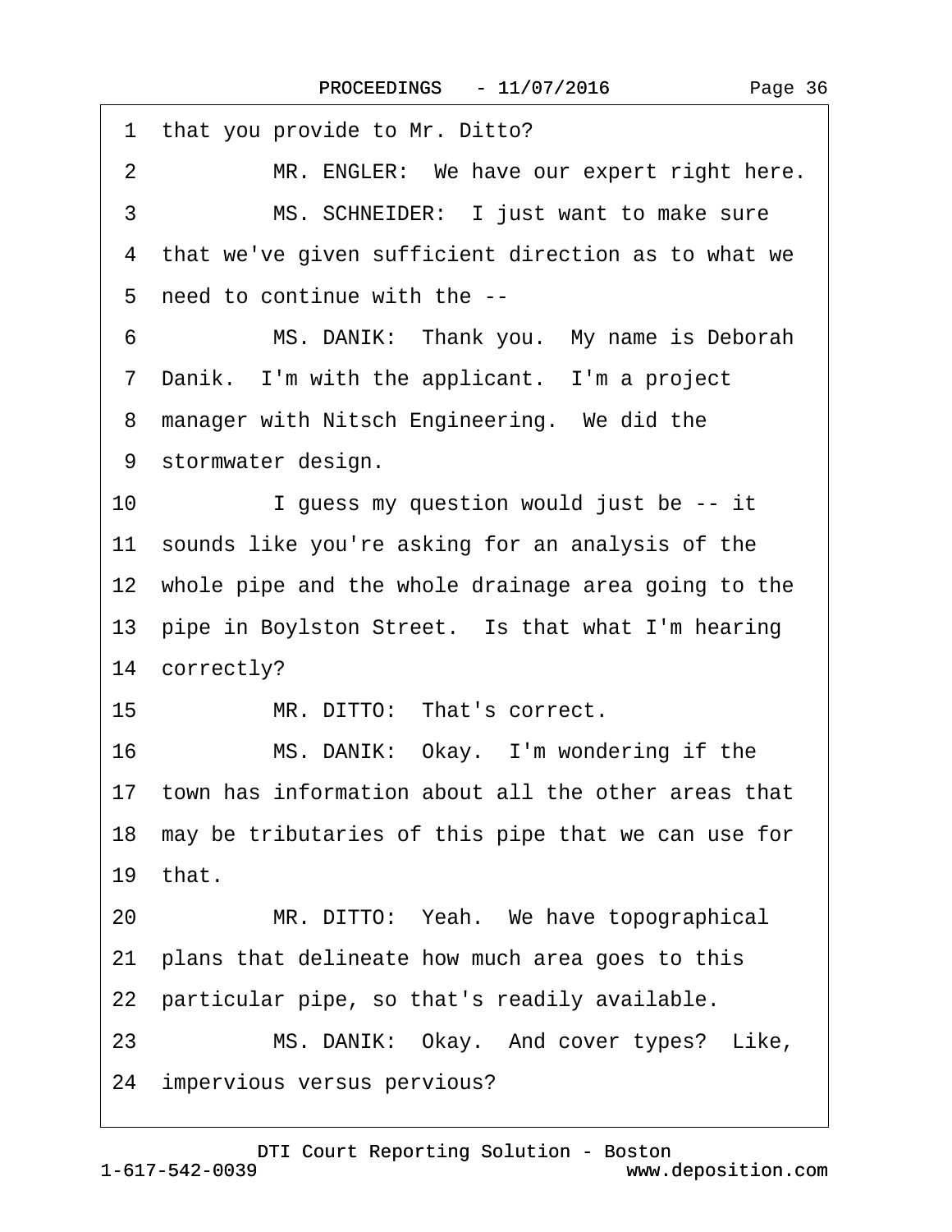1 that you provide to Mr. Ditto?

2 MR. ENGLER: We have our expert right here.

3 MS. SCHNEIDER: I just want to make sure

4 that we've given sufficient direction as to what we

5 need to continue with the --

6 MS. DANIK: Thank you. My name is Deborah

7 Danik. I'm with the applicant. I'm a project

8 manager with Nitsch Engineering. We did the

9 stormwater design.

10 I guess my question would just be -- it

11 sounds like you're asking for an analysis of the

12 whole pipe and the whole drainage area going to the

13 pipe in Boylston Street. Is that what I'm hearing

14 correctly?

15 MR. DITTO: That's correct.

16 MS. DANIK: Okay. I'm wondering if the

17 town has information about all the other areas that

18 may be tributaries of this pipe that we can use for

19 that.

20 MR. DITTO: Yeah. We have topographical

21 plans that delineate how much area goes to this

22 particular pipe, so that's readily available.

23 MS. DANIK: Okay. And cover types? Like,

24 impervious versus pervious?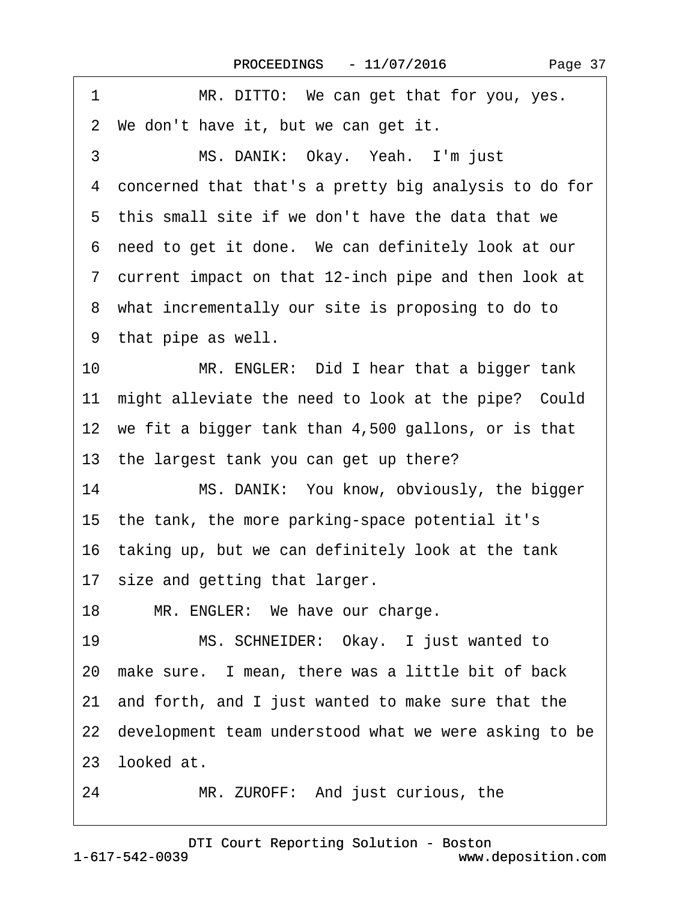1 MR. DITTO: We can get that for you, yes.
2 We don't have it, but we can get it.
3 MS. DANIK: Okay. Yeah. I'm just
4 concerned that that's a pretty big analysis to do for
5 this small site if we don't have the data that we
6 need to get it done. We can definitely look at our
7 current impact on that 12-inch pipe and then look at
8 what incrementally our site is proposing to do to
9 that pipe as well.
10 MR. ENGLER: Did I hear that a bigger tank
11 might alleviate the need to look at the pipe? Could
12 we fit a bigger tank than 4,500 gallons, or is that
13 the largest tank you can get up there?
14 MS. DANIK: You know, obviously, the bigger
15 the tank, the more parking-space potential it's
16 taking up, but we can definitely look at the tank
17 size and getting that larger.
18 MR. ENGLER: We have our charge.
19 MS. SCHNEIDER: Okay. I just wanted to
20 make sure. I mean, there was a little bit of back
21 and forth, and I just wanted to make sure that the
22 development team understood what we were asking to be
23 looked at.
24 MR. ZUROFF: And just curious, the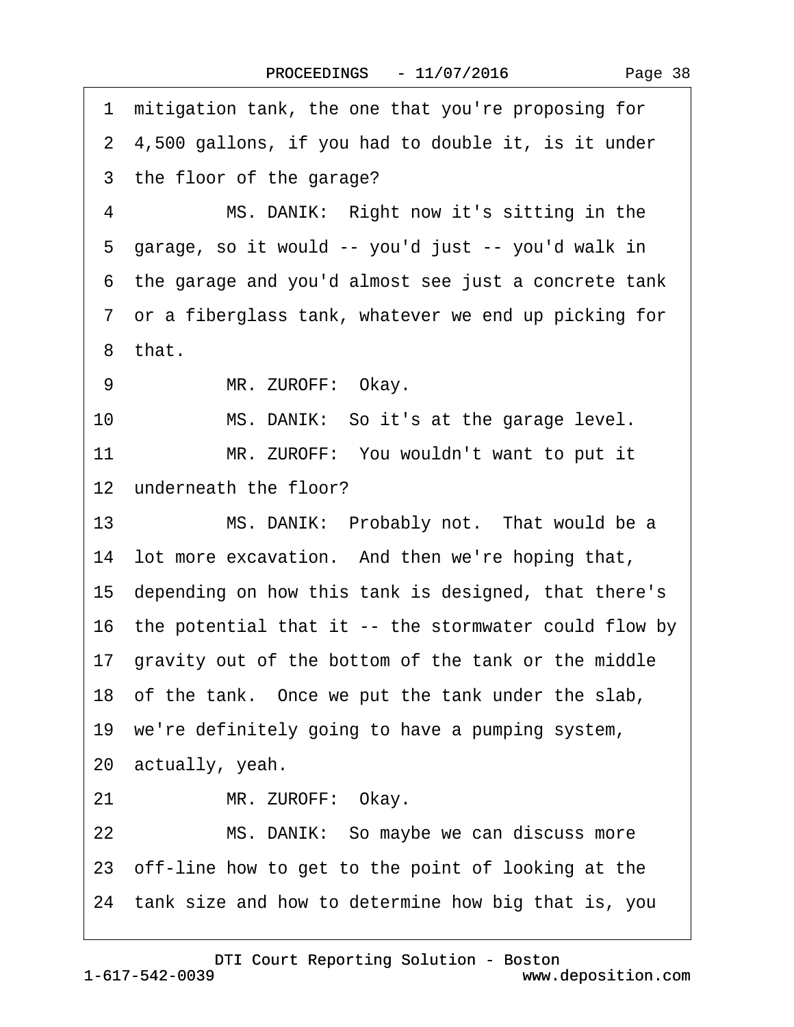1 mitigation tank, the one that you're proposing for
2 4,500 gallons, if you had to double it, is it under
3 the floor of the garage?
4 MS. DANIK: Right now it's sitting in the
5 garage, so it would -- you'd just -- you'd walk in
6 the garage and you'd almost see just a concrete tank
7 or a fiberglass tank, whatever we end up picking for
8 that.
9 MR. ZUROFF: Okay.
10 MS. DANIK: So it's at the garage level.
11 MR. ZUROFF: You wouldn't want to put it
12 underneath the floor?
13 MS. DANIK: Probably not. That would be a
14 lot more excavation. And then we're hoping that,
15 depending on how this tank is designed, that there's
16 the potential that it -- the stormwater could flow by
17 gravity out of the bottom of the tank or the middle
18 of the tank. Once we put the tank under the slab,
19 we're definitely going to have a pumping system,
20 actually, yeah.
21 MR. ZUROFF: Okay.
22 MS. DANIK: So maybe we can discuss more
23 off-line how to get to the point of looking at the
24 tank size and how to determine how big that is, you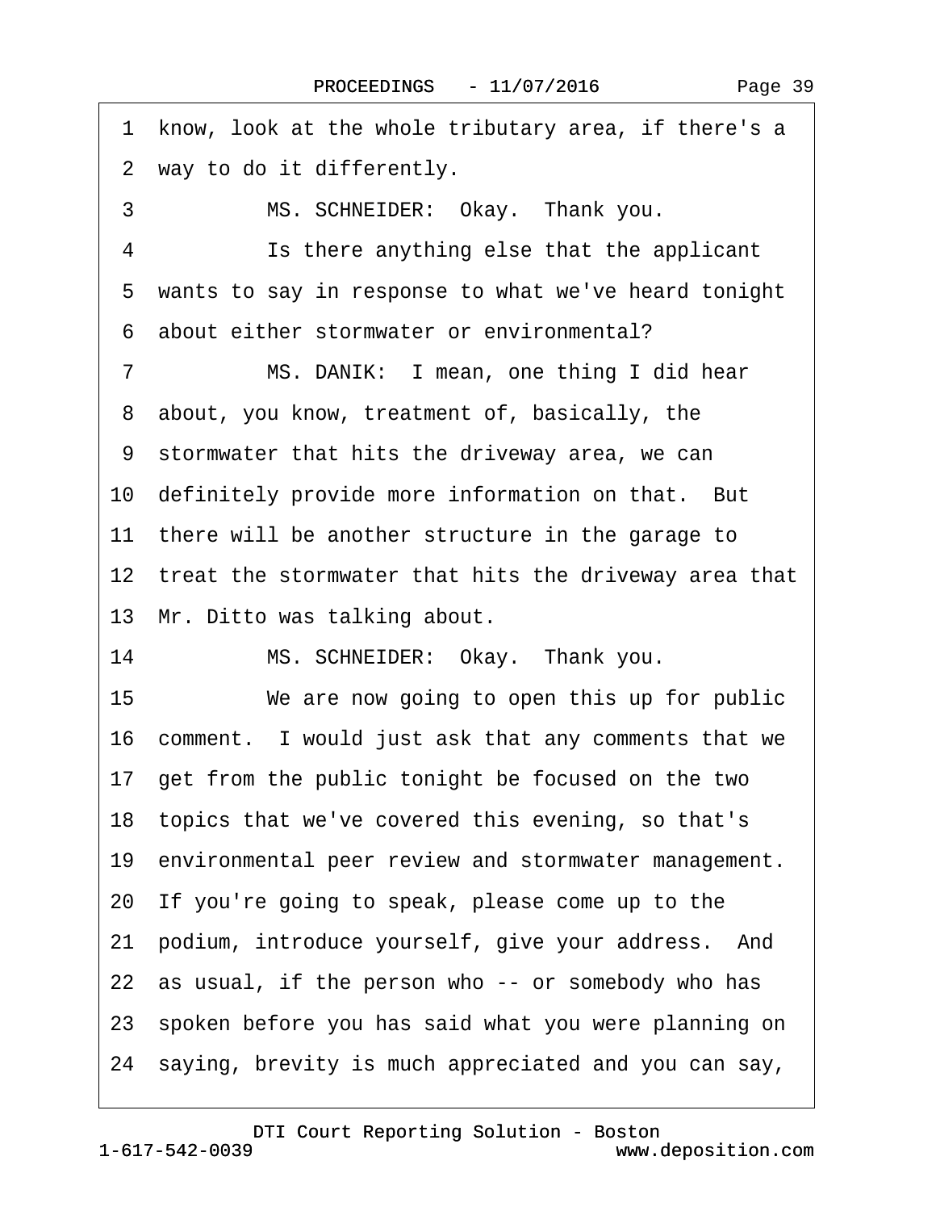1 know, look at the whole tributary area, if there's a
2 way to do it differently.
3 MS. SCHNEIDER: Okay. Thank you.
4 Is there anything else that the applicant
5 wants to say in response to what we've heard tonight
6 about either stormwater or environmental?
7 MS. DANIK: I mean, one thing I did hear
8 about, you know, treatment of, basically, the
9 stormwater that hits the driveway area, we can
10 definitely provide more information on that. But
11 there will be another structure in the garage to
12 treat the stormwater that hits the driveway area that
13 Mr. Ditto was talking about.
14 MS. SCHNEIDER: Okay. Thank you.
15 We are now going to open this up for public
16 comment. I would just ask that any comments that we
17 get from the public tonight be focused on the two
18 topics that we've covered this evening, so that's
19 environmental peer review and stormwater management.
20 If you're going to speak, please come up to the
21 podium, introduce yourself, give your address. And
22 as usual, if the person who -- or somebody who has
23 spoken before you has said what you were planning on
24 saying, brevity is much appreciated and you can say,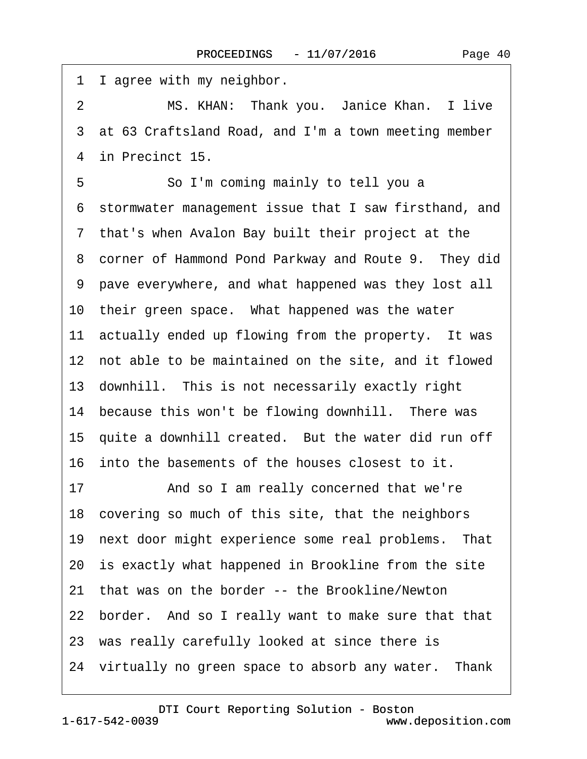1 I agree with my neighbor.

2 MS. KHAN: Thank you. Janice Khan. I live

3 at 63 Craftsland Road, and I'm a town meeting member

4 in Precinct 15.

5 So I'm coming mainly to tell you a

6 stormwater management issue that I saw firsthand, and

7 that's when Avalon Bay built their project at the

8 corner of Hammond Pond Parkway and Route 9. They did

9 pave everywhere, and what happened was they lost all

10 their green space. What happened was the water

11 actually ended up flowing from the property. It was

12 not able to be maintained on the site, and it flowed

13 downhill. This is not necessarily exactly right

14 because this won't be flowing downhill. There was

15 quite a downhill created. But the water did run off

16 into the basements of the houses closest to it.

17 And so I am really concerned that we're

18 covering so much of this site, that the neighbors

19 next door might experience some real problems. That

20 is exactly what happened in Brookline from the site

21 that was on the border -- the Brookline/Newton

22 border. And so I really want to make sure that that

23 was really carefully looked at since there is

24 virtually no green space to absorb any water. Thank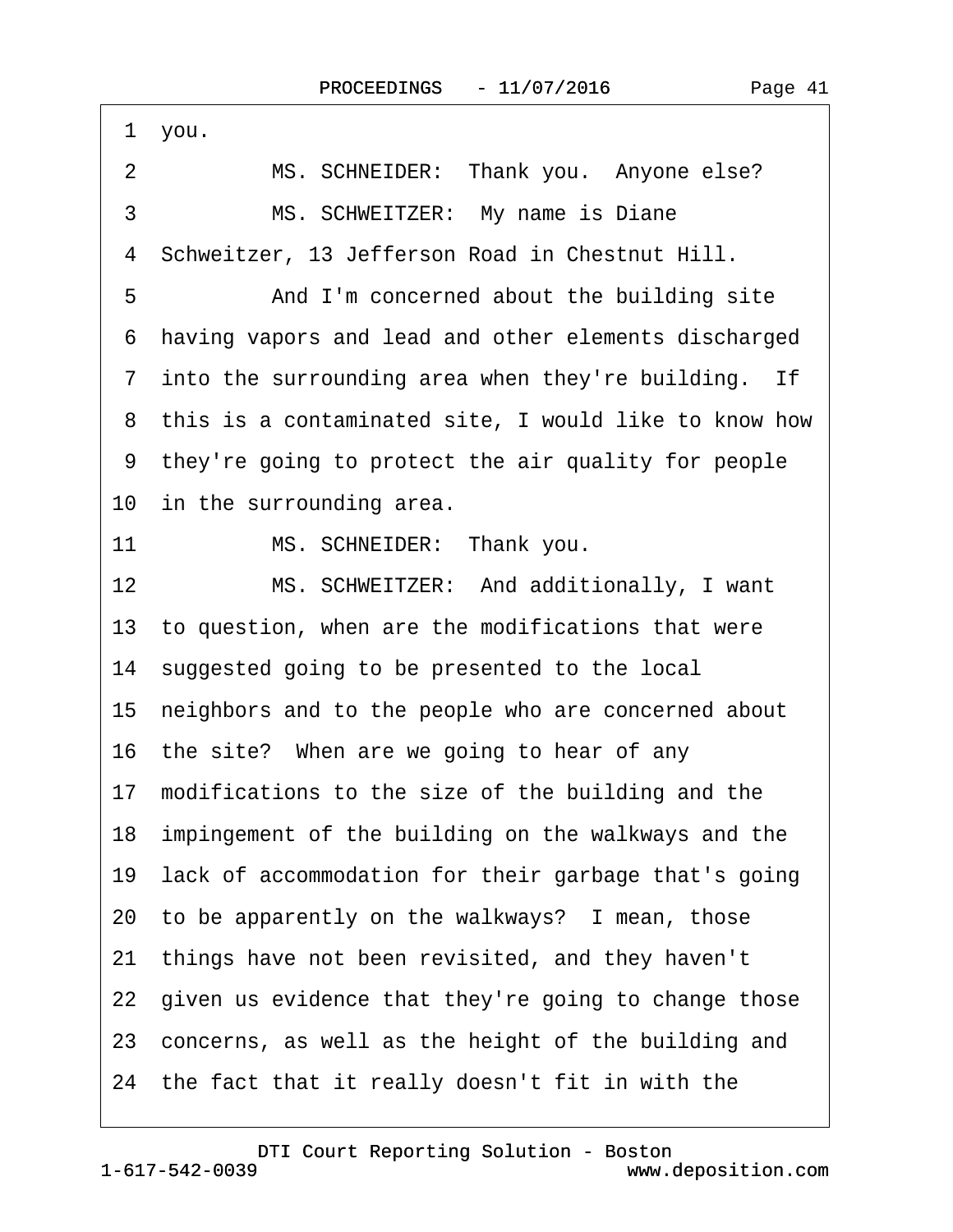1 you.

2 MS. SCHNEIDER: Thank you. Anyone else?

3 MS. SCHWEITZER: My name is Diane

4 Schweitzer, 13 Jefferson Road in Chestnut Hill.

5 And I'm concerned about the building site

6 having vapors and lead and other elements discharged

7 into the surrounding area when they're building. If

8 this is a contaminated site, I would like to know how

9 they're going to protect the air quality for people

10 in the surrounding area.

11 MS. SCHNEIDER: Thank you.

12 MS. SCHWEITZER: And additionally, I want

13 to question, when are the modifications that were

14 suggested going to be presented to the local

15 neighbors and to the people who are concerned about

16 the site? When are we going to hear of any

17 modifications to the size of the building and the

18 impingement of the building on the walkways and the

19 lack of accommodation for their garbage that's going

20 to be apparently on the walkways? I mean, those

21 things have not been revisited, and they haven't

22 given us evidence that they're going to change those

23 concerns, as well as the height of the building and

24 the fact that it really doesn't fit in with the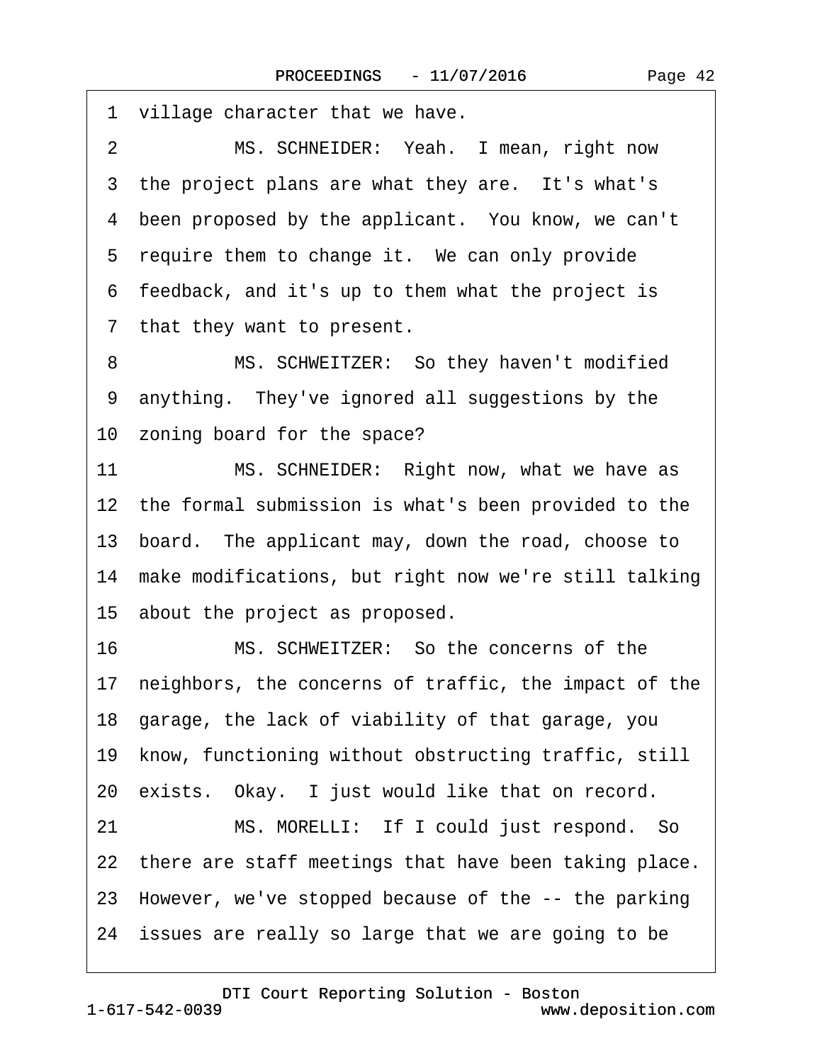1 village character that we have.

2 MS. SCHNEIDER: Yeah. I mean, right now

3 the project plans are what they are. It's what's

4 been proposed by the applicant. You know, we can't

5 require them to change it. We can only provide

6 feedback, and it's up to them what the project is

7 that they want to present.

8 MS. SCHWEITZER: So they haven't modified

9 anything. They've ignored all suggestions by the

10 zoning board for the space?

11 MS. SCHNEIDER: Right now, what we have as

12 the formal submission is what's been provided to the

13 board. The applicant may, down the road, choose to

14 make modifications, but right now we're still talking

15 about the project as proposed.

16 MS. SCHWEITZER: So the concerns of the

17 neighbors, the concerns of traffic, the impact of the

18 garage, the lack of viability of that garage, you

19 know, functioning without obstructing traffic, still

20 exists. Okay. I just would like that on record.

21 MS. MORELLI: If I could just respond. So

22 there are staff meetings that have been taking place.

23 However, we've stopped because of the -- the parking

24 issues are really so large that we are going to be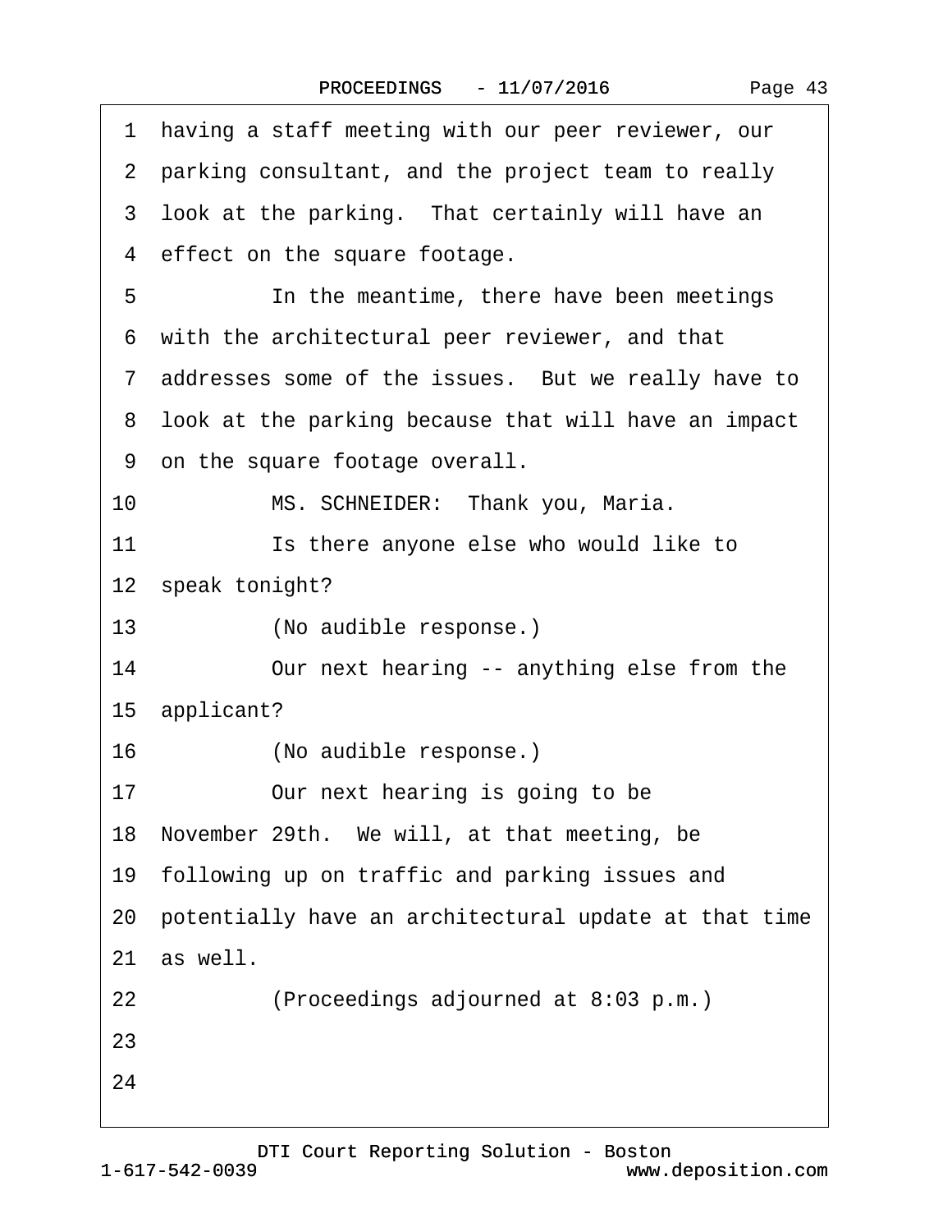1 having a staff meeting with our peer reviewer, our
2 parking consultant, and the project team to really
3 look at the parking.  That certainly will have an
4 effect on the square footage.
5           In the meantime, there have been meetings
6 with the architectural peer reviewer, and that
7 addresses some of the issues.  But we really have to
8 look at the parking because that will have an impact
9 on the square footage overall.
10           MS. SCHNEIDER:  Thank you, Maria.
11           Is there anyone else who would like to
12 speak tonight?
13           (No audible response.)
14           Our next hearing -- anything else from the
15 applicant?
16           (No audible response.)
17           Our next hearing is going to be
18 November 29th.  We will, at that meeting, be
19 following up on traffic and parking issues and
20 potentially have an architectural update at that time
21 as well.
22           (Proceedings adjourned at 8:03 p.m.)
23
24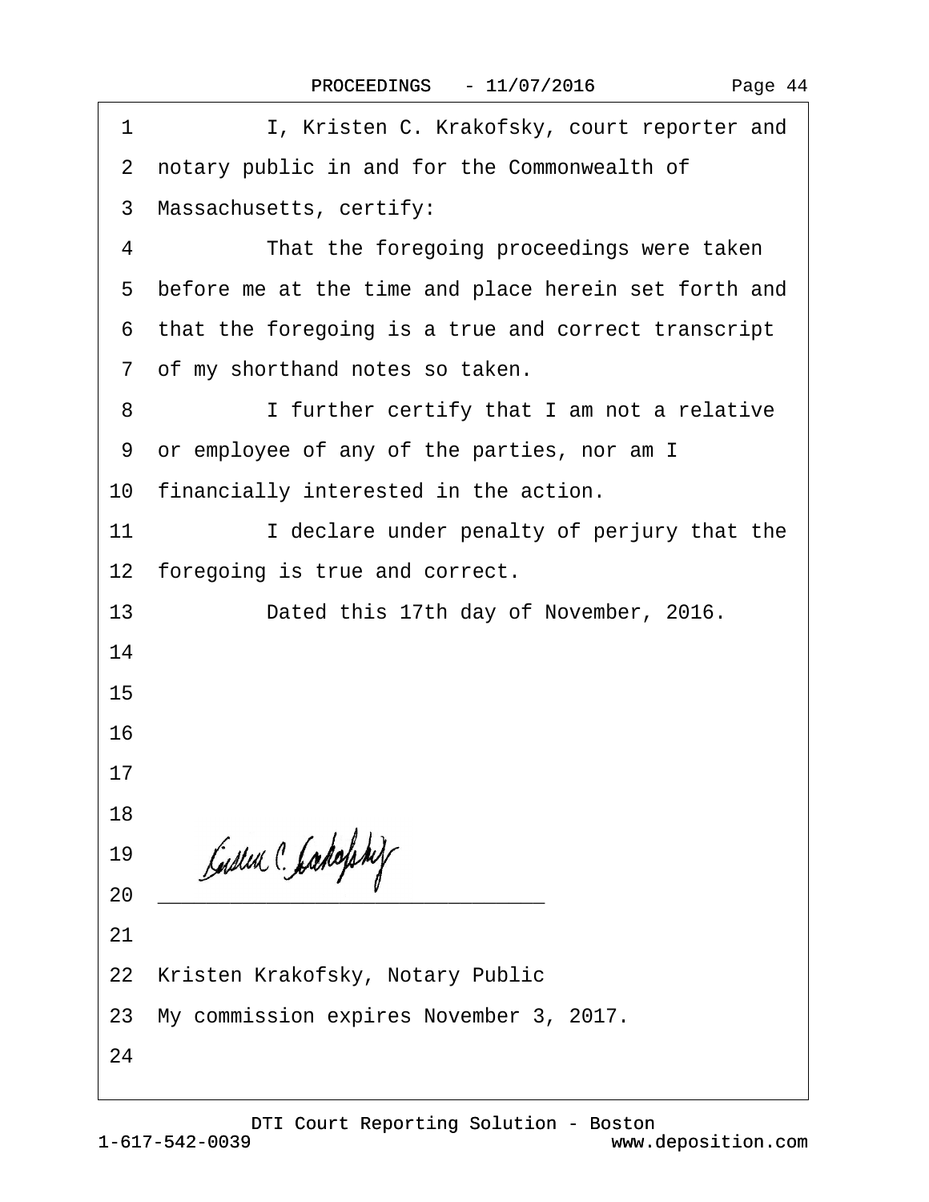I, Kristen C. Krakofsky, court reporter and notary public in and for the Commonwealth of Massachusetts, certify:

That the foregoing proceedings were taken before me at the time and place herein set forth and that the foregoing is a true and correct transcript of my shorthand notes so taken.

I further certify that I am not a relative or employee of any of the parties, nor am I financially interested in the action.

I declare under penalty of perjury that the foregoing is true and correct.

Dated this 17th day of November, 2016.

______________________________

Kristen Krakofsky, Notary Public

My commission expires November 3, 2017.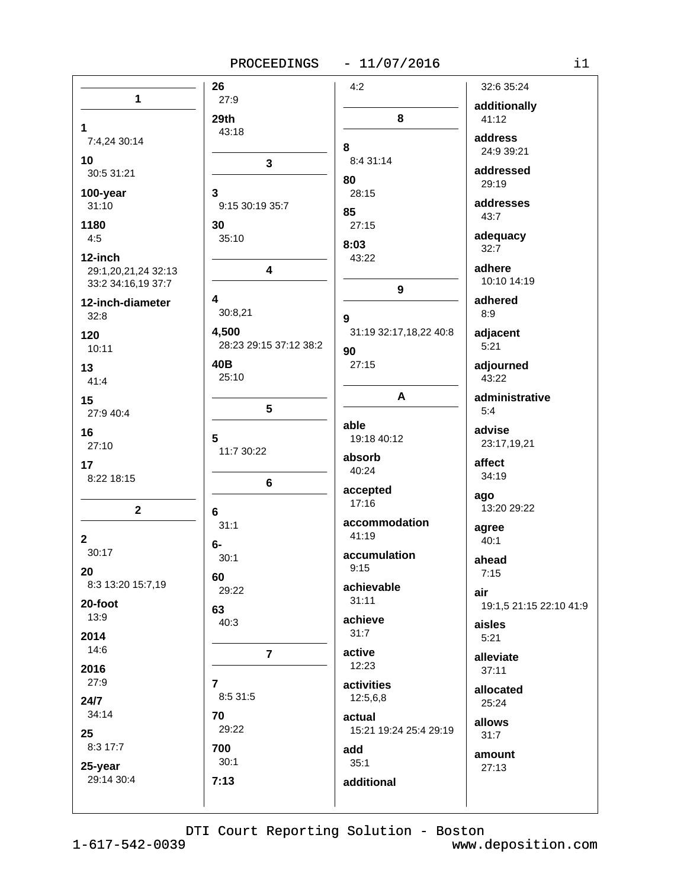## 1

**1**
7:4,24 30:14

**10**
30:5 31:21

**100-year**
31:10

**1180**
4:5

**12-inch**
29:1,20,21,24 32:13 33:2 34:16,19 37:7

**12-inch-diameter**
32:8

**120**
10:11

**13**
41:4

**15**
27:9 40:4

**16**
27:10

**17**
8:22 18:15

## 2

**2**
30:17

**20**
8:3 13:20 15:7,19

**20-foot**
13:9

**2014**
14:6

**2016**
27:9

**24/7**
34:14

**25**
8:3 17:7

**25-year**
29:14 30:4

**26**
27:9

**29th**
43:18

## 3

**3**
9:15 30:19 35:7

**30**
35:10

## 4

**4**
30:8,21

**4,500**
28:23 29:15 37:12 38:2

**40B**
25:10

## 5

**5**
11:7 30:22

## 6

**6**
31:1

**6-**
30:1

**60**
29:22

**63**
40:3

## 7

**7**
8:5 31:5

**70**
29:22

**700**
30:1

**7:13**
4:2

## 8

**8**
8:4 31:14

**80**
28:15

**85**
27:15

**8:03**
43:22

## 9

**9**
31:19 32:17,18,22 40:8

**90**
27:15

## A

**able**
19:18 40:12

**absorb**
40:24

**accepted**
17:16

**accommodation**
41:19

**accumulation**
9:15

**achievable**
31:11

**achieve**
31:7

**active**
12:23

**activities**
12:5,6,8

**actual**
15:21 19:24 25:4 29:19

**add**
35:1

**additional**
32:6 35:24

**additionally**
41:12

**address**
24:9 39:21

**addressed**
29:19

**addresses**
43:7

**adequacy**
32:7

**adhere**
10:10 14:19

**adhered**
8:9

**adjacent**
5:21

**adjourned**
43:22

**administrative**
5:4

**advise**
23:17,19,21

**affect**
34:19

**ago**
13:20 29:22

**agree**
40:1

**ahead**
7:15

**air**
19:1,5 21:15 22:10 41:9

**aisles**
5:21

**alleviate**
37:11

**allocated**
25:24

**allows**
31:7

**amount**
27:13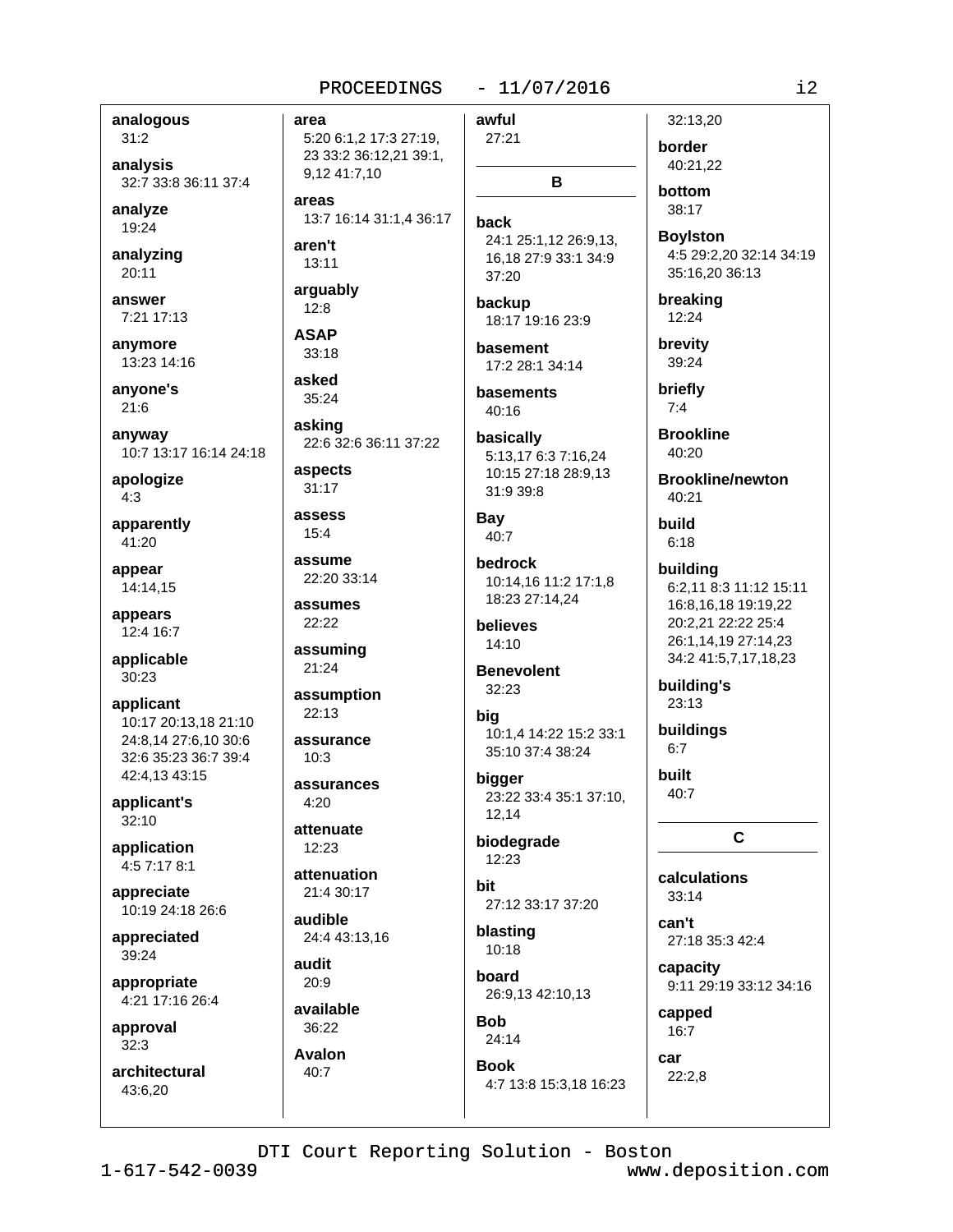**analogous**
31:2

**analysis**
32:7 33:8 36:11 37:4

**analyze**
19:24

**analyzing**
20:11

**answer**
7:21 17:13

**anymore**
13:23 14:16

**anyone's**
21:6

**anyway**
10:7 13:17 16:14 24:18

**apologize**
4:3

**apparently**
41:20

**appear**
14:14,15

**appears**
12:4 16:7

**applicable**
30:23

**applicant**
10:17 20:13,18 21:10 24:8,14 27:6,10 30:6 32:6 35:23 36:7 39:4 42:4,13 43:15

**applicant's**
32:10

**application**
4:5 7:17 8:1

**appreciate**
10:19 24:18 26:6

**appreciated**
39:24

**appropriate**
4:21 17:16 26:4

**approval**
32:3

**architectural**
43:6,20

**area**
5:20 6:1,2 17:3 27:19, 23 33:2 36:12,21 39:1, 9,12 41:7,10

**areas**
13:7 16:14 31:1,4 36:17

**aren't**
13:11

**arguably**
12:8

**ASAP**
33:18

**asked**
35:24

**asking**
22:6 32:6 36:11 37:22

**aspects**
31:17

**assess**
15:4

**assume**
22:20 33:14

**assumes**
22:22

**assuming**
21:24

**assumption**
22:13

**assurance**
10:3

**assurances**
4:20

**attenuate**
12:23

**attenuation**
21:4 30:17

**audible**
24:4 43:13,16

**audit**
20:9

**available**
36:22

**Avalon**
40:7

**awful**
27:21

**B**

**back**
24:1 25:1,12 26:9,13, 16,18 27:9 33:1 34:9 37:20

**backup**
18:17 19:16 23:9

**basement**
17:2 28:1 34:14

**basements**
40:16

**basically**
5:13,17 6:3 7:16,24 10:15 27:18 28:9,13 31:9 39:8

**Bay**
40:7

**bedrock**
10:14,16 11:2 17:1,8 18:23 27:14,24

**believes**
14:10

**Benevolent**
32:23

**big**
10:1,4 14:22 15:2 33:1 35:10 37:4 38:24

**bigger**
23:22 33:4 35:1 37:10, 12,14

**biodegrade**
12:23

**bit**
27:12 33:17 37:20

**blasting**
10:18

**board**
26:9,13 42:10,13

**Bob**
24:14

**Book**
4:7 13:8 15:3,18 16:23 32:13,20

**border**
40:21,22

**bottom**
38:17

**Boylston**
4:5 29:2,20 32:14 34:19 35:16,20 36:13

**breaking**
12:24

**brevity**
39:24

**briefly**
7:4

**Brookline**
40:20

**Brookline/newton**
40:21

**build**
6:18

**building**
6:2,11 8:3 11:12 15:11 16:8,16,18 19:19,22 20:2,21 22:22 25:4 26:1,14,19 27:14,23 34:2 41:5,7,17,18,23

**building's**
23:13

**buildings**
6:7

**built**
40:7

**C**

**calculations**
33:14

**can't**
27:18 35:3 42:4

**capacity**
9:11 29:19 33:12 34:16

**capped**
16:7

**car**
22:2,8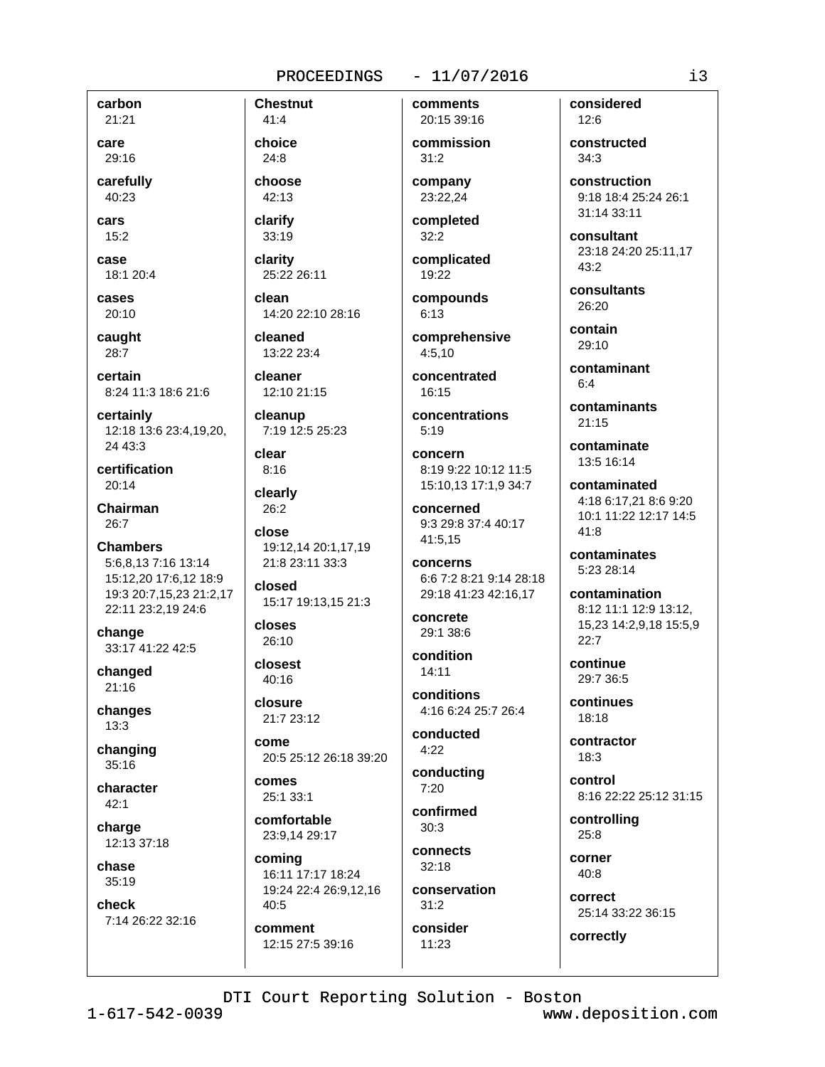**carbon**
21:21

**care**
29:16

**carefully**
40:23

**cars**
15:2

**case**
18:1 20:4

**cases**
20:10

**caught**
28:7

**certain**
8:24 11:3 18:6 21:6

**certainly**
12:18 13:6 23:4,19,20,
24 43:3

**certification**
20:14

**Chairman**
26:7

**Chambers**
5:6,8,13 7:16 13:14
15:12,20 17:6,12 18:9
19:3 20:7,15,23 21:2,17
22:11 23:2,19 24:6

**change**
33:17 41:22 42:5

**changed**
21:16

**changes**
13:3

**changing**
35:16

**character**
42:1

**charge**
12:13 37:18

**chase**
35:19

**check**
7:14 26:22 32:16

**Chestnut**
41:4

**choice**
24:8

**choose**
42:13

**clarify**
33:19

**clarity**
25:22 26:11

**clean**
14:20 22:10 28:16

**cleaned**
13:22 23:4

**cleaner**
12:10 21:15

**cleanup**
7:19 12:5 25:23

**clear**
8:16

**clearly**
26:2

**close**
19:12,14 20:1,17,19
21:8 23:11 33:3

**closed**
15:17 19:13,15 21:3

**closes**
26:10

**closest**
40:16

**closure**
21:7 23:12

**come**
20:5 25:12 26:18 39:20

**comes**
25:1 33:1

**comfortable**
23:9,14 29:17

**coming**
16:11 17:17 18:24
19:24 22:4 26:9,12,16
40:5

**comment**
12:15 27:5 39:16

**comments**
20:15 39:16

**commission**
31:2

**company**
23:22,24

**completed**
32:2

**complicated**
19:22

**compounds**
6:13

**comprehensive**
4:5,10

**concentrated**
16:15

**concentrations**
5:19

**concern**
8:19 9:22 10:12 11:5
15:10,13 17:1,9 34:7

**concerned**
9:3 29:8 37:4 40:17
41:5,15

**concerns**
6:6 7:2 8:21 9:14 28:18
29:18 41:23 42:16,17

**concrete**
29:1 38:6

**condition**
14:11

**conditions**
4:16 6:24 25:7 26:4

**conducted**
4:22

**conducting**
7:20

**confirmed**
30:3

**connects**
32:18

**conservation**
31:2

**consider**
11:23

**considered**
12:6

**constructed**
34:3

**construction**
9:18 18:4 25:24 26:1
31:14 33:11

**consultant**
23:18 24:20 25:11,17
43:2

**consultants**
26:20

**contain**
29:10

**contaminant**
6:4

**contaminants**
21:15

**contaminate**
13:5 16:14

**contaminated**
4:18 6:17,21 8:6 9:20
10:1 11:22 12:17 14:5
41:8

**contaminates**
5:23 28:14

**contamination**
8:12 11:1 12:9 13:12,
15,23 14:2,9,18 15:5,9
22:7

**continue**
29:7 36:5

**continues**
18:18

**contractor**
18:3

**control**
8:16 22:22 25:12 31:15

**controlling**
25:8

**corner**
40:8

**correct**
25:14 33:22 36:15

**correctly**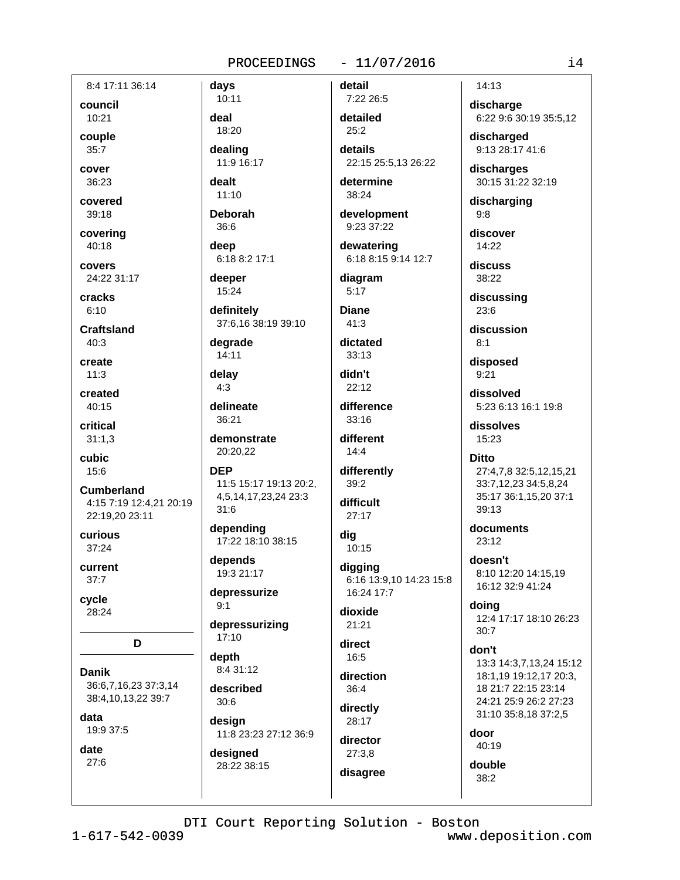8:4 17:11 36:14

**council**
10:21

**couple**
35:7

**cover**
36:23

**covered**
39:18

**covering**
40:18

**covers**
24:22 31:17

**cracks**
6:10

**Craftsland**
40:3

**create**
11:3

**created**
40:15

**critical**
31:1,3

**cubic**
15:6

**Cumberland**
4:15 7:19 12:4,21 20:19 22:19,20 23:11

**curious**
37:24

**current**
37:7

**cycle**
28:24

## D

**Danik**
36:6,7,16,23 37:3,14 38:4,10,13,22 39:7

**data**
19:9 37:5

**date**
27:6

**days**
10:11

**deal**
18:20

**dealing**
11:9 16:17

**dealt**
11:10

**Deborah**
36:6

**deep**
6:18 8:2 17:1

**deeper**
15:24

**definitely**
37:6,16 38:19 39:10

**degrade**
14:11

**delay**
4:3

**delineate**
36:21

**demonstrate**
20:20,22

**DEP**
11:5 15:17 19:13 20:2, 4,5,14,17,23,24 23:3 31:6

**depending**
17:22 18:10 38:15

**depends**
19:3 21:17

**depressurize**
9:1

**depressurizing**
17:10

**depth**
8:4 31:12

**described**
30:6

**design**
11:8 23:23 27:12 36:9

**designed**
28:22 38:15

**detail**
7:22 26:5

**detailed**
25:2

**details**
22:15 25:5,13 26:22

**determine**
38:24

**development**
9:23 37:22

**dewatering**
6:18 8:15 9:14 12:7

**diagram**
5:17

**Diane**
41:3

**dictated**
33:13

**didn't**
22:12

**difference**
33:16

**different**
14:4

**differently**
39:2

**difficult**
27:17

**dig**
10:15

**digging**
6:16 13:9,10 14:23 15:8 16:24 17:7

**dioxide**
21:21

**direct**
16:5

**direction**
36:4

**directly**
28:17

**director**
27:3,8

**disagree**
14:13

**discharge**
6:22 9:6 30:19 35:5,12

**discharged**
9:13 28:17 41:6

**discharges**
30:15 31:22 32:19

**discharging**
9:8

**discover**
14:22

**discuss**
38:22

**discussing**
23:6

**discussion**
8:1

**disposed**
9:21

**dissolved**
5:23 6:13 16:1 19:8

**dissolves**
15:23

**Ditto**
27:4,7,8 32:5,12,15,21 33:7,12,23 34:5,8,24 35:17 36:1,15,20 37:1 39:13

**documents**
23:12

**doesn't**
8:10 12:20 14:15,19 16:12 32:9 41:24

**doing**
12:4 17:17 18:10 26:23 30:7

**don't**
13:3 14:3,7,13,24 15:12 18:1,19 19:12,17 20:3, 18 21:7 22:15 23:14 24:21 25:9 26:2 27:23 31:10 35:8,18 37:2,5

**door**
40:19

**double**
38:2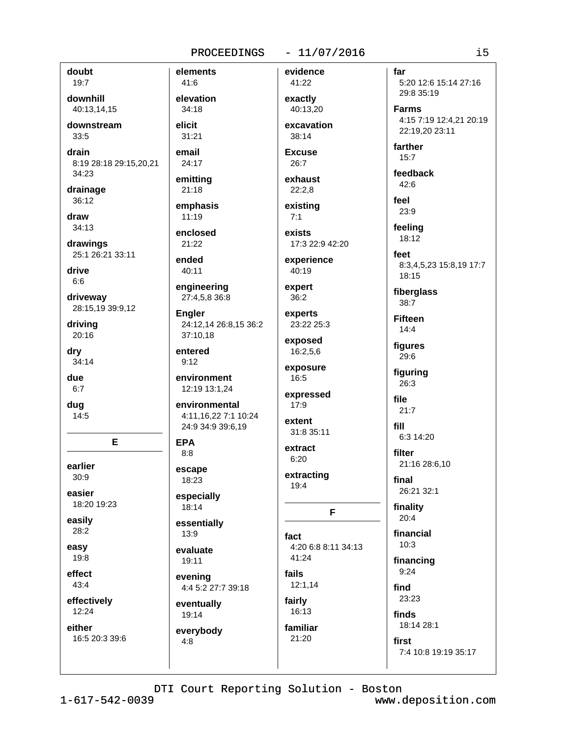**doubt**
19:7

**downhill**
40:13,14,15

**downstream**
33:5

**drain**
8:19 28:18 29:15,20,21 34:23

**drainage**
36:12

**draw**
34:13

**drawings**
25:1 26:21 33:11

**drive**
6:6

**driveway**
28:15,19 39:9,12

**driving**
20:16

**dry**
34:14

**due**
6:7

**dug**
14:5

## E

**earlier**
30:9

**easier**
18:20 19:23

**easily**
28:2

**easy**
19:8

**effect**
43:4

**effectively**
12:24

**either**
16:5 20:3 39:6

**elements**
41:6

**elevation**
34:18

**elicit**
31:21

**email**
24:17

**emitting**
21:18

**emphasis**
11:19

**enclosed**
21:22

**ended**
40:11

**engineering**
27:4,5,8 36:8

**Engler**
24:12,14 26:8,15 36:2 37:10,18

**entered**
9:12

**environment**
12:19 13:1,24

**environmental**
4:11,16,22 7:1 10:24 24:9 34:9 39:6,19

**EPA**
8:8

**escape**
18:23

**especially**
18:14

**essentially**
13:9

**evaluate**
19:11

**evening**
4:4 5:2 27:7 39:18

**eventually**
19:14

**everybody**
4:8

**evidence**
41:22

**exactly**
40:13,20

**excavation**
38:14

**Excuse**
26:7

**exhaust**
22:2,8

**existing**
7:1

**exists**
17:3 22:9 42:20

**experience**
40:19

**expert**
36:2

**experts**
23:22 25:3

**exposed**
16:2,5,6

**exposure**
16:5

**expressed**
17:9

**extent**
31:8 35:11

**extract**
6:20

**extracting**
19:4

## F

**fact**
4:20 6:8 8:11 34:13 41:24

**fails**
12:1,14

**fairly**
16:13

**familiar**
21:20

**far**
5:20 12:6 15:14 27:16 29:8 35:19

**Farms**
4:15 7:19 12:4,21 20:19 22:19,20 23:11

**farther**
15:7

**feedback**
42:6

**feel**
23:9

**feeling**
18:12

**feet**
8:3,4,5,23 15:8,19 17:7 18:15

**fiberglass**
38:7

**Fifteen**
14:4

**figures**
29:6

**figuring**
26:3

**file**
21:7

**fill**
6:3 14:20

**filter**
21:16 28:6,10

**final**
26:21 32:1

**finality**
20:4

**financial**
10:3

**financing**
9:24

**find**
23:23

**finds**
18:14 28:1

**first**
7:4 10:8 19:19 35:17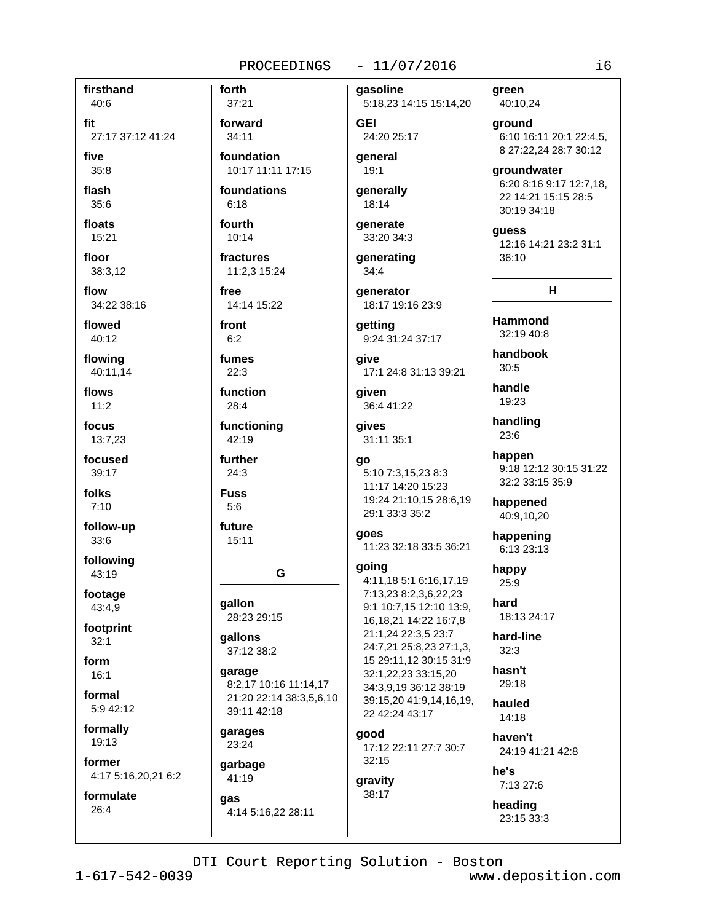**firsthand**
40:6

**fit**
27:17 37:12 41:24

**five**
35:8

**flash**
35:6

**floats**
15:21

**floor**
38:3,12

**flow**
34:22 38:16

**flowed**
40:12

**flowing**
40:11,14

**flows**
11:2

**focus**
13:7,23

**focused**
39:17

**folks**
7:10

**follow-up**
33:6

**following**
43:19

**footage**
43:4,9

**footprint**
32:1

**form**
16:1

**formal**
5:9 42:12

**formally**
19:13

**former**
4:17 5:16,20,21 6:2

**formulate**
26:4

**forth**
37:21

**forward**
34:11

**foundation**
10:17 11:11 17:15

**foundations**
6:18

**fourth**
10:14

**fractures**
11:2,3 15:24

**free**
14:14 15:22

**front**
6:2

**fumes**
22:3

**function**
28:4

**functioning**
42:19

**further**
24:3

**Fuss**
5:6

**future**
15:11

## G

**gallon**
28:23 29:15

**gallons**
37:12 38:2

**garage**
8:2,17 10:16 11:14,17 21:20 22:14 38:3,5,6,10 39:11 42:18

**garages**
23:24

**garbage**
41:19

**gas**
4:14 5:16,22 28:11

**gasoline**
5:18,23 14:15 15:14,20

**GEI**
24:20 25:17

**general**
19:1

**generally**
18:14

**generate**
33:20 34:3

**generating**
34:4

**generator**
18:17 19:16 23:9

**getting**
9:24 31:24 37:17

**give**
17:1 24:8 31:13 39:21

**given**
36:4 41:22

**gives**
31:11 35:1

**go**
5:10 7:3,15,23 8:3 11:17 14:20 15:23 19:24 21:10,15 28:6,19 29:1 33:3 35:2

**goes**
11:23 32:18 33:5 36:21

**going**
4:11,18 5:1 6:16,17,19 7:13,23 8:2,3,6,22,23 9:1 10:7,15 12:10 13:9, 16,18,21 14:22 16:7,8 21:1,24 22:3,5 23:7 24:7,21 25:8,23 27:1,3, 15 29:11,12 30:15 31:9 32:1,22,23 33:15,20 34:3,9,19 36:12 38:19 39:15,20 41:9,14,16,19, 22 42:24 43:17

**good**
17:12 22:11 27:7 30:7 32:15

**gravity**
38:17

**green**
40:10,24

**ground**
6:10 16:11 20:1 22:4,5, 8 27:22,24 28:7 30:12

**groundwater**
6:20 8:16 9:17 12:7,18, 22 14:21 15:15 28:5 30:19 34:18

**guess**
12:16 14:21 23:2 31:1 36:10

## H

**Hammond**
32:19 40:8

**handbook**
30:5

**handle**
19:23

**handling**
23:6

**happen**
9:18 12:12 30:15 31:22 32:2 33:15 35:9

**happened**
40:9,10,20

**happening**
6:13 23:13

**happy**
25:9

**hard**
18:13 24:17

**hard-line**
32:3

**hasn't**
29:18

**hauled**
14:18

**haven't**
24:19 41:21 42:8

**he's**
7:13 27:6

**heading**
23:15 33:3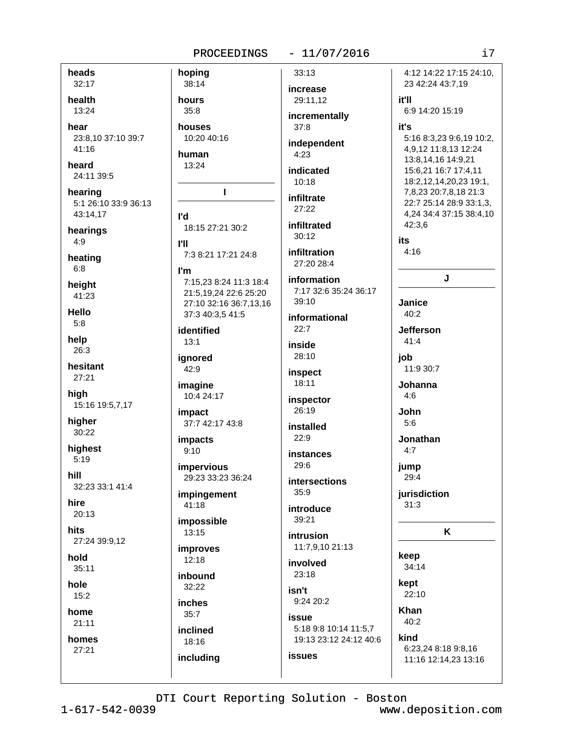**heads**
32:17

**health**
13:24

**hear**
23:8,10 37:10 39:7 41:16

**heard**
24:11 39:5

**hearing**
5:1 26:10 33:9 36:13 43:14,17

**hearings**
4:9

**heating**
6:8

**height**
41:23

**Hello**
5:8

**help**
26:3

**hesitant**
27:21

**high**
15:16 19:5,7,17

**higher**
30:22

**highest**
5:19

**hill**
32:23 33:1 41:4

**hire**
20:13

**hits**
27:24 39:9,12

**hold**
35:11

**hole**
15:2

**home**
21:11

**homes**
27:21

**hoping**
38:14

**hours**
35:8

**houses**
10:20 40:16

**human**
13:24

## I

**I'd**
18:15 27:21 30:2

**I'll**
7:3 8:21 17:21 24:8

**I'm**
7:15,23 8:24 11:3 18:4 21:5,19,24 22:6 25:20 27:10 32:16 36:7,13,16 37:3 40:3,5 41:5

**identified**
13:1

**ignored**
42:9

**imagine**
10:4 24:17

**impact**
37:7 42:17 43:8

**impacts**
9:10

**impervious**
29:23 33:23 36:24

**impingement**
41:18

**impossible**
13:15

**improves**
12:18

**inbound**
32:22

**inches**
35:7

**inclined**
18:16

**including**
33:13

**increase**
29:11,12

**incrementally**
37:8

**independent**
4:23

**indicated**
10:18

**infiltrate**
27:22

**infiltrated**
30:12

**infiltration**
27:20 28:4

**information**
7:17 32:6 35:24 36:17 39:10

**informational**
22:7

**inside**
28:10

**inspect**
18:11

**inspector**
26:19

**installed**
22:9

**instances**
29:6

**intersections**
35:9

**introduce**
39:21

**intrusion**
11:7,9,10 21:13

**involved**
23:18

**isn't**
9:24 20:2

**issue**
5:18 9:8 10:14 11:5,7 19:13 23:12 24:12 40:6

**issues**
4:12 14:22 17:15 24:10, 23 42:24 43:7,19

**it'll**
6:9 14:20 15:19

**it's**
5:16 8:3,23 9:6,19 10:2, 4,9,12 11:8,13 12:24 13:8,14,16 14:9,21 15:6,21 16:7 17:4,11 18:2,12,14,20,23 19:1, 7,8,23 20:7,8,18 21:3 22:7 25:14 28:9 33:1,3, 4,24 34:4 37:15 38:4,10 42:3,6

**its**
4:16

## J

**Janice**
40:2

**Jefferson**
41:4

**job**
11:9 30:7

**Johanna**
4:6

**John**
5:6

**Jonathan**
4:7

**jump**
29:4

**jurisdiction**
31:3

## K

**keep**
34:14

**kept**
22:10

**Khan**
40:2

**kind**
6:23,24 8:18 9:8,16 11:16 12:14,23 13:16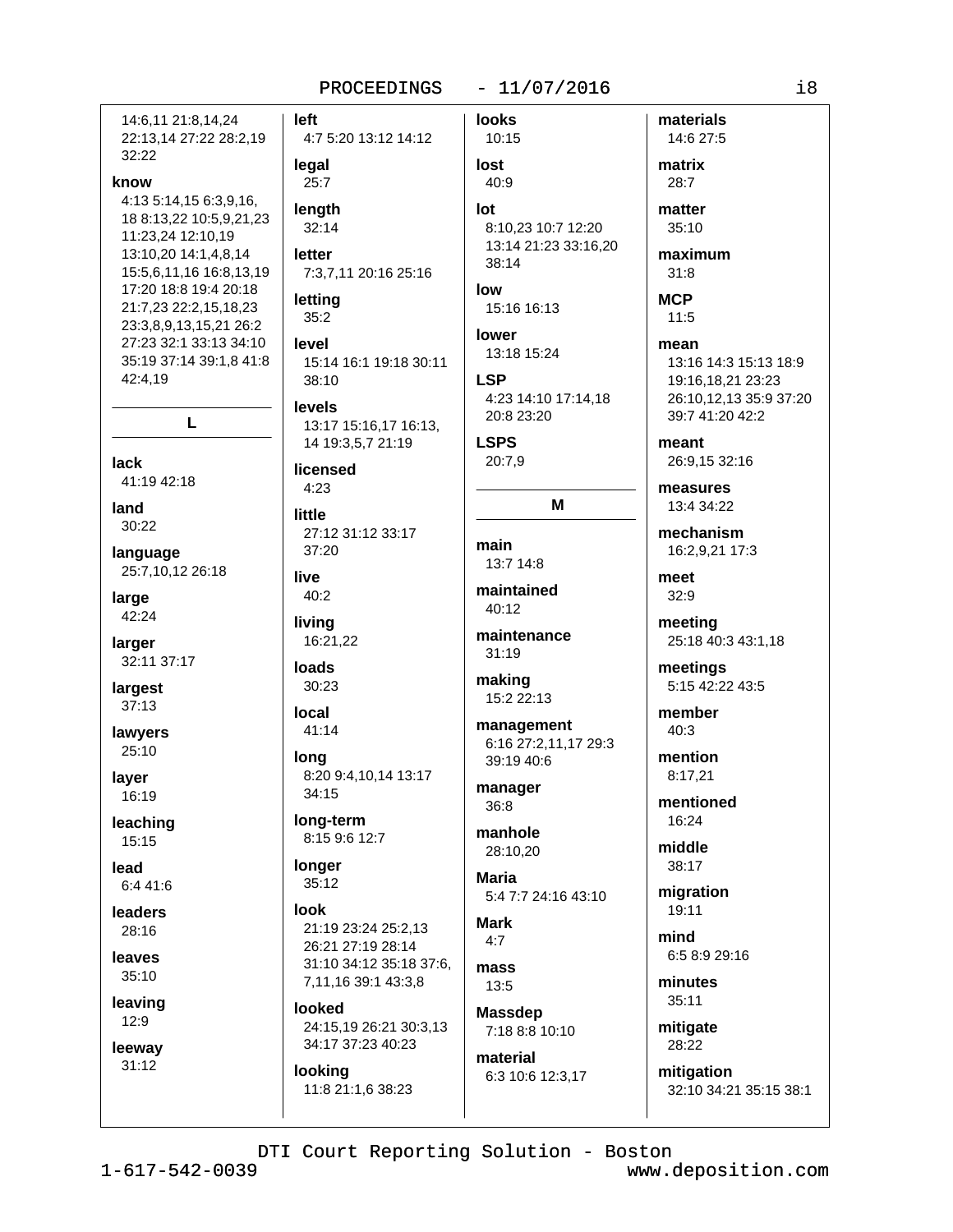14:6,11 21:8,14,24 22:13,14 27:22 28:2,19 32:22

**know**
4:13 5:14,15 6:3,9,16, 18 8:13,22 10:5,9,21,23 11:23,24 12:10,19 13:10,20 14:1,4,8,14 15:5,6,11,16 16:8,13,19 17:20 18:8 19:4 20:18 21:7,23 22:2,15,18,23 23:3,8,9,13,15,21 26:2 27:23 32:1 33:13 34:10 35:19 37:14 39:1,8 41:8 42:4,19

## L

**lack**
41:19 42:18

**land**
30:22

**language**
25:7,10,12 26:18

**large**
42:24

**larger**
32:11 37:17

**largest**
37:13

**lawyers**
25:10

**layer**
16:19

**leaching**
15:15

**lead**
6:4 41:6

**leaders**
28:16

**leaves**
35:10

**leaving**
12:9

**leeway**
31:12

**left**
4:7 5:20 13:12 14:12

**legal**
25:7

**length**
32:14

**letter**
7:3,7,11 20:16 25:16

**letting**
35:2

**level**
15:14 16:1 19:18 30:11 38:10

**levels**
13:17 15:16,17 16:13, 14 19:3,5,7 21:19

**licensed**
4:23

**little**
27:12 31:12 33:17 37:20

**live**
40:2

**living**
16:21,22

**loads**
30:23

**local**
41:14

**long**
8:20 9:4,10,14 13:17 34:15

**long-term**
8:15 9:6 12:7

**longer**
35:12

**look**
21:19 23:24 25:2,13 26:21 27:19 28:14 31:10 34:12 35:18 37:6, 7,11,16 39:1 43:3,8

**looked**
24:15,19 26:21 30:3,13 34:17 37:23 40:23

**looking**
11:8 21:1,6 38:23

**looks**
10:15

**lost**
40:9

**lot**
8:10,23 10:7 12:20 13:14 21:23 33:16,20 38:14

**low**
15:16 16:13

**lower**
13:18 15:24

**LSP**
4:23 14:10 17:14,18 20:8 23:20

**LSPS**
20:7,9

## M

**main**
13:7 14:8

**maintained**
40:12

**maintenance**
31:19

**making**
15:2 22:13

**management**
6:16 27:2,11,17 29:3 39:19 40:6

**manager**
36:8

**manhole**
28:10,20

**Maria**
5:4 7:7 24:16 43:10

**Mark**
4:7

**mass**
13:5

**Massdep**
7:18 8:8 10:10

**material**
6:3 10:6 12:3,17

**materials**
14:6 27:5

**matrix**
28:7

**matter**
35:10

**maximum**
31:8

**MCP**
11:5

**mean**
13:16 14:3 15:13 18:9 19:16,18,21 23:23 26:10,12,13 35:9 37:20 39:7 41:20 42:2

**meant**
26:9,15 32:16

**measures**
13:4 34:22

**mechanism**
16:2,9,21 17:3

**meet**
32:9

**meeting**
25:18 40:3 43:1,18

**meetings**
5:15 42:22 43:5

**member**
40:3

**mention**
8:17,21

**mentioned**
16:24

**middle**
38:17

**migration**
19:11

**mind**
6:5 8:9 29:16

**minutes**
35:11

**mitigate**
28:22

**mitigation**
32:10 34:21 35:15 38:1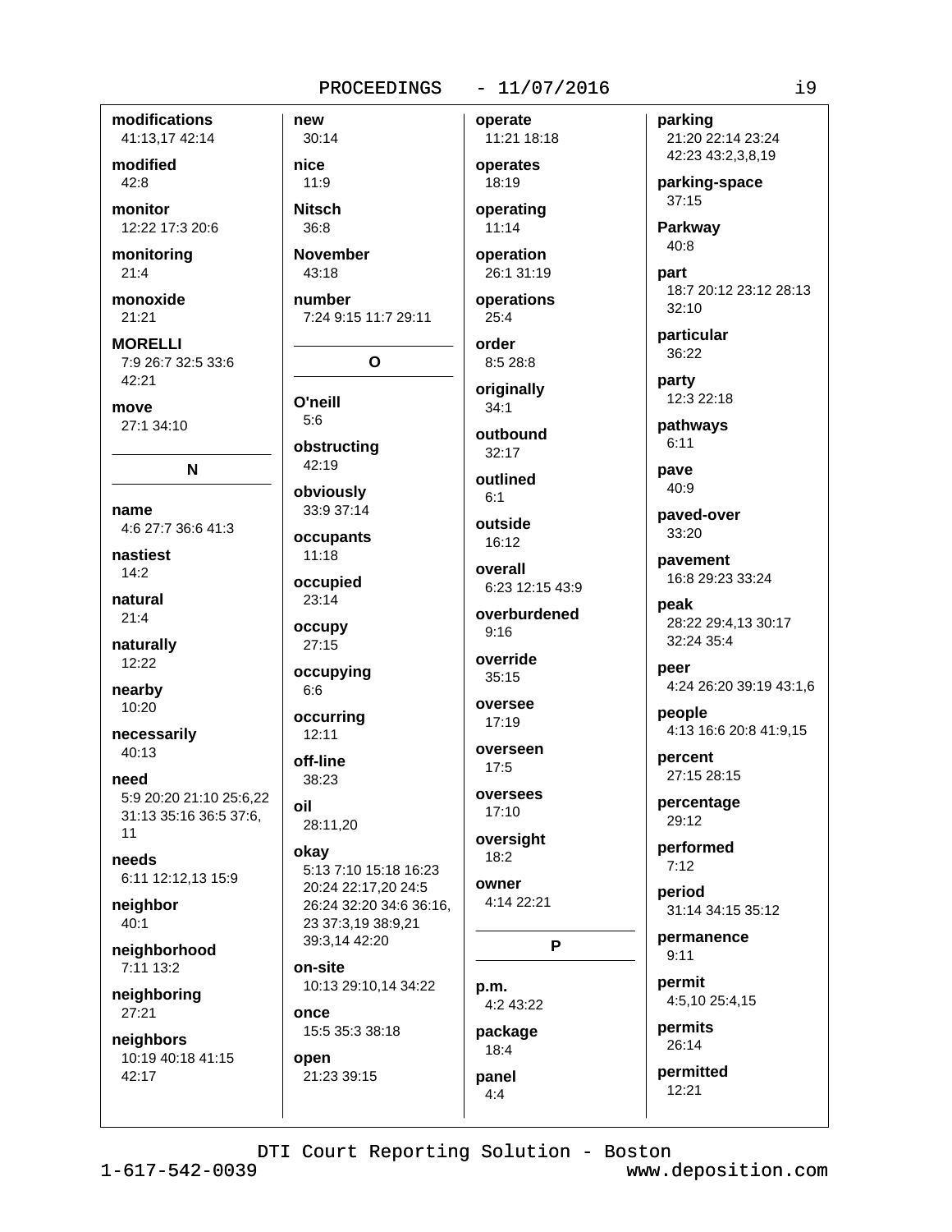**modifications**
41:13,17 42:14

**modified**
42:8

**monitor**
12:22 17:3 20:6

**monitoring**
21:4

**monoxide**
21:21

**MORELLI**
7:9 26:7 32:5 33:6 42:21

**move**
27:1 34:10

**N**

**name**
4:6 27:7 36:6 41:3

**nastiest**
14:2

**natural**
21:4

**naturally**
12:22

**nearby**
10:20

**necessarily**
40:13

**need**
5:9 20:20 21:10 25:6,22 31:13 35:16 36:5 37:6, 11

**needs**
6:11 12:12,13 15:9

**neighbor**
40:1

**neighborhood**
7:11 13:2

**neighboring**
27:21

**neighbors**
10:19 40:18 41:15 42:17

**new**
30:14

**nice**
11:9

**Nitsch**
36:8

**November**
43:18

**number**
7:24 9:15 11:7 29:11

**O**

**O'neill**
5:6

**obstructing**
42:19

**obviously**
33:9 37:14

**occupants**
11:18

**occupied**
23:14

**occupy**
27:15

**occupying**
6:6

**occurring**
12:11

**off-line**
38:23

**oil**
28:11,20

**okay**
5:13 7:10 15:18 16:23 20:24 22:17,20 24:5 26:24 32:20 34:6 36:16, 23 37:3,19 38:9,21 39:3,14 42:20

**on-site**
10:13 29:10,14 34:22

**once**
15:5 35:3 38:18

**open**
21:23 39:15

**operate**
11:21 18:18

**operates**
18:19

**operating**
11:14

**operation**
26:1 31:19

**operations**
25:4

**order**
8:5 28:8

**originally**
34:1

**outbound**
32:17

**outlined**
6:1

**outside**
16:12

**overall**
6:23 12:15 43:9

**overburdened**
9:16

**override**
35:15

**oversee**
17:19

**overseen**
17:5

**oversees**
17:10

**oversight**
18:2

**owner**
4:14 22:21

**P**

**p.m.**
4:2 43:22

**package**
18:4

**panel**
4:4

**parking**
21:20 22:14 23:24 42:23 43:2,3,8,19

**parking-space**
37:15

**Parkway**
40:8

**part**
18:7 20:12 23:12 28:13 32:10

**particular**
36:22

**party**
12:3 22:18

**pathways**
6:11

**pave**
40:9

**paved-over**
33:20

**pavement**
16:8 29:23 33:24

**peak**
28:22 29:4,13 30:17 32:24 35:4

**peer**
4:24 26:20 39:19 43:1,6

**people**
4:13 16:6 20:8 41:9,15

**percent**
27:15 28:15

**percentage**
29:12

**performed**
7:12

**period**
31:14 34:15 35:12

**permanence**
9:11

**permit**
4:5,10 25:4,15

**permits**
26:14

**permitted**
12:21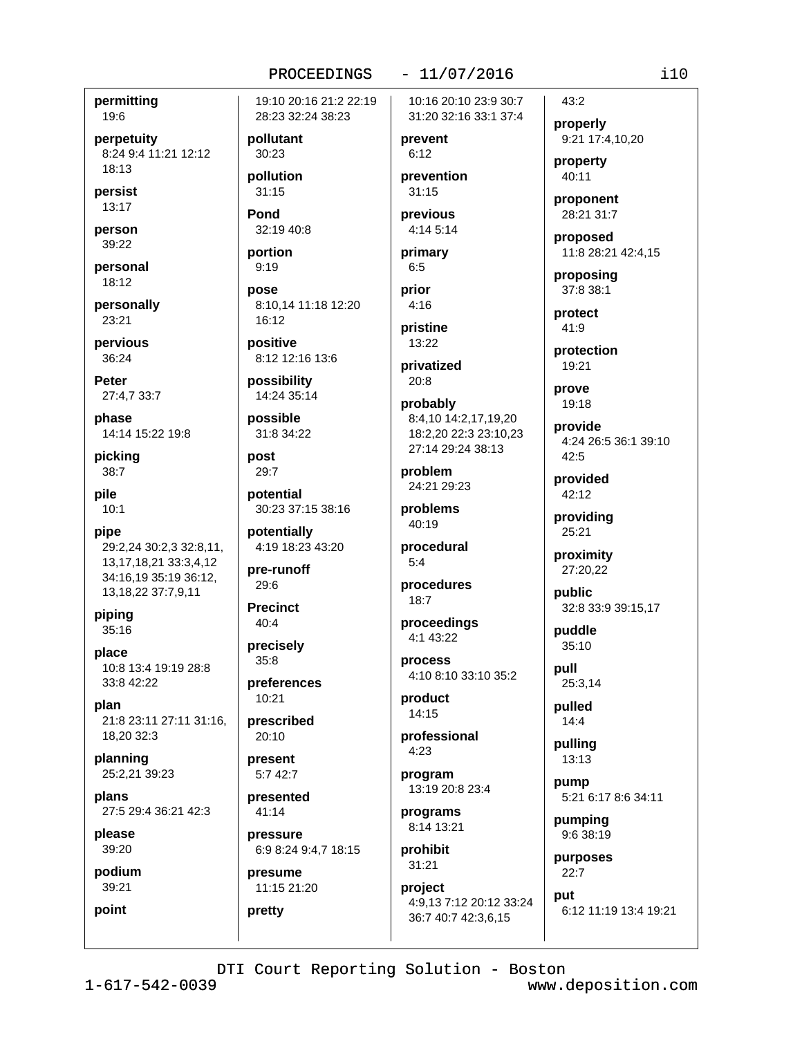**permitting**
19:6

**perpetuity**
8:24 9:4 11:21 12:12 18:13

**persist**
13:17

**person**
39:22

**personal**
18:12

**personally**
23:21

**pervious**
36:24

**Peter**
27:4,7 33:7

**phase**
14:14 15:22 19:8

**picking**
38:7

**pile**
10:1

**pipe**
29:2,24 30:2,3 32:8,11, 13,17,18,21 33:3,4,12 34:16,19 35:19 36:12, 13,18,22 37:7,9,11

**piping**
35:16

**place**
10:8 13:4 19:19 28:8 33:8 42:22

**plan**
21:8 23:11 27:11 31:16, 18,20 32:3

**planning**
25:2,21 39:23

**plans**
27:5 29:4 36:21 42:3

**please**
39:20

**podium**
39:21

**point**
19:10 20:16 21:2 22:19 28:23 32:24 38:23

**pollutant**
30:23

**pollution**
31:15

**Pond**
32:19 40:8

**portion**
9:19

**pose**
8:10,14 11:18 12:20 16:12

**positive**
8:12 12:16 13:6

**possibility**
14:24 35:14

**possible**
31:8 34:22

**post**
29:7

**potential**
30:23 37:15 38:16

**potentially**
4:19 18:23 43:20

**pre-runoff**
29:6

**Precinct**
40:4

**precisely**
35:8

**preferences**
10:21

**prescribed**
20:10

**present**
5:7 42:7

**presented**
41:14

**pressure**
6:9 8:24 9:4,7 18:15

**presume**
11:15 21:20

**pretty**
10:16 20:10 23:9 30:7 31:20 32:16 33:1 37:4

**prevent**
6:12

**prevention**
31:15

**previous**
4:14 5:14

**primary**
6:5

**prior**
4:16

**pristine**
13:22

**privatized**
20:8

**probably**
8:4,10 14:2,17,19,20 18:2,20 22:3 23:10,23 27:14 29:24 38:13

**problem**
24:21 29:23

**problems**
40:19

**procedural**
5:4

**procedures**
18:7

**proceedings**
4:1 43:22

**process**
4:10 8:10 33:10 35:2

**product**
14:15

**professional**
4:23

**program**
13:19 20:8 23:4

**programs**
8:14 13:21

**prohibit**
31:21

**project**
4:9,13 7:12 20:12 33:24 36:7 40:7 42:3,6,15 43:2

**properly**
9:21 17:4,10,20

**property**
40:11

**proponent**
28:21 31:7

**proposed**
11:8 28:21 42:4,15

**proposing**
37:8 38:1

**protect**
41:9

**protection**
19:21

**prove**
19:18

**provide**
4:24 26:5 36:1 39:10 42:5

**provided**
42:12

**providing**
25:21

**proximity**
27:20,22

**public**
32:8 33:9 39:15,17

**puddle**
35:10

**pull**
25:3,14

**pulled**
14:4

**pulling**
13:13

**pump**
5:21 6:17 8:6 34:11

**pumping**
9:6 38:19

**purposes**
22:7

**put**
6:12 11:19 13:4 19:21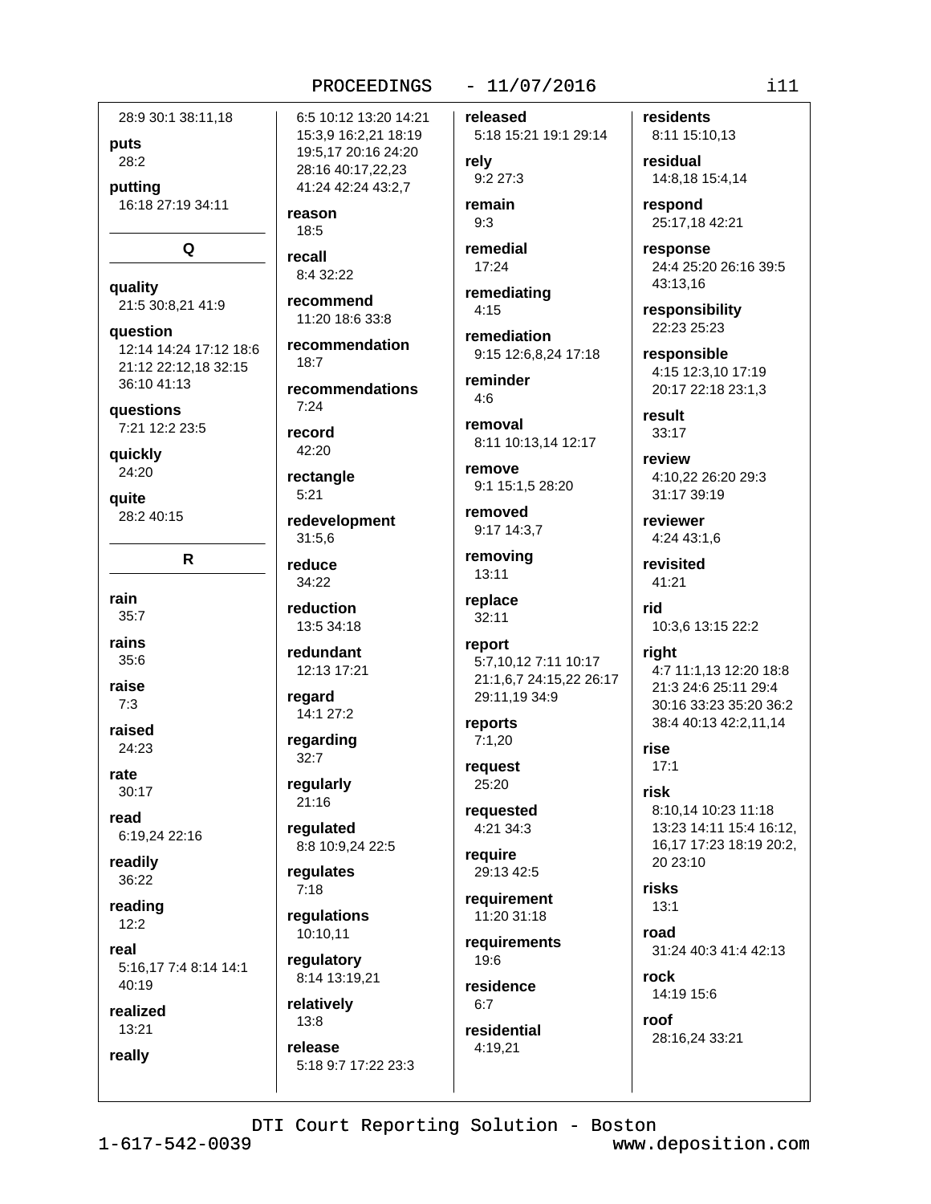28:9 30:1 38:11,18

**puts**
28:2

**putting**
16:18 27:19 34:11

## Q

**quality**
21:5 30:8,21 41:9

**question**
12:14 14:24 17:12 18:6 21:12 22:12,18 32:15 36:10 41:13

**questions**
7:21 12:2 23:5

**quickly**
24:20

**quite**
28:2 40:15

## R

**rain**
35:7

**rains**
35:6

**raise**
7:3

**raised**
24:23

**rate**
30:17

**read**
6:19,24 22:16

**readily**
36:22

**reading**
12:2

**real**
5:16,17 7:4 8:14 14:1 40:19

**realized**
13:21

**really**
6:5 10:12 13:20 14:21 15:3,9 16:2,21 18:19 19:5,17 20:16 24:20 28:16 40:17,22,23 41:24 42:24 43:2,7

**reason**
18:5

**recall**
8:4 32:22

**recommend**
11:20 18:6 33:8

**recommendation**
18:7

**recommendations**
7:24

**record**
42:20

**rectangle**
5:21

**redevelopment**
31:5,6

**reduce**
34:22

**reduction**
13:5 34:18

**redundant**
12:13 17:21

**regard**
14:1 27:2

**regarding**
32:7

**regularly**
21:16

**regulated**
8:8 10:9,24 22:5

**regulates**
7:18

**regulations**
10:10,11

**regulatory**
8:14 13:19,21

**relatively**
13:8

**release**
5:18 9:7 17:22 23:3

**released**
5:18 15:21 19:1 29:14

**rely**
9:2 27:3

**remain**
9:3

**remedial**
17:24

**remediating**
4:15

**remediation**
9:15 12:6,8,24 17:18

**reminder**
4:6

**removal**
8:11 10:13,14 12:17

**remove**
9:1 15:1,5 28:20

**removed**
9:17 14:3,7

**removing**
13:11

**replace**
32:11

**report**
5:7,10,12 7:11 10:17 21:1,6,7 24:15,22 26:17 29:11,19 34:9

**reports**
7:1,20

**request**
25:20

**requested**
4:21 34:3

**require**
29:13 42:5

**requirement**
11:20 31:18

**requirements**
19:6

**residence**
6:7

**residential**
4:19,21

**residents**
8:11 15:10,13

**residual**
14:8,18 15:4,14

**respond**
25:17,18 42:21

**response**
24:4 25:20 26:16 39:5 43:13,16

**responsibility**
22:23 25:23

**responsible**
4:15 12:3,10 17:19 20:17 22:18 23:1,3

**result**
33:17

**review**
4:10,22 26:20 29:3 31:17 39:19

**reviewer**
4:24 43:1,6

**revisited**
41:21

**rid**
10:3,6 13:15 22:2

**right**
4:7 11:1,13 12:20 18:8 21:3 24:6 25:11 29:4 30:16 33:23 35:20 36:2 38:4 40:13 42:2,11,14

**rise**
17:1

**risk**
8:10,14 10:23 11:18 13:23 14:11 15:4 16:12,16,17 17:23 18:19 20:2,20 23:10

**risks**
13:1

**road**
31:24 40:3 41:4 42:13

**rock**
14:19 15:6

**roof**
28:16,24 33:21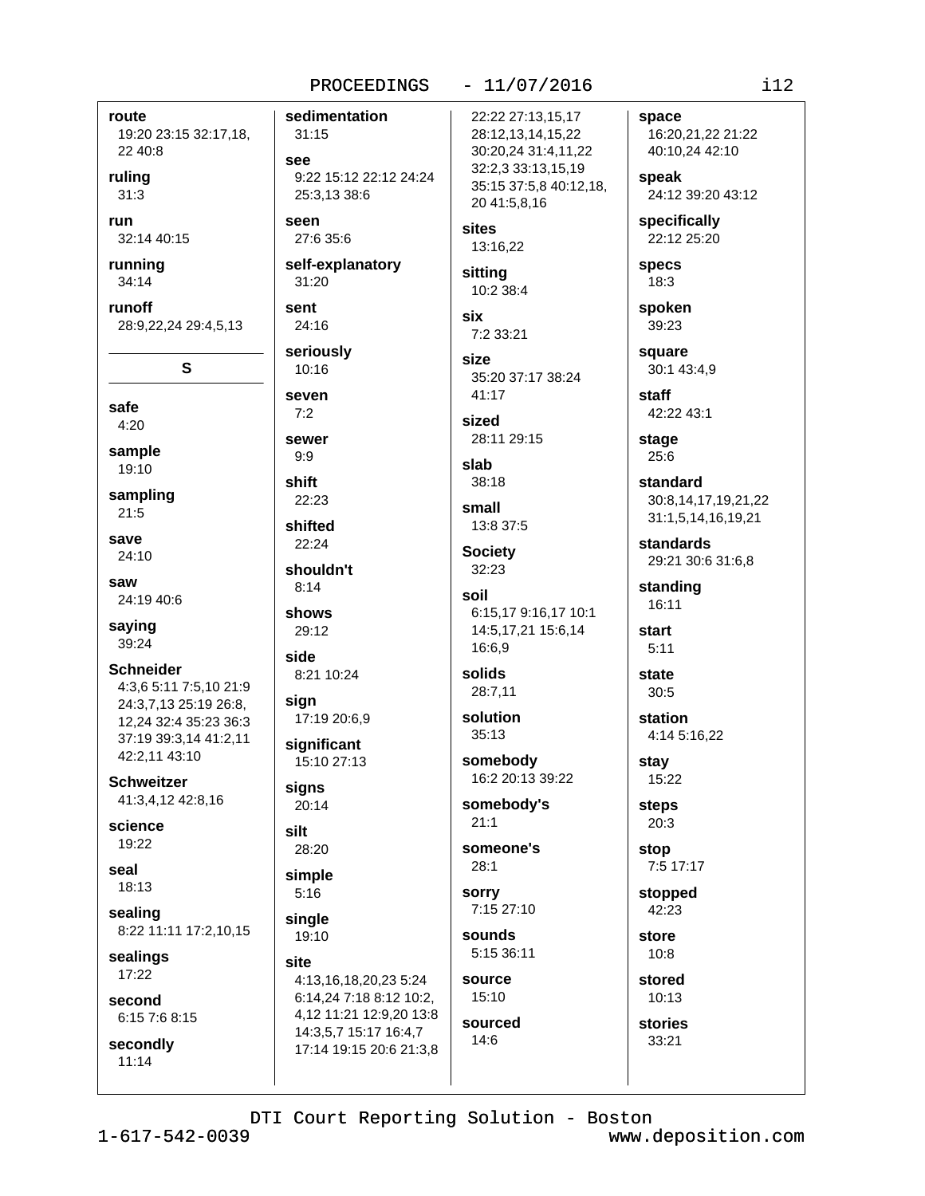**route**
19:20 23:15 32:17,18, 22 40:8

**ruling**
31:3

**run**
32:14 40:15

**running**
34:14

**runoff**
28:9,22,24 29:4,5,13

## S

**safe**
4:20

**sample**
19:10

**sampling**
21:5

**save**
24:10

**saw**
24:19 40:6

**saying**
39:24

**Schneider**
4:3,6 5:11 7:5,10 21:9 24:3,7,13 25:19 26:8, 12,24 32:4 35:23 36:3 37:19 39:3,14 41:2,11 42:2,11 43:10

**Schweitzer**
41:3,4,12 42:8,16

**science**
19:22

**seal**
18:13

**sealing**
8:22 11:11 17:2,10,15

**sealings**
17:22

**second**
6:15 7:6 8:15

**secondly**
11:14

**sedimentation**
31:15

**see**
9:22 15:12 22:12 24:24 25:3,13 38:6

**seen**
27:6 35:6

**self-explanatory**
31:20

**sent**
24:16

**seriously**
10:16

**seven**
7:2

**sewer**
9:9

**shift**
22:23

**shifted**
22:24

**shouldn't**
8:14

**shows**
29:12

**side**
8:21 10:24

**sign**
17:19 20:6,9

**significant**
15:10 27:13

**signs**
20:14

**silt**
28:20

**simple**
5:16

**single**
19:10

**site**
4:13,16,18,20,23 5:24 6:14,24 7:18 8:12 10:2, 4,12 11:21 12:9,20 13:8 14:3,5,7 15:17 16:4,7 17:14 19:15 20:6 21:3,8 22:22 27:13,15,17 28:12,13,14,15,22 30:20,24 31:4,11,22 32:2,3 33:13,15,19 35:15 37:5,8 40:12,18, 20 41:5,8,16

**sites**
13:16,22

**sitting**
10:2 38:4

**six**
7:2 33:21

**size**
35:20 37:17 38:24 41:17

**sized**
28:11 29:15

**slab**
38:18

**small**
13:8 37:5

**Society**
32:23

**soil**
6:15,17 9:16,17 10:1 14:5,17,21 15:6,14 16:6,9

**solids**
28:7,11

**solution**
35:13

**somebody**
16:2 20:13 39:22

**somebody's**
21:1

**someone's**
28:1

**sorry**
7:15 27:10

**sounds**
5:15 36:11

**source**
15:10

**sourced**
14:6

**space**
16:20,21,22 21:22 40:10,24 42:10

**speak**
24:12 39:20 43:12

**specifically**
22:12 25:20

**specs**
18:3

**spoken**
39:23

**square**
30:1 43:4,9

**staff**
42:22 43:1

**stage**
25:6

**standard**
30:8,14,17,19,21,22 31:1,5,14,16,19,21

**standards**
29:21 30:6 31:6,8

**standing**
16:11

**start**
5:11

**state**
30:5

**station**
4:14 5:16,22

**stay**
15:22

**steps**
20:3

**stop**
7:5 17:17

**stopped**
42:23

**store**
10:8

**stored**
10:13

**stories**
33:21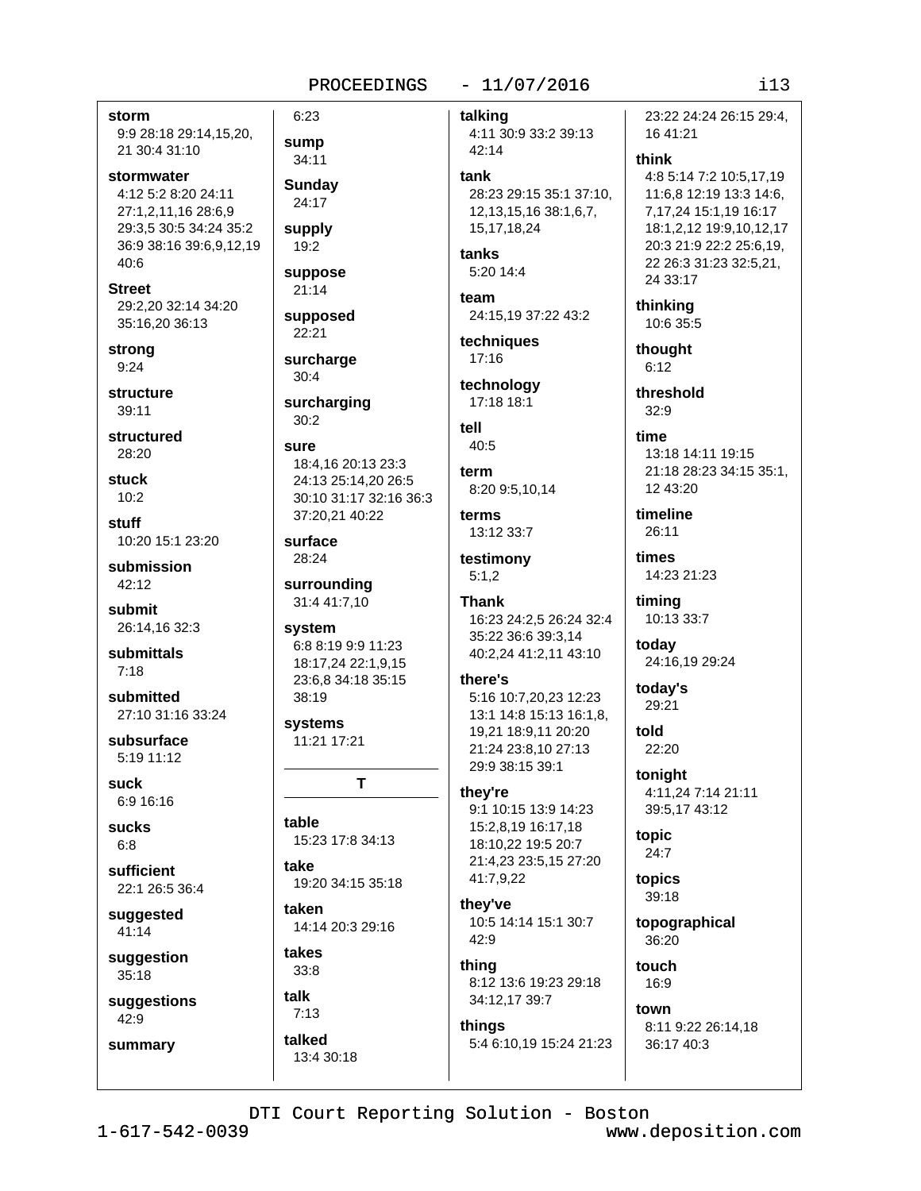**storm**
9:9 28:18 29:14,15,20, 21 30:4 31:10

**stormwater**
4:12 5:2 8:20 24:11 27:1,2,11,16 28:6,9 29:3,5 30:5 34:24 35:2 36:9 38:16 39:6,9,12,19 40:6

**Street**
29:2,20 32:14 34:20 35:16,20 36:13

**strong**
9:24

**structure**
39:11

**structured**
28:20

**stuck**
10:2

**stuff**
10:20 15:1 23:20

**submission**
42:12

**submit**
26:14,16 32:3

**submittals**
7:18

**submitted**
27:10 31:16 33:24

**subsurface**
5:19 11:12

**suck**
6:9 16:16

**sucks**
6:8

**sufficient**
22:1 26:5 36:4

**suggested**
41:14

**suggestion**
35:18

**suggestions**
42:9

**summary**
6:23

**sump**
34:11

**Sunday**
24:17

**supply**
19:2

**suppose**
21:14

**supposed**
22:21

**surcharge**
30:4

**surcharging**
30:2

**sure**
18:4,16 20:13 23:3 24:13 25:14,20 26:5 30:10 31:17 32:16 36:3 37:20,21 40:22

**surface**
28:24

**surrounding**
31:4 41:7,10

**system**
6:8 8:19 9:9 11:23 18:17,24 22:1,9,15 23:6,8 34:18 35:15 38:19

**systems**
11:21 17:21

## T

**table**
15:23 17:8 34:13

**take**
19:20 34:15 35:18

**taken**
14:14 20:3 29:16

**takes**
33:8

**talk**
7:13

**talked**
13:4 30:18

**talking**
4:11 30:9 33:2 39:13 42:14

**tank**
28:23 29:15 35:1 37:10, 12,13,15,16 38:1,6,7, 15,17,18,24

**tanks**
5:20 14:4

**team**
24:15,19 37:22 43:2

**techniques**
17:16

**technology**
17:18 18:1

**tell**
40:5

**term**
8:20 9:5,10,14

**terms**
13:12 33:7

**testimony**
5:1,2

**Thank**
16:23 24:2,5 26:24 32:4 35:22 36:6 39:3,14 40:2,24 41:2,11 43:10

**there's**
5:16 10:7,20,23 12:23 13:1 14:8 15:13 16:1,8, 19,21 18:9,11 20:20 21:24 23:8,10 27:13 29:9 38:15 39:1

**they're**
9:1 10:15 13:9 14:23 15:2,8,19 16:17,18 18:10,22 19:5 20:7 21:4,23 23:5,15 27:20 41:7,9,22

**they've**
10:5 14:14 15:1 30:7 42:9

**thing**
8:12 13:6 19:23 29:18 34:12,17 39:7

**things**
5:4 6:10,19 15:24 21:23 23:22 24:24 26:15 29:4, 16 41:21

**think**
4:8 5:14 7:2 10:5,17,19 11:6,8 12:19 13:3 14:6, 7,17,24 15:1,19 16:17 18:1,2,12 19:9,10,12,17 20:3 21:9 22:2 25:6,19, 22 26:3 31:23 32:5,21, 24 33:17

**thinking**
10:6 35:5

**thought**
6:12

**threshold**
32:9

**time**
13:18 14:11 19:15 21:18 28:23 34:15 35:1, 12 43:20

**timeline**
26:11

**times**
14:23 21:23

**timing**
10:13 33:7

**today**
24:16,19 29:24

**today's**
29:21

**told**
22:20

**tonight**
4:11,24 7:14 21:11 39:5,17 43:12

**topic**
24:7

**topics**
39:18

**topographical**
36:20

**touch**
16:9

**town**
8:11 9:22 26:14,18 36:17 40:3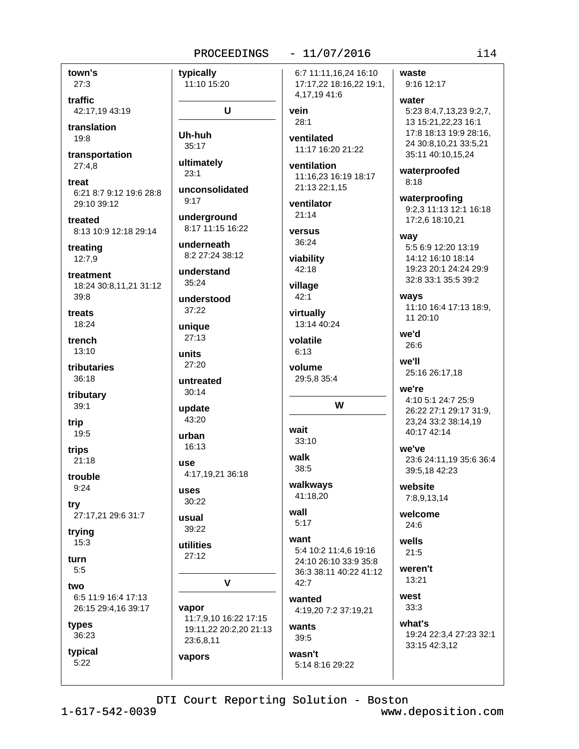**town's**
27:3

**traffic**
42:17,19 43:19

**translation**
19:8

**transportation**
27:4,8

**treat**
6:21 8:7 9:12 19:6 28:8 29:10 39:12

**treated**
8:13 10:9 12:18 29:14

**treating**
12:7,9

**treatment**
18:24 30:8,11,21 31:12 39:8

**treats**
18:24

**trench**
13:10

**tributaries**
36:18

**tributary**
39:1

**trip**
19:5

**trips**
21:18

**trouble**
9:24

**try**
27:17,21 29:6 31:7

**trying**
15:3

**turn**
5:5

**two**
6:5 11:9 16:4 17:13 26:15 29:4,16 39:17

**types**
36:23

**typical**
5:22

**typically**
11:10 15:20

## U

**Uh-huh**
35:17

**ultimately**
23:1

**unconsolidated**
9:17

**underground**
8:17 11:15 16:22

**underneath**
8:2 27:24 38:12

**understand**
35:24

**understood**
37:22

**unique**
27:13

**units**
27:20

**untreated**
30:14

**update**
43:20

**urban**
16:13

**use**
4:17,19,21 36:18

**uses**
30:22

**usual**
39:22

**utilities**
27:12

## V

**vapor**
11:7,9,10 16:22 17:15 19:11,22 20:2,20 21:13 23:6,8,11

**vapors**
6:7 11:11,16,24 16:10 17:17,22 18:16,22 19:1,4,17,19 41:6

**vein**
28:1

**ventilated**
11:17 16:20 21:22

**ventilation**
11:16,23 16:19 18:17 21:13 22:1,15

**ventilator**
21:14

**versus**
36:24

**viability**
42:18

**village**
42:1

**virtually**
13:14 40:24

**volatile**
6:13

**volume**
29:5,8 35:4

## W

**wait**
33:10

**walk**
38:5

**walkways**
41:18,20

**wall**
5:17

**want**
5:4 10:2 11:4,6 19:16 24:10 26:10 33:9 35:8 36:3 38:11 40:22 41:12 42:7

**wanted**
4:19,20 7:2 37:19,21

**wants**
39:5

**wasn't**
5:14 8:16 29:22

**waste**
9:16 12:17

**water**
5:23 8:4,7,13,23 9:2,7,13 15:21,22,23 16:1 17:8 18:13 19:9 28:16,24 30:8,10,21 33:5,21 35:11 40:10,15,24

**waterproofed**
8:18

**waterproofing**
9:2,3 11:13 12:1 16:18 17:2,6 18:10,21

**way**
5:5 6:9 12:20 13:19 14:12 16:10 18:14 19:23 20:1 24:24 29:9 32:8 33:1 35:5 39:2

**ways**
11:10 16:4 17:13 18:9,11 20:10

**we'd**
26:6

**we'll**
25:16 26:17,18

**we're**
4:10 5:1 24:7 25:9 26:22 27:1 29:17 31:9,23,24 33:2 38:14,19 40:17 42:14

**we've**
23:6 24:11,19 35:6 36:4 39:5,18 42:23

**website**
7:8,9,13,14

**welcome**
24:6

**wells**
21:5

**weren't**
13:21

**west**
33:3

**what's**
19:24 22:3,4 27:23 32:1 33:15 42:3,12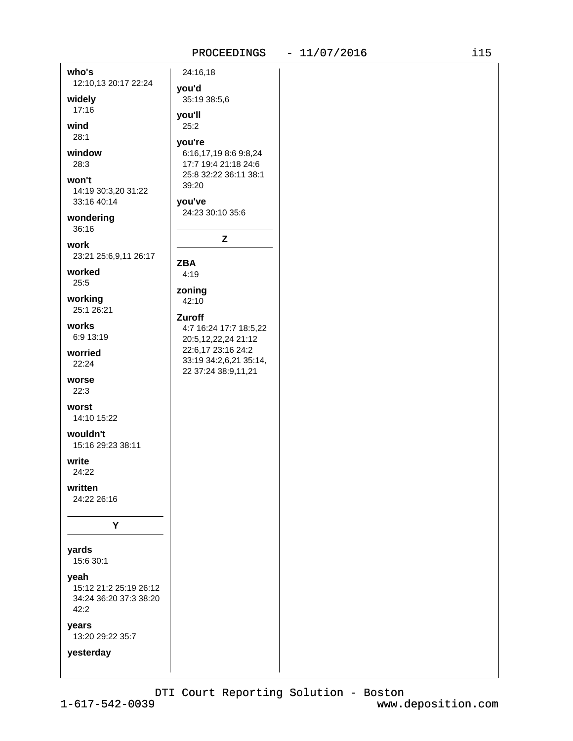**who's**
12:10,13 20:17 22:24

**widely**
17:16

**wind**
28:1

**window**
28:3

**won't**
14:19 30:3,20 31:22 33:16 40:14

**wondering**
36:16

**work**
23:21 25:6,9,11 26:17

**worked**
25:5

**working**
25:1 26:21

**works**
6:9 13:19

**worried**
22:24

**worse**
22:3

**worst**
14:10 15:22

**wouldn't**
15:16 29:23 38:11

**write**
24:22

**written**
24:22 26:16

## Y

**yards**
15:6 30:1

**yeah**
15:12 21:2 25:19 26:12 34:24 36:20 37:3 38:20 42:2

**years**
13:20 29:22 35:7

**yesterday**
24:16,18

**you'd**
35:19 38:5,6

**you'll**
25:2

**you're**
6:16,17,19 8:6 9:8,24 17:7 19:4 21:18 24:6 25:8 32:22 36:11 38:1 39:20

**you've**
24:23 30:10 35:6

## Z

**ZBA**
4:19

**zoning**
42:10

**Zuroff**
4:7 16:24 17:7 18:5,22 20:5,12,22,24 21:12 22:6,17 23:16 24:2 33:19 34:2,6,21 35:14,22 37:24 38:9,11,21